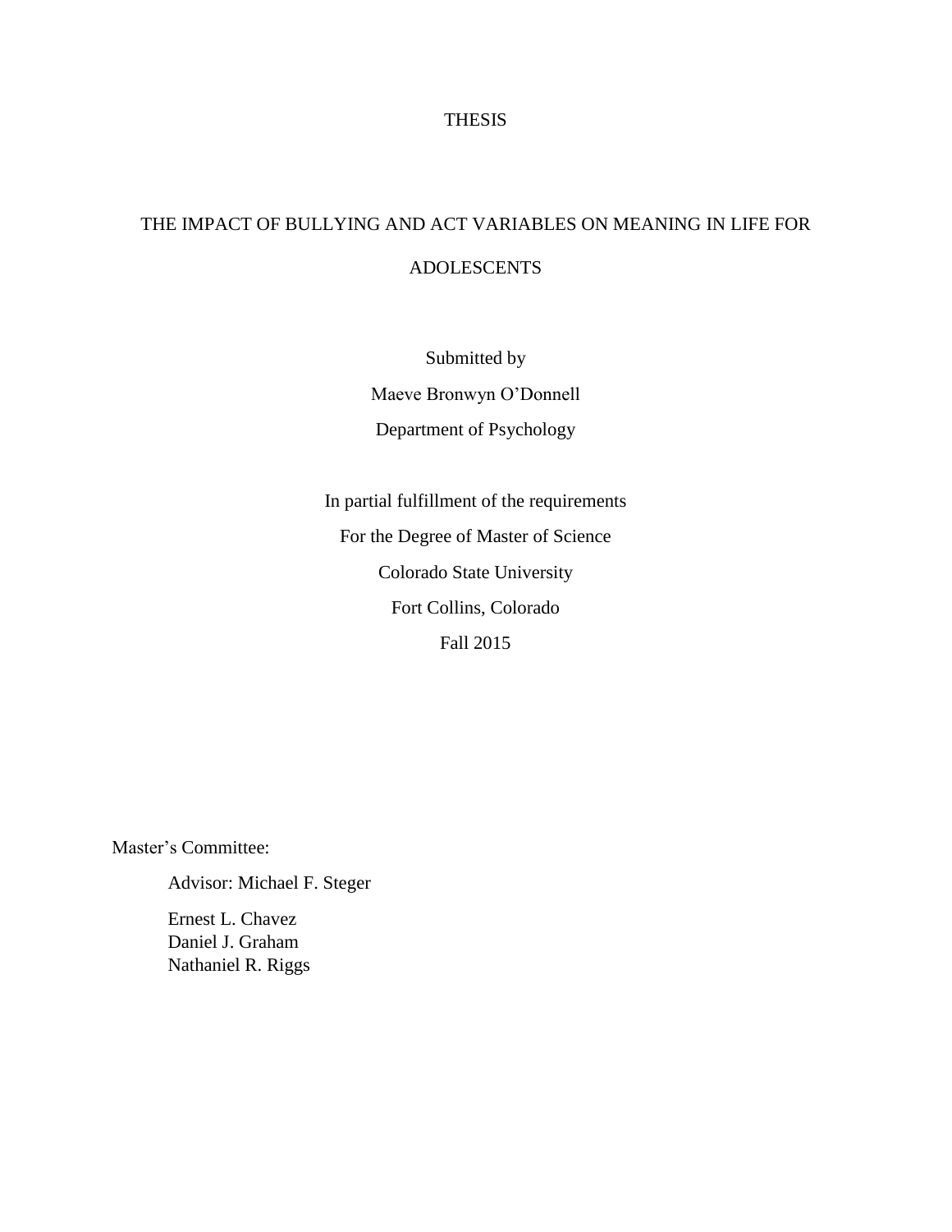THESIS

# THE IMPACT OF BULLYING AND ACT VARIABLES ON MEANING IN LIFE FOR ADOLESCENTS

Submitted by

Maeve Bronwyn O'Donnell

Department of Psychology

In partial fulfillment of the requirements

For the Degree of Master of Science

Colorado State University

Fort Collins, Colorado

Fall 2015

Master's Committee:

Advisor: Michael F. Steger

Ernest L. Chavez
Daniel J. Graham
Nathaniel R. Riggs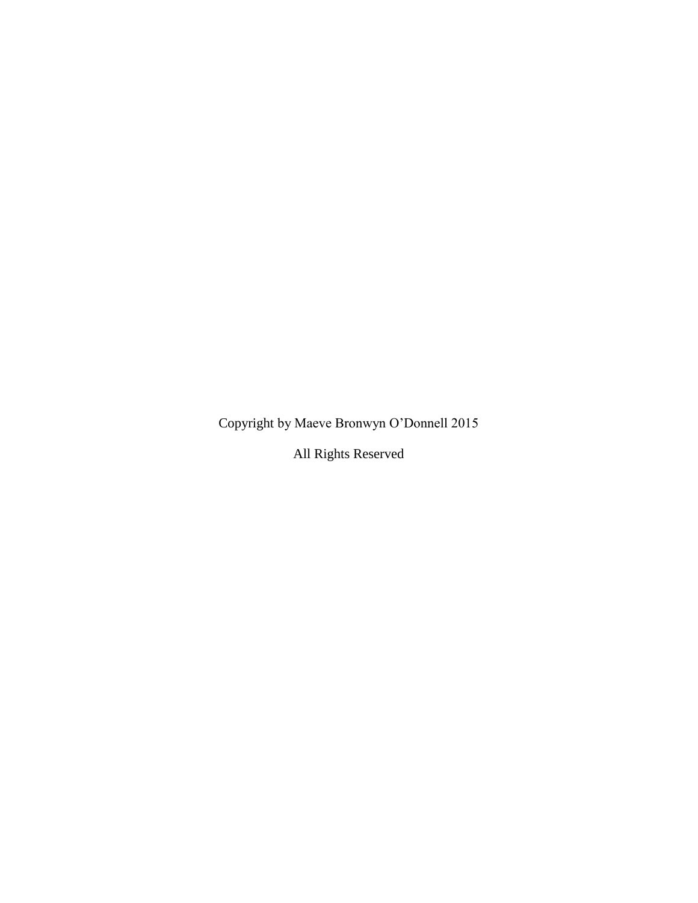Copyright by Maeve Bronwyn O'Donnell 2015

All Rights Reserved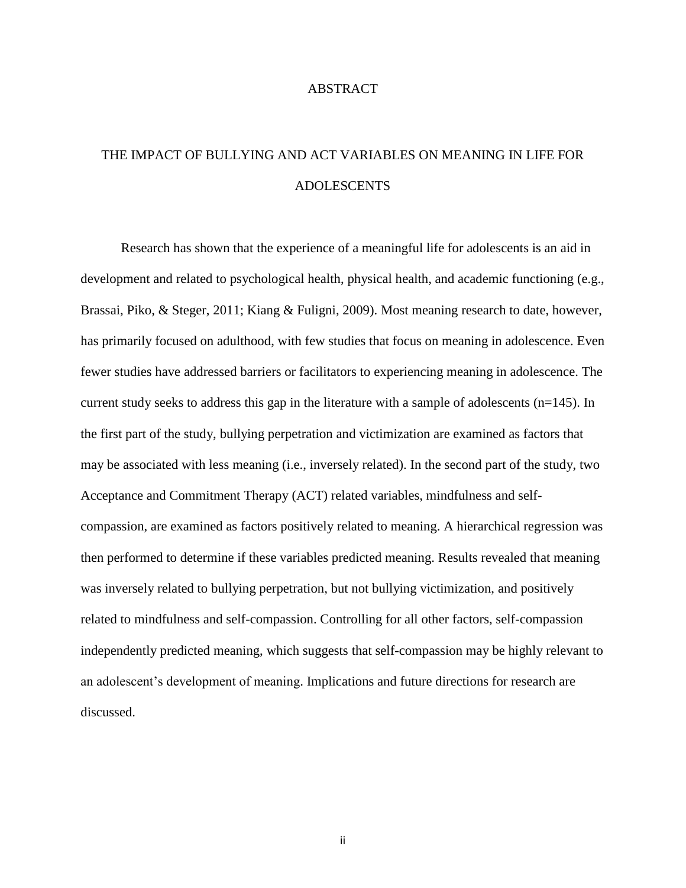# ABSTRACT

## THE IMPACT OF BULLYING AND ACT VARIABLES ON MEANING IN LIFE FOR ADOLESCENTS

Research has shown that the experience of a meaningful life for adolescents is an aid in development and related to psychological health, physical health, and academic functioning (e.g., Brassai, Piko, & Steger, 2011; Kiang & Fuligni, 2009). Most meaning research to date, however, has primarily focused on adulthood, with few studies that focus on meaning in adolescence. Even fewer studies have addressed barriers or facilitators to experiencing meaning in adolescence. The current study seeks to address this gap in the literature with a sample of adolescents (n=145). In the first part of the study, bullying perpetration and victimization are examined as factors that may be associated with less meaning (i.e., inversely related). In the second part of the study, two Acceptance and Commitment Therapy (ACT) related variables, mindfulness and self-compassion, are examined as factors positively related to meaning. A hierarchical regression was then performed to determine if these variables predicted meaning. Results revealed that meaning was inversely related to bullying perpetration, but not bullying victimization, and positively related to mindfulness and self-compassion. Controlling for all other factors, self-compassion independently predicted meaning, which suggests that self-compassion may be highly relevant to an adolescent's development of meaning. Implications and future directions for research are discussed.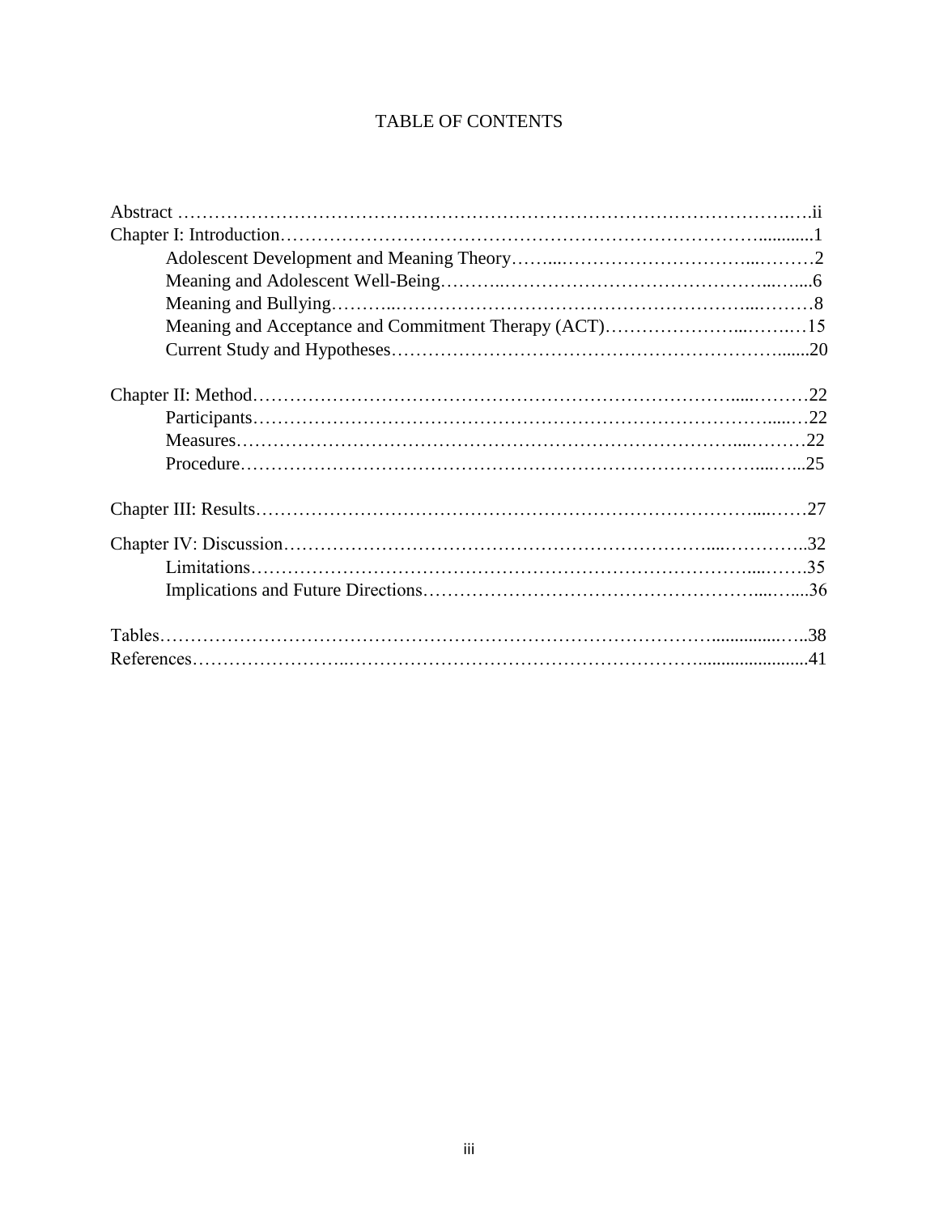# TABLE OF CONTENTS

Abstract ........................................................................................................ii

Chapter I: Introduction........................................................................................1

- Adolescent Development and Meaning Theory........................................................2
- Meaning and Adolescent Well-Being.......................................................................6
- Meaning and Bullying..........................................................................................8
- Meaning and Acceptance and Commitment Therapy (ACT)......................................15
- Current Study and Hypotheses............................................................................20

Chapter II: Method............................................................................................22

- Participants......................................................................................................22
- Measures.........................................................................................................22
- Procedure........................................................................................................25

Chapter III: Results............................................................................................27

Chapter IV: Discussion........................................................................................32

- Limitations.......................................................................................................35
- Implications and Future Directions.....................................................................36

Tables..............................................................................................................38

References........................................................................................................41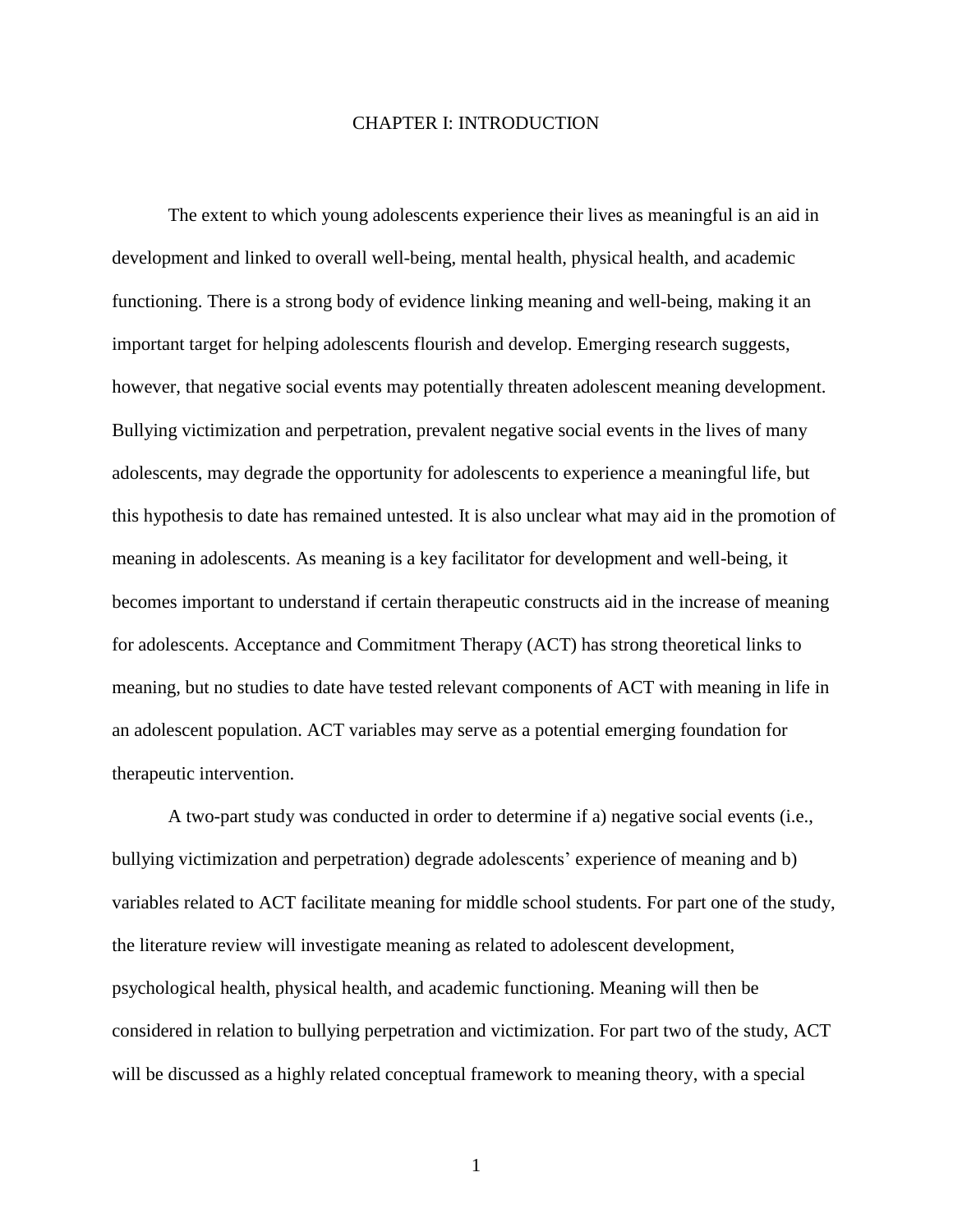# CHAPTER I: INTRODUCTION

The extent to which young adolescents experience their lives as meaningful is an aid in development and linked to overall well-being, mental health, physical health, and academic functioning. There is a strong body of evidence linking meaning and well-being, making it an important target for helping adolescents flourish and develop. Emerging research suggests, however, that negative social events may potentially threaten adolescent meaning development. Bullying victimization and perpetration, prevalent negative social events in the lives of many adolescents, may degrade the opportunity for adolescents to experience a meaningful life, but this hypothesis to date has remained untested. It is also unclear what may aid in the promotion of meaning in adolescents. As meaning is a key facilitator for development and well-being, it becomes important to understand if certain therapeutic constructs aid in the increase of meaning for adolescents. Acceptance and Commitment Therapy (ACT) has strong theoretical links to meaning, but no studies to date have tested relevant components of ACT with meaning in life in an adolescent population. ACT variables may serve as a potential emerging foundation for therapeutic intervention.

A two-part study was conducted in order to determine if a) negative social events (i.e., bullying victimization and perpetration) degrade adolescents' experience of meaning and b) variables related to ACT facilitate meaning for middle school students. For part one of the study, the literature review will investigate meaning as related to adolescent development, psychological health, physical health, and academic functioning. Meaning will then be considered in relation to bullying perpetration and victimization. For part two of the study, ACT will be discussed as a highly related conceptual framework to meaning theory, with a special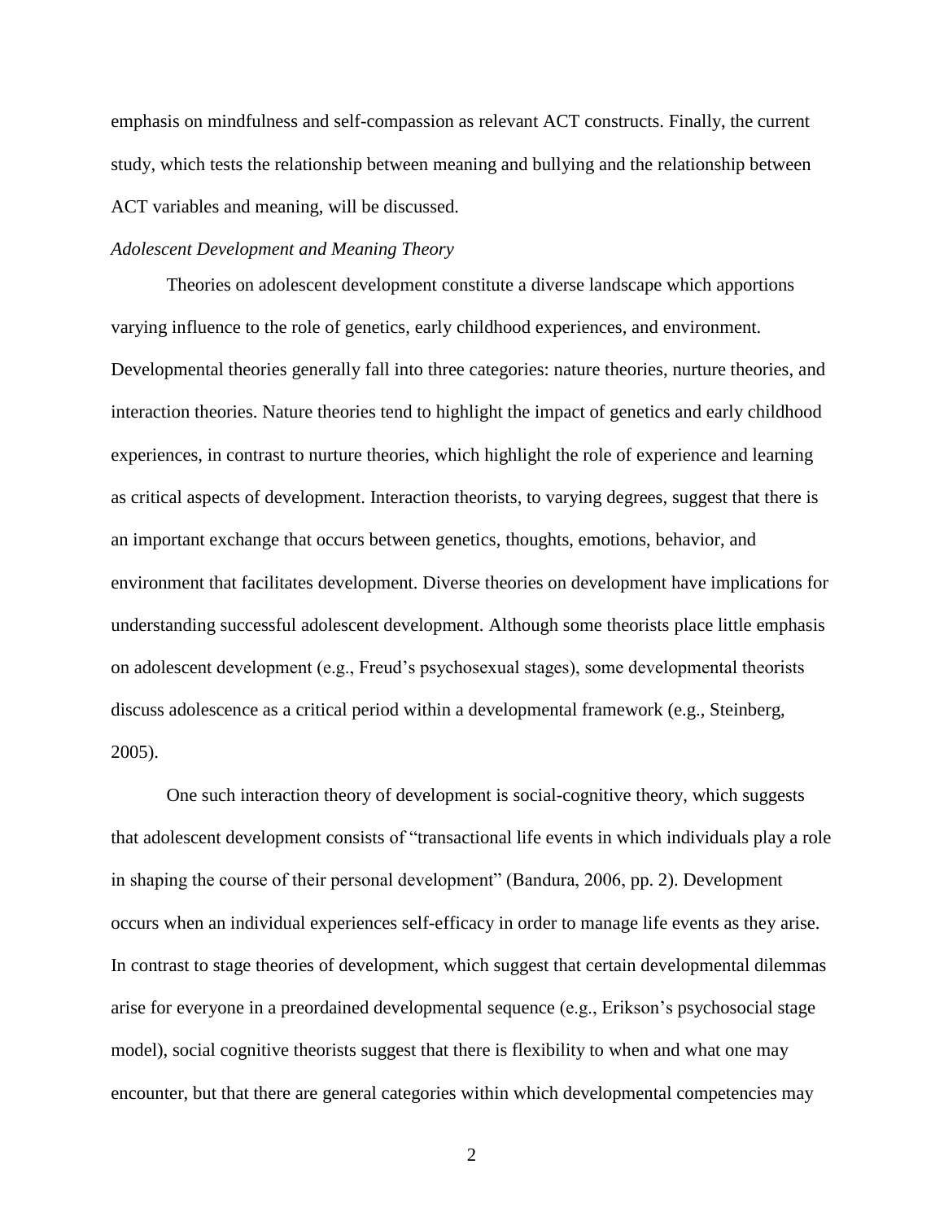emphasis on mindfulness and self-compassion as relevant ACT constructs. Finally, the current study, which tests the relationship between meaning and bullying and the relationship between ACT variables and meaning, will be discussed.

*Adolescent Development and Meaning Theory*

Theories on adolescent development constitute a diverse landscape which apportions varying influence to the role of genetics, early childhood experiences, and environment. Developmental theories generally fall into three categories: nature theories, nurture theories, and interaction theories. Nature theories tend to highlight the impact of genetics and early childhood experiences, in contrast to nurture theories, which highlight the role of experience and learning as critical aspects of development. Interaction theorists, to varying degrees, suggest that there is an important exchange that occurs between genetics, thoughts, emotions, behavior, and environment that facilitates development. Diverse theories on development have implications for understanding successful adolescent development. Although some theorists place little emphasis on adolescent development (e.g., Freud's psychosexual stages), some developmental theorists discuss adolescence as a critical period within a developmental framework (e.g., Steinberg, 2005).

One such interaction theory of development is social-cognitive theory, which suggests that adolescent development consists of "transactional life events in which individuals play a role in shaping the course of their personal development" (Bandura, 2006, pp. 2). Development occurs when an individual experiences self-efficacy in order to manage life events as they arise. In contrast to stage theories of development, which suggest that certain developmental dilemmas arise for everyone in a preordained developmental sequence (e.g., Erikson's psychosocial stage model), social cognitive theorists suggest that there is flexibility to when and what one may encounter, but that there are general categories within which developmental competencies may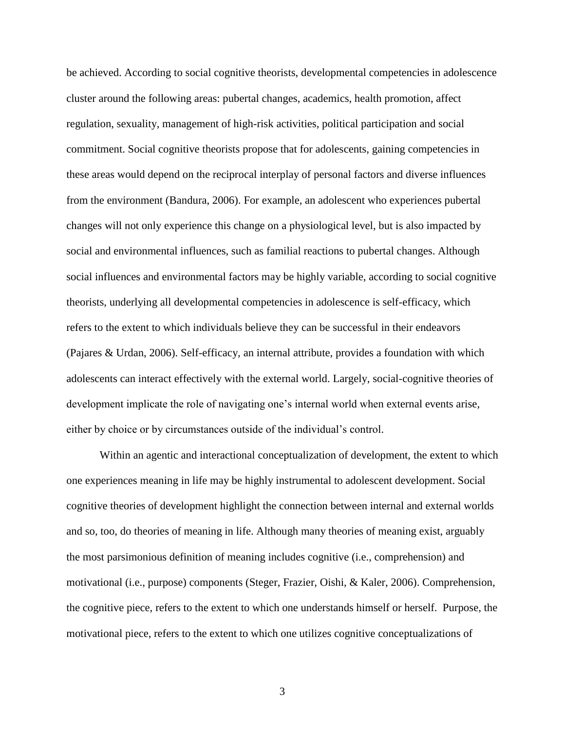be achieved. According to social cognitive theorists, developmental competencies in adolescence cluster around the following areas: pubertal changes, academics, health promotion, affect regulation, sexuality, management of high-risk activities, political participation and social commitment. Social cognitive theorists propose that for adolescents, gaining competencies in these areas would depend on the reciprocal interplay of personal factors and diverse influences from the environment (Bandura, 2006). For example, an adolescent who experiences pubertal changes will not only experience this change on a physiological level, but is also impacted by social and environmental influences, such as familial reactions to pubertal changes. Although social influences and environmental factors may be highly variable, according to social cognitive theorists, underlying all developmental competencies in adolescence is self-efficacy, which refers to the extent to which individuals believe they can be successful in their endeavors (Pajares & Urdan, 2006). Self-efficacy, an internal attribute, provides a foundation with which adolescents can interact effectively with the external world. Largely, social-cognitive theories of development implicate the role of navigating one's internal world when external events arise, either by choice or by circumstances outside of the individual's control.

Within an agentic and interactional conceptualization of development, the extent to which one experiences meaning in life may be highly instrumental to adolescent development. Social cognitive theories of development highlight the connection between internal and external worlds and so, too, do theories of meaning in life. Although many theories of meaning exist, arguably the most parsimonious definition of meaning includes cognitive (i.e., comprehension) and motivational (i.e., purpose) components (Steger, Frazier, Oishi, & Kaler, 2006). Comprehension, the cognitive piece, refers to the extent to which one understands himself or herself. Purpose, the motivational piece, refers to the extent to which one utilizes cognitive conceptualizations of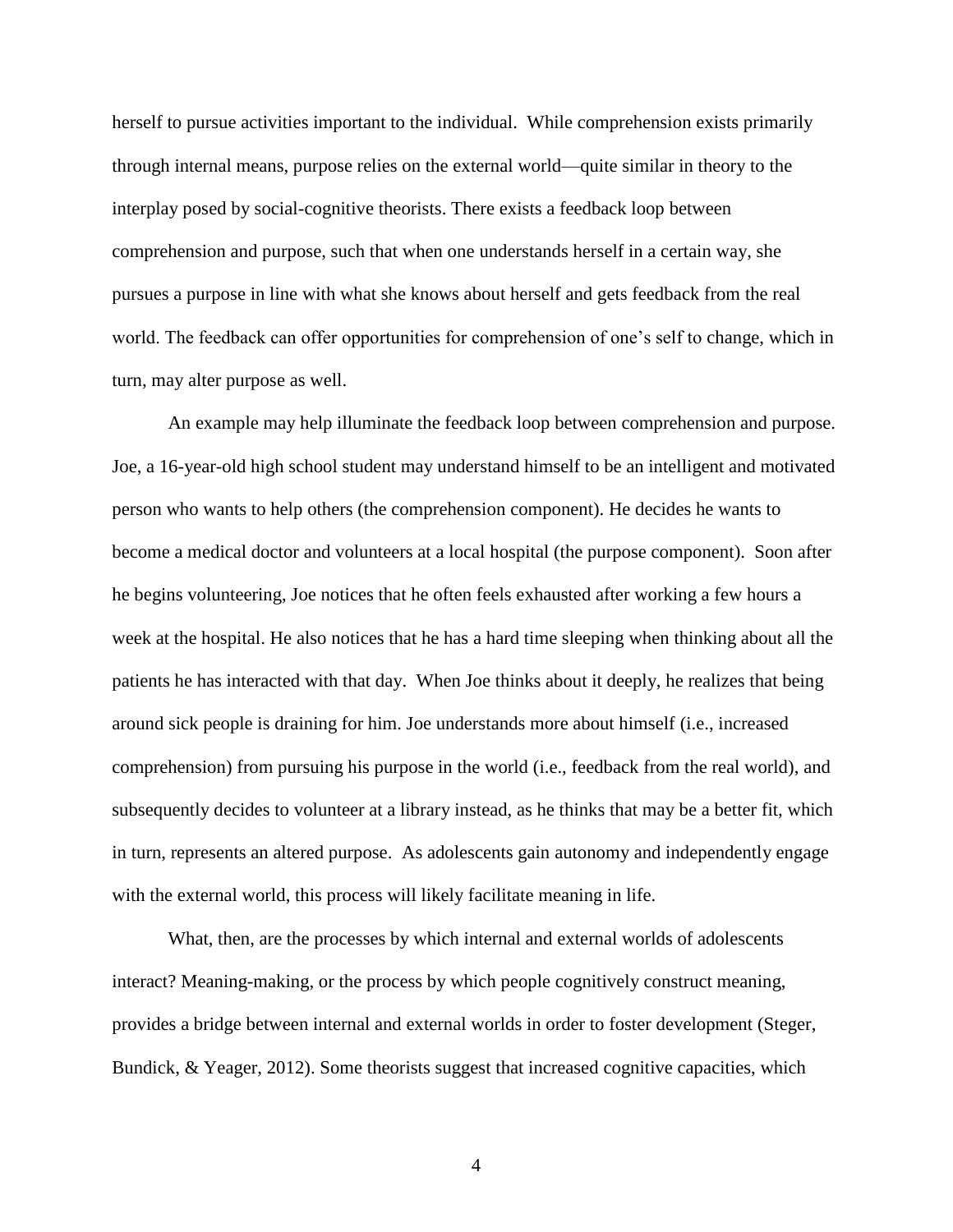herself to pursue activities important to the individual. While comprehension exists primarily through internal means, purpose relies on the external world—quite similar in theory to the interplay posed by social-cognitive theorists. There exists a feedback loop between comprehension and purpose, such that when one understands herself in a certain way, she pursues a purpose in line with what she knows about herself and gets feedback from the real world. The feedback can offer opportunities for comprehension of one's self to change, which in turn, may alter purpose as well.

An example may help illuminate the feedback loop between comprehension and purpose. Joe, a 16-year-old high school student may understand himself to be an intelligent and motivated person who wants to help others (the comprehension component). He decides he wants to become a medical doctor and volunteers at a local hospital (the purpose component). Soon after he begins volunteering, Joe notices that he often feels exhausted after working a few hours a week at the hospital. He also notices that he has a hard time sleeping when thinking about all the patients he has interacted with that day. When Joe thinks about it deeply, he realizes that being around sick people is draining for him. Joe understands more about himself (i.e., increased comprehension) from pursuing his purpose in the world (i.e., feedback from the real world), and subsequently decides to volunteer at a library instead, as he thinks that may be a better fit, which in turn, represents an altered purpose. As adolescents gain autonomy and independently engage with the external world, this process will likely facilitate meaning in life.

What, then, are the processes by which internal and external worlds of adolescents interact? Meaning-making, or the process by which people cognitively construct meaning, provides a bridge between internal and external worlds in order to foster development (Steger, Bundick, & Yeager, 2012). Some theorists suggest that increased cognitive capacities, which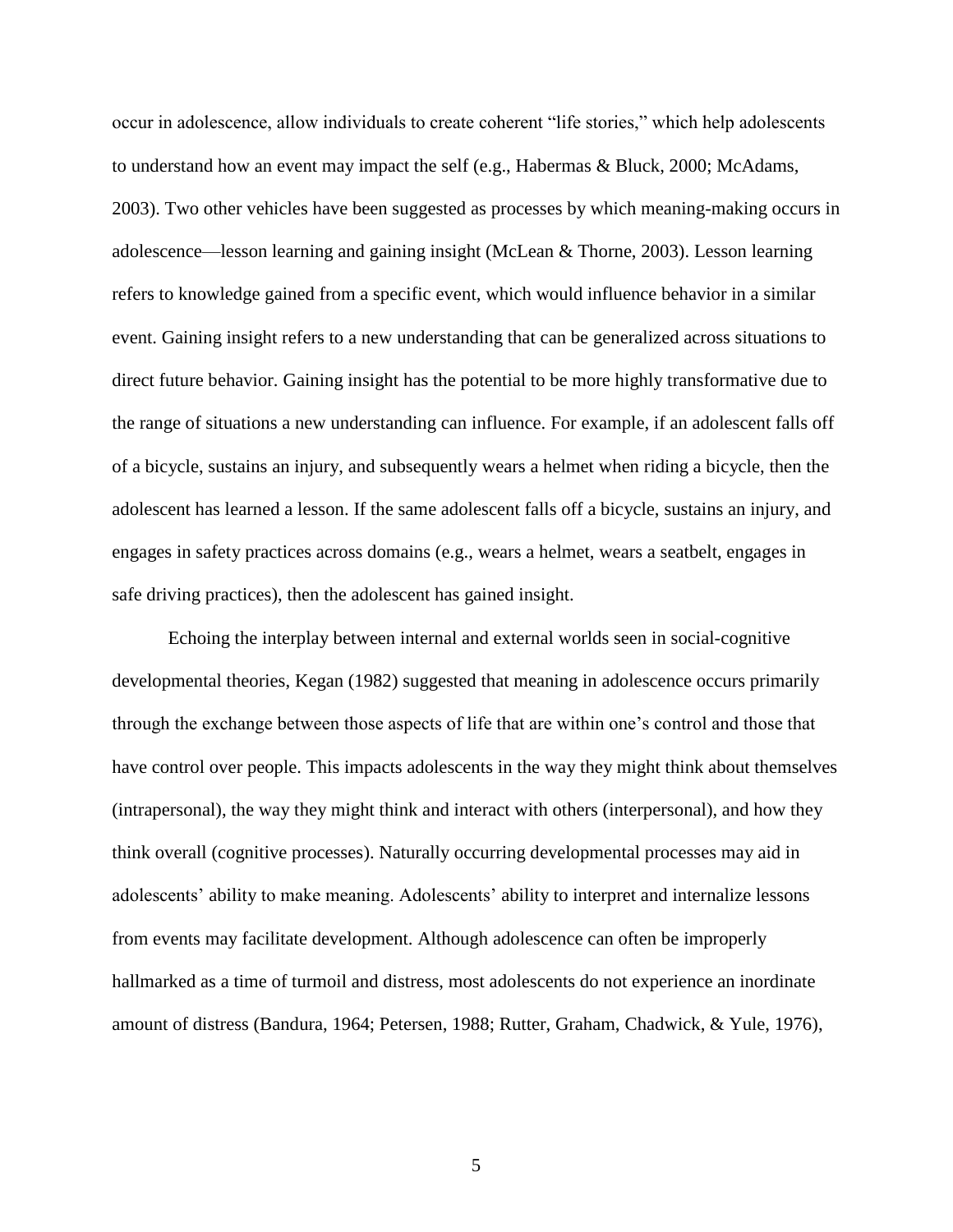occur in adolescence, allow individuals to create coherent "life stories," which help adolescents to understand how an event may impact the self (e.g., Habermas & Bluck, 2000; McAdams, 2003). Two other vehicles have been suggested as processes by which meaning-making occurs in adolescence—lesson learning and gaining insight (McLean & Thorne, 2003). Lesson learning refers to knowledge gained from a specific event, which would influence behavior in a similar event. Gaining insight refers to a new understanding that can be generalized across situations to direct future behavior. Gaining insight has the potential to be more highly transformative due to the range of situations a new understanding can influence. For example, if an adolescent falls off of a bicycle, sustains an injury, and subsequently wears a helmet when riding a bicycle, then the adolescent has learned a lesson. If the same adolescent falls off a bicycle, sustains an injury, and engages in safety practices across domains (e.g., wears a helmet, wears a seatbelt, engages in safe driving practices), then the adolescent has gained insight.

Echoing the interplay between internal and external worlds seen in social-cognitive developmental theories, Kegan (1982) suggested that meaning in adolescence occurs primarily through the exchange between those aspects of life that are within one's control and those that have control over people. This impacts adolescents in the way they might think about themselves (intrapersonal), the way they might think and interact with others (interpersonal), and how they think overall (cognitive processes). Naturally occurring developmental processes may aid in adolescents' ability to make meaning. Adolescents' ability to interpret and internalize lessons from events may facilitate development. Although adolescence can often be improperly hallmarked as a time of turmoil and distress, most adolescents do not experience an inordinate amount of distress (Bandura, 1964; Petersen, 1988; Rutter, Graham, Chadwick, & Yule, 1976),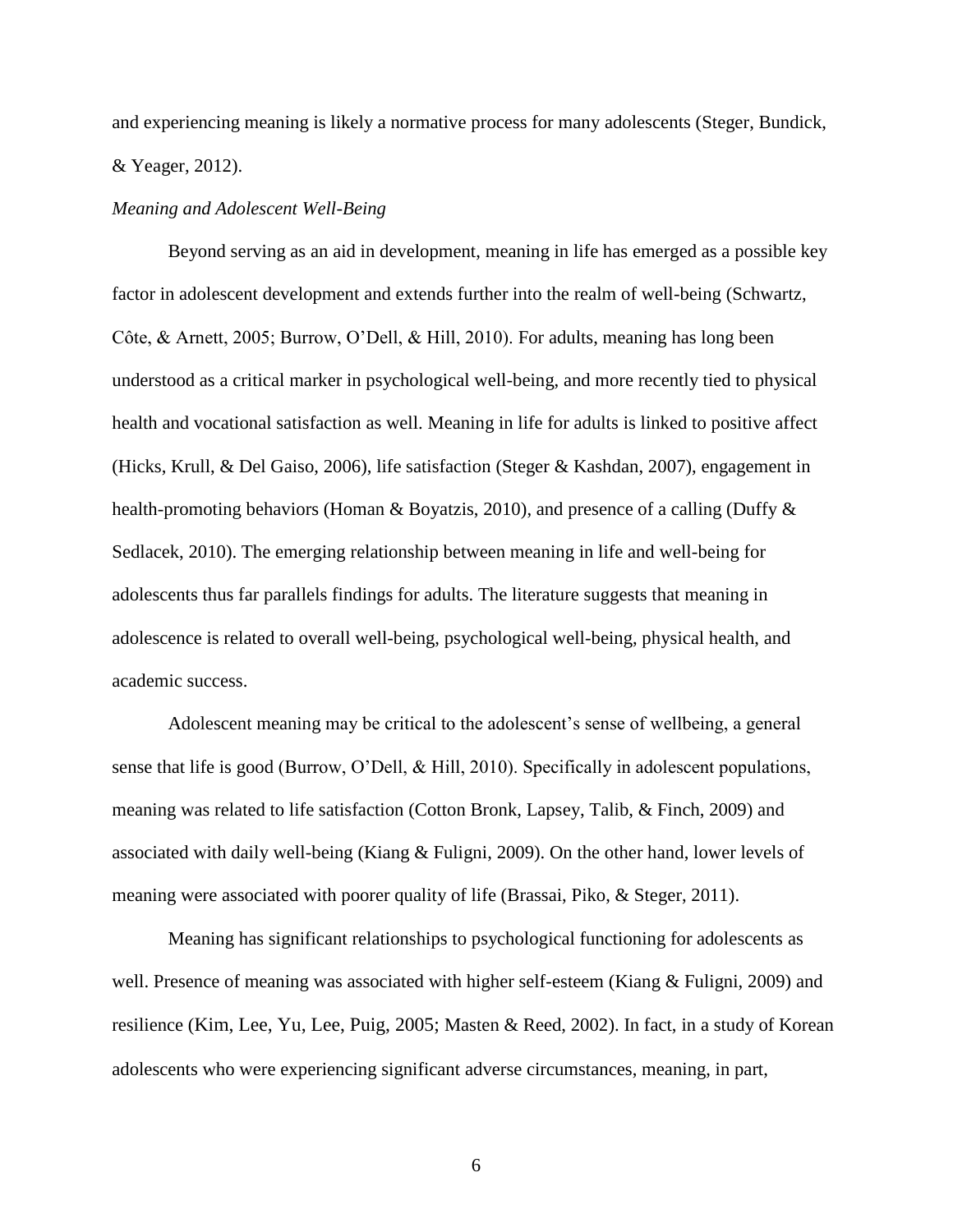and experiencing meaning is likely a normative process for many adolescents (Steger, Bundick, & Yeager, 2012).

*Meaning and Adolescent Well-Being*

Beyond serving as an aid in development, meaning in life has emerged as a possible key factor in adolescent development and extends further into the realm of well-being (Schwartz, Côte, & Arnett, 2005; Burrow, O'Dell, & Hill, 2010). For adults, meaning has long been understood as a critical marker in psychological well-being, and more recently tied to physical health and vocational satisfaction as well. Meaning in life for adults is linked to positive affect (Hicks, Krull, & Del Gaiso, 2006), life satisfaction (Steger & Kashdan, 2007), engagement in health-promoting behaviors (Homan & Boyatzis, 2010), and presence of a calling (Duffy & Sedlacek, 2010). The emerging relationship between meaning in life and well-being for adolescents thus far parallels findings for adults. The literature suggests that meaning in adolescence is related to overall well-being, psychological well-being, physical health, and academic success.

Adolescent meaning may be critical to the adolescent's sense of wellbeing, a general sense that life is good (Burrow, O'Dell, & Hill, 2010). Specifically in adolescent populations, meaning was related to life satisfaction (Cotton Bronk, Lapsey, Talib, & Finch, 2009) and associated with daily well-being (Kiang & Fuligni, 2009). On the other hand, lower levels of meaning were associated with poorer quality of life (Brassai, Piko, & Steger, 2011).

Meaning has significant relationships to psychological functioning for adolescents as well. Presence of meaning was associated with higher self-esteem (Kiang & Fuligni, 2009) and resilience (Kim, Lee, Yu, Lee, Puig, 2005; Masten & Reed, 2002). In fact, in a study of Korean adolescents who were experiencing significant adverse circumstances, meaning, in part,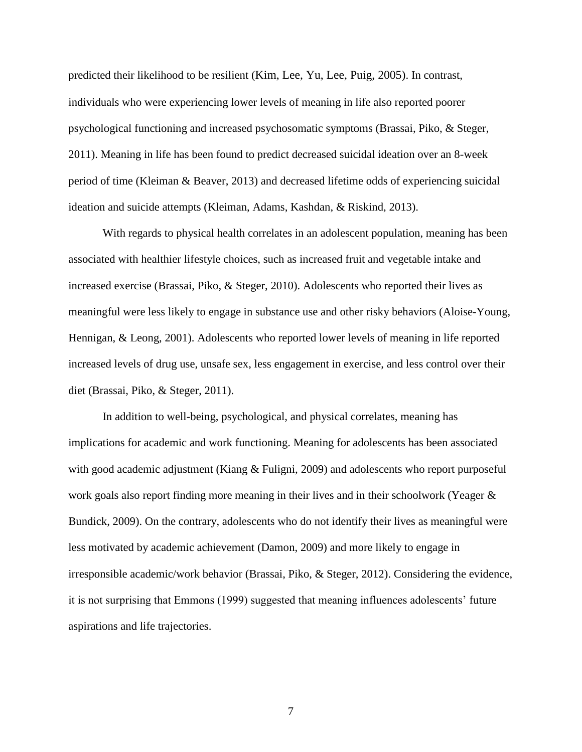predicted their likelihood to be resilient (Kim, Lee, Yu, Lee, Puig, 2005). In contrast, individuals who were experiencing lower levels of meaning in life also reported poorer psychological functioning and increased psychosomatic symptoms (Brassai, Piko, & Steger, 2011). Meaning in life has been found to predict decreased suicidal ideation over an 8-week period of time (Kleiman & Beaver, 2013) and decreased lifetime odds of experiencing suicidal ideation and suicide attempts (Kleiman, Adams, Kashdan, & Riskind, 2013).

With regards to physical health correlates in an adolescent population, meaning has been associated with healthier lifestyle choices, such as increased fruit and vegetable intake and increased exercise (Brassai, Piko, & Steger, 2010). Adolescents who reported their lives as meaningful were less likely to engage in substance use and other risky behaviors (Aloise-Young, Hennigan, & Leong, 2001). Adolescents who reported lower levels of meaning in life reported increased levels of drug use, unsafe sex, less engagement in exercise, and less control over their diet (Brassai, Piko, & Steger, 2011).

In addition to well-being, psychological, and physical correlates, meaning has implications for academic and work functioning. Meaning for adolescents has been associated with good academic adjustment (Kiang & Fuligni, 2009) and adolescents who report purposeful work goals also report finding more meaning in their lives and in their schoolwork (Yeager & Bundick, 2009). On the contrary, adolescents who do not identify their lives as meaningful were less motivated by academic achievement (Damon, 2009) and more likely to engage in irresponsible academic/work behavior (Brassai, Piko, & Steger, 2012). Considering the evidence, it is not surprising that Emmons (1999) suggested that meaning influences adolescents' future aspirations and life trajectories.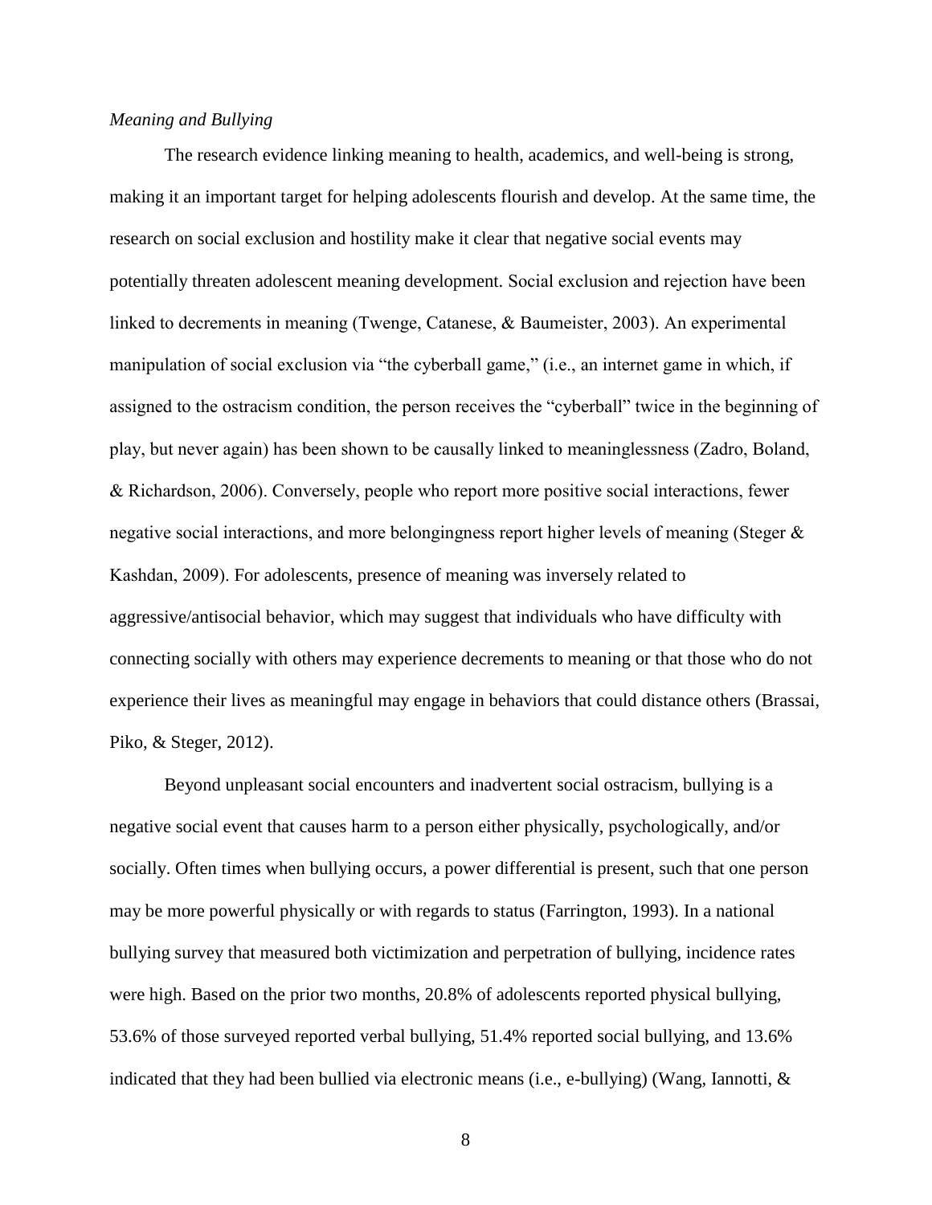*Meaning and Bullying*

The research evidence linking meaning to health, academics, and well-being is strong, making it an important target for helping adolescents flourish and develop. At the same time, the research on social exclusion and hostility make it clear that negative social events may potentially threaten adolescent meaning development. Social exclusion and rejection have been linked to decrements in meaning (Twenge, Catanese, & Baumeister, 2003). An experimental manipulation of social exclusion via "the cyberball game," (i.e., an internet game in which, if assigned to the ostracism condition, the person receives the "cyberball" twice in the beginning of play, but never again) has been shown to be causally linked to meaninglessness (Zadro, Boland, & Richardson, 2006). Conversely, people who report more positive social interactions, fewer negative social interactions, and more belongingness report higher levels of meaning (Steger & Kashdan, 2009). For adolescents, presence of meaning was inversely related to aggressive/antisocial behavior, which may suggest that individuals who have difficulty with connecting socially with others may experience decrements to meaning or that those who do not experience their lives as meaningful may engage in behaviors that could distance others (Brassai, Piko, & Steger, 2012).

Beyond unpleasant social encounters and inadvertent social ostracism, bullying is a negative social event that causes harm to a person either physically, psychologically, and/or socially. Often times when bullying occurs, a power differential is present, such that one person may be more powerful physically or with regards to status (Farrington, 1993). In a national bullying survey that measured both victimization and perpetration of bullying, incidence rates were high. Based on the prior two months, 20.8% of adolescents reported physical bullying, 53.6% of those surveyed reported verbal bullying, 51.4% reported social bullying, and 13.6% indicated that they had been bullied via electronic means (i.e., e-bullying) (Wang, Iannotti, &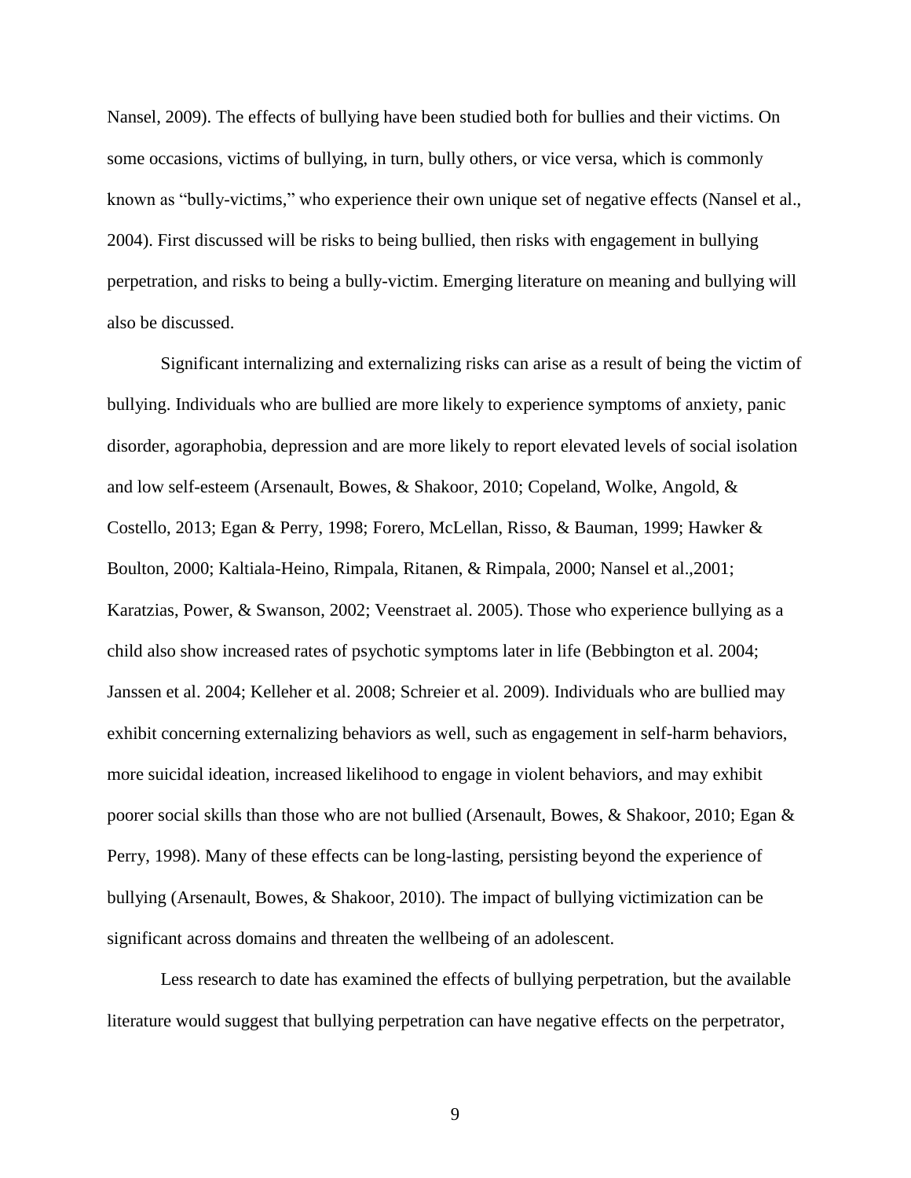Nansel, 2009). The effects of bullying have been studied both for bullies and their victims. On some occasions, victims of bullying, in turn, bully others, or vice versa, which is commonly known as "bully-victims," who experience their own unique set of negative effects (Nansel et al., 2004). First discussed will be risks to being bullied, then risks with engagement in bullying perpetration, and risks to being a bully-victim. Emerging literature on meaning and bullying will also be discussed.

Significant internalizing and externalizing risks can arise as a result of being the victim of bullying. Individuals who are bullied are more likely to experience symptoms of anxiety, panic disorder, agoraphobia, depression and are more likely to report elevated levels of social isolation and low self-esteem (Arsenault, Bowes, & Shakoor, 2010; Copeland, Wolke, Angold, & Costello, 2013; Egan & Perry, 1998; Forero, McLellan, Risso, & Bauman, 1999; Hawker & Boulton, 2000; Kaltiala-Heino, Rimpala, Ritanen, & Rimpala, 2000; Nansel et al.,2001; Karatzias, Power, & Swanson, 2002; Veenstraet al. 2005). Those who experience bullying as a child also show increased rates of psychotic symptoms later in life (Bebbington et al. 2004; Janssen et al. 2004; Kelleher et al. 2008; Schreier et al. 2009). Individuals who are bullied may exhibit concerning externalizing behaviors as well, such as engagement in self-harm behaviors, more suicidal ideation, increased likelihood to engage in violent behaviors, and may exhibit poorer social skills than those who are not bullied (Arsenault, Bowes, & Shakoor, 2010; Egan & Perry, 1998). Many of these effects can be long-lasting, persisting beyond the experience of bullying (Arsenault, Bowes, & Shakoor, 2010). The impact of bullying victimization can be significant across domains and threaten the wellbeing of an adolescent.

Less research to date has examined the effects of bullying perpetration, but the available literature would suggest that bullying perpetration can have negative effects on the perpetrator,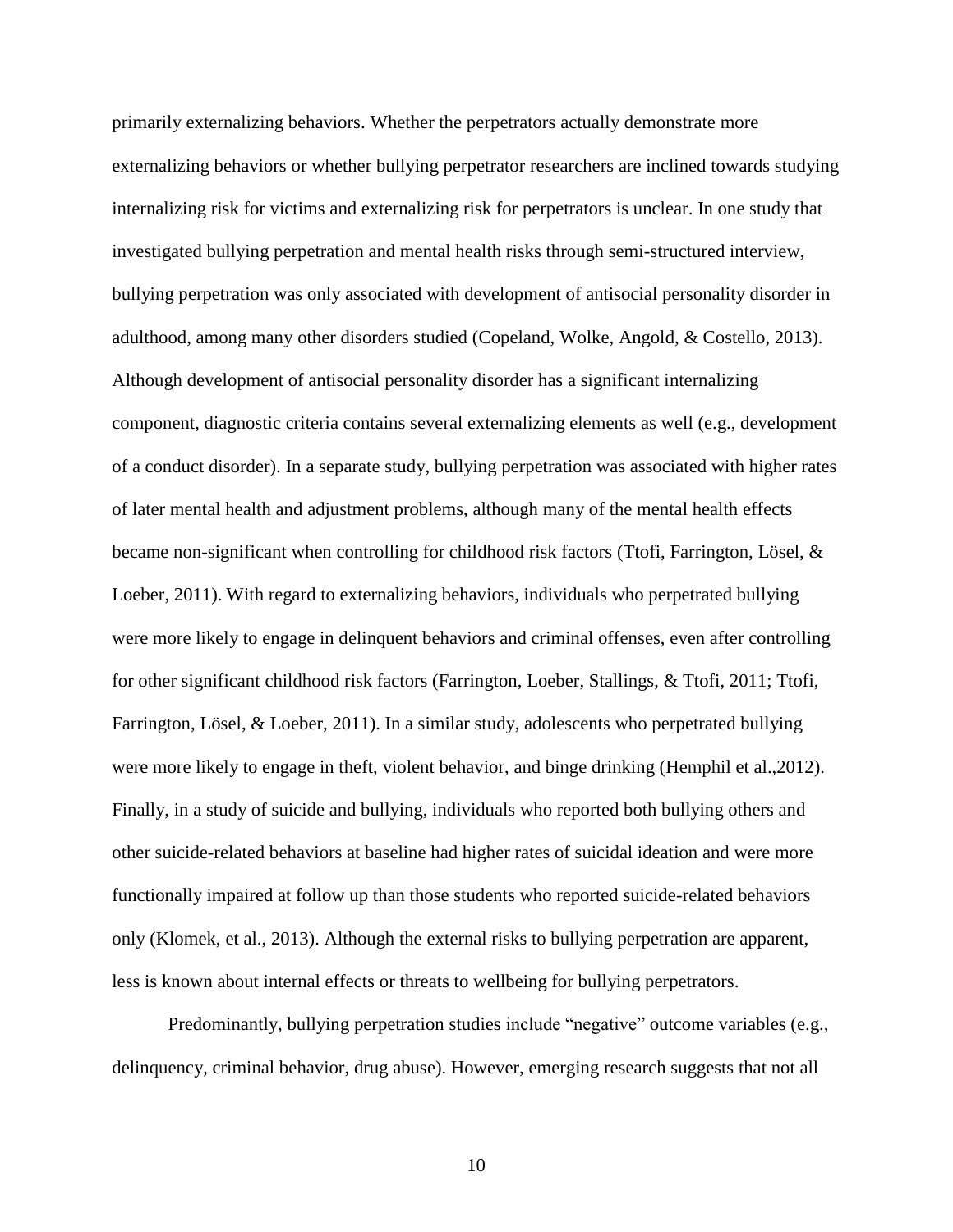primarily externalizing behaviors. Whether the perpetrators actually demonstrate more externalizing behaviors or whether bullying perpetrator researchers are inclined towards studying internalizing risk for victims and externalizing risk for perpetrators is unclear. In one study that investigated bullying perpetration and mental health risks through semi-structured interview, bullying perpetration was only associated with development of antisocial personality disorder in adulthood, among many other disorders studied (Copeland, Wolke, Angold, & Costello, 2013). Although development of antisocial personality disorder has a significant internalizing component, diagnostic criteria contains several externalizing elements as well (e.g., development of a conduct disorder). In a separate study, bullying perpetration was associated with higher rates of later mental health and adjustment problems, although many of the mental health effects became non-significant when controlling for childhood risk factors (Ttofi, Farrington, Lösel, & Loeber, 2011). With regard to externalizing behaviors, individuals who perpetrated bullying were more likely to engage in delinquent behaviors and criminal offenses, even after controlling for other significant childhood risk factors (Farrington, Loeber, Stallings, & Ttofi, 2011; Ttofi, Farrington, Lösel, & Loeber, 2011). In a similar study, adolescents who perpetrated bullying were more likely to engage in theft, violent behavior, and binge drinking (Hemphil et al.,2012). Finally, in a study of suicide and bullying, individuals who reported both bullying others and other suicide-related behaviors at baseline had higher rates of suicidal ideation and were more functionally impaired at follow up than those students who reported suicide-related behaviors only (Klomek, et al., 2013). Although the external risks to bullying perpetration are apparent, less is known about internal effects or threats to wellbeing for bullying perpetrators.

Predominantly, bullying perpetration studies include "negative" outcome variables (e.g., delinquency, criminal behavior, drug abuse). However, emerging research suggests that not all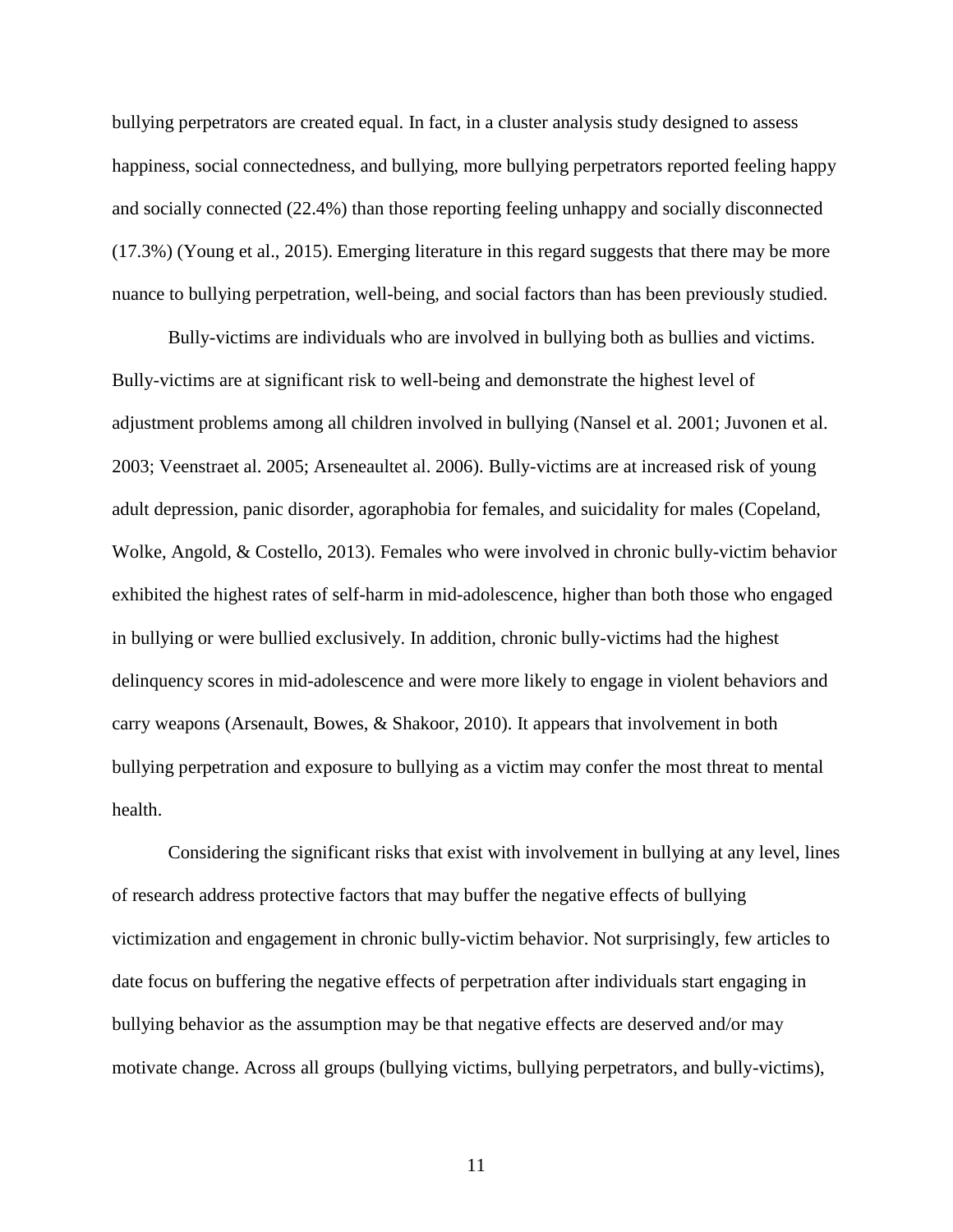bullying perpetrators are created equal. In fact, in a cluster analysis study designed to assess happiness, social connectedness, and bullying, more bullying perpetrators reported feeling happy and socially connected (22.4%) than those reporting feeling unhappy and socially disconnected (17.3%) (Young et al., 2015). Emerging literature in this regard suggests that there may be more nuance to bullying perpetration, well-being, and social factors than has been previously studied.

Bully-victims are individuals who are involved in bullying both as bullies and victims. Bully-victims are at significant risk to well-being and demonstrate the highest level of adjustment problems among all children involved in bullying (Nansel et al. 2001; Juvonen et al. 2003; Veenstraet al. 2005; Arseneaultet al. 2006). Bully-victims are at increased risk of young adult depression, panic disorder, agoraphobia for females, and suicidality for males (Copeland, Wolke, Angold, & Costello, 2013). Females who were involved in chronic bully-victim behavior exhibited the highest rates of self-harm in mid-adolescence, higher than both those who engaged in bullying or were bullied exclusively. In addition, chronic bully-victims had the highest delinquency scores in mid-adolescence and were more likely to engage in violent behaviors and carry weapons (Arsenault, Bowes, & Shakoor, 2010). It appears that involvement in both bullying perpetration and exposure to bullying as a victim may confer the most threat to mental health.

Considering the significant risks that exist with involvement in bullying at any level, lines of research address protective factors that may buffer the negative effects of bullying victimization and engagement in chronic bully-victim behavior. Not surprisingly, few articles to date focus on buffering the negative effects of perpetration after individuals start engaging in bullying behavior as the assumption may be that negative effects are deserved and/or may motivate change. Across all groups (bullying victims, bullying perpetrators, and bully-victims),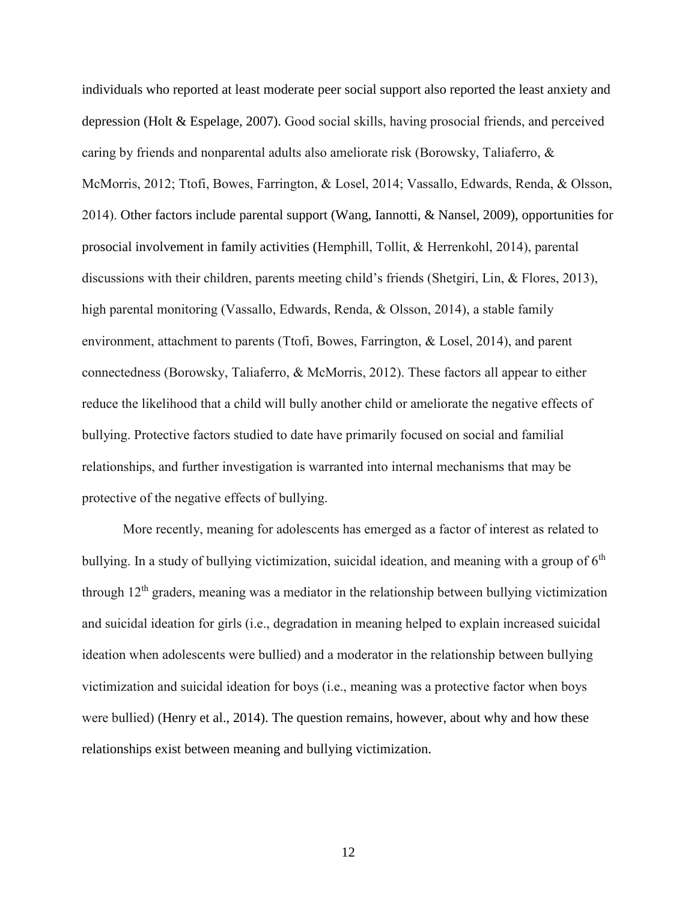individuals who reported at least moderate peer social support also reported the least anxiety and depression (Holt & Espelage, 2007). Good social skills, having prosocial friends, and perceived caring by friends and nonparental adults also ameliorate risk (Borowsky, Taliaferro, & McMorris, 2012; Ttofi, Bowes, Farrington, & Losel, 2014; Vassallo, Edwards, Renda, & Olsson, 2014). Other factors include parental support (Wang, Iannotti, & Nansel, 2009), opportunities for prosocial involvement in family activities (Hemphill, Tollit, & Herrenkohl, 2014), parental discussions with their children, parents meeting child's friends (Shetgiri, Lin, & Flores, 2013), high parental monitoring (Vassallo, Edwards, Renda, & Olsson, 2014), a stable family environment, attachment to parents (Ttofi, Bowes, Farrington, & Losel, 2014), and parent connectedness (Borowsky, Taliaferro, & McMorris, 2012). These factors all appear to either reduce the likelihood that a child will bully another child or ameliorate the negative effects of bullying. Protective factors studied to date have primarily focused on social and familial relationships, and further investigation is warranted into internal mechanisms that may be protective of the negative effects of bullying.

More recently, meaning for adolescents has emerged as a factor of interest as related to bullying. In a study of bullying victimization, suicidal ideation, and meaning with a group of 6$^{th}$ through 12$^{th}$ graders, meaning was a mediator in the relationship between bullying victimization and suicidal ideation for girls (i.e., degradation in meaning helped to explain increased suicidal ideation when adolescents were bullied) and a moderator in the relationship between bullying victimization and suicidal ideation for boys (i.e., meaning was a protective factor when boys were bullied) (Henry et al., 2014). The question remains, however, about why and how these relationships exist between meaning and bullying victimization.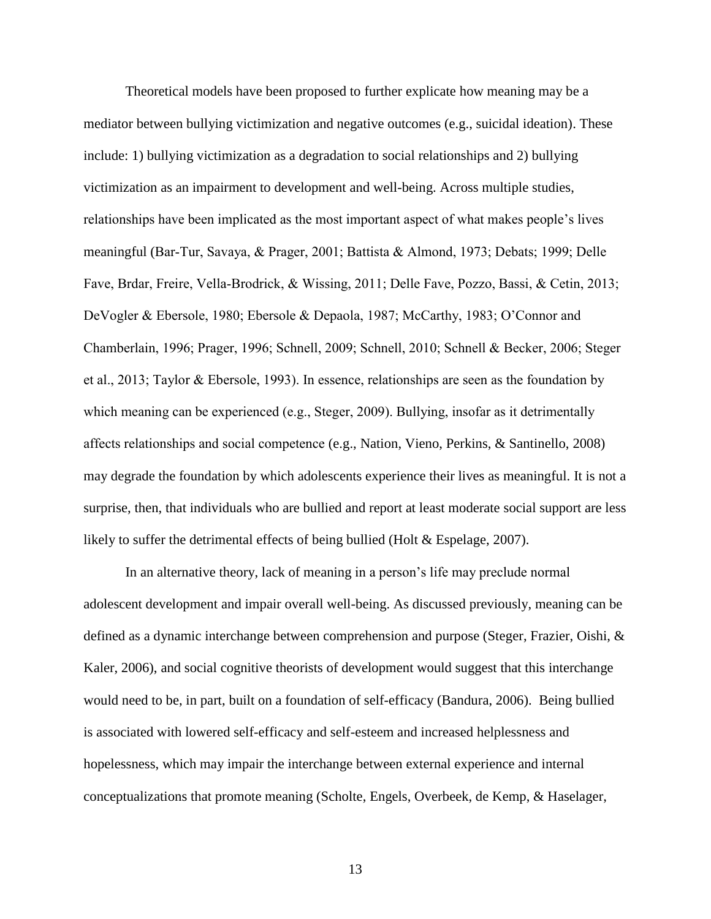Theoretical models have been proposed to further explicate how meaning may be a mediator between bullying victimization and negative outcomes (e.g., suicidal ideation). These include: 1) bullying victimization as a degradation to social relationships and 2) bullying victimization as an impairment to development and well-being. Across multiple studies, relationships have been implicated as the most important aspect of what makes people's lives meaningful (Bar-Tur, Savaya, & Prager, 2001; Battista & Almond, 1973; Debats; 1999; Delle Fave, Brdar, Freire, Vella-Brodrick, & Wissing, 2011; Delle Fave, Pozzo, Bassi, & Cetin, 2013; DeVogler & Ebersole, 1980; Ebersole & Depaola, 1987; McCarthy, 1983; O'Connor and Chamberlain, 1996; Prager, 1996; Schnell, 2009; Schnell, 2010; Schnell & Becker, 2006; Steger et al., 2013; Taylor & Ebersole, 1993). In essence, relationships are seen as the foundation by which meaning can be experienced (e.g., Steger, 2009). Bullying, insofar as it detrimentally affects relationships and social competence (e.g., Nation, Vieno, Perkins, & Santinello, 2008) may degrade the foundation by which adolescents experience their lives as meaningful. It is not a surprise, then, that individuals who are bullied and report at least moderate social support are less likely to suffer the detrimental effects of being bullied (Holt & Espelage, 2007).

In an alternative theory, lack of meaning in a person's life may preclude normal adolescent development and impair overall well-being. As discussed previously, meaning can be defined as a dynamic interchange between comprehension and purpose (Steger, Frazier, Oishi, & Kaler, 2006), and social cognitive theorists of development would suggest that this interchange would need to be, in part, built on a foundation of self-efficacy (Bandura, 2006). Being bullied is associated with lowered self-efficacy and self-esteem and increased helplessness and hopelessness, which may impair the interchange between external experience and internal conceptualizations that promote meaning (Scholte, Engels, Overbeek, de Kemp, & Haselager,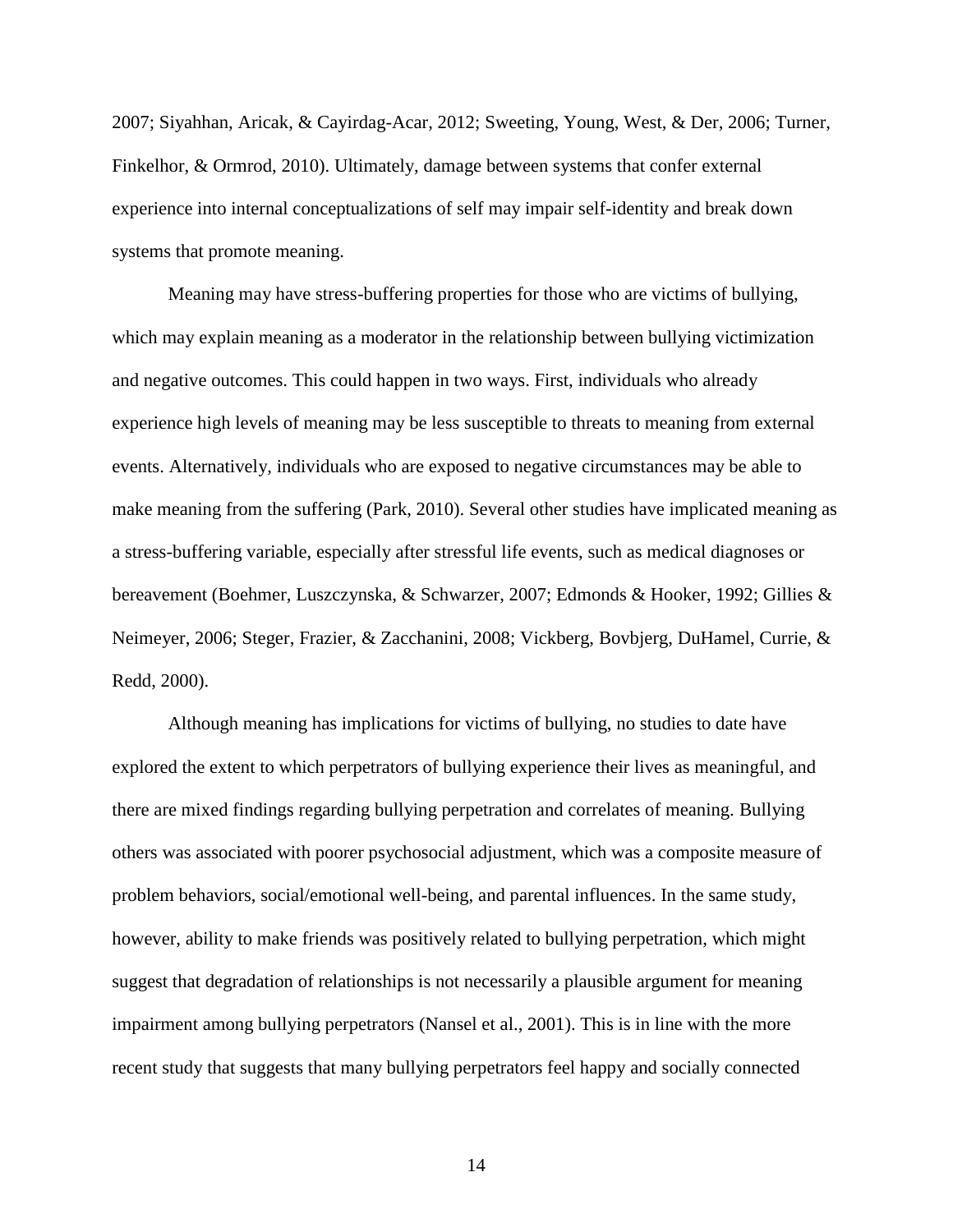2007; Siyahhan, Aricak, & Cayirdag-Acar, 2012; Sweeting, Young, West, & Der, 2006; Turner, Finkelhor, & Ormrod, 2010). Ultimately, damage between systems that confer external experience into internal conceptualizations of self may impair self-identity and break down systems that promote meaning.

Meaning may have stress-buffering properties for those who are victims of bullying, which may explain meaning as a moderator in the relationship between bullying victimization and negative outcomes. This could happen in two ways. First, individuals who already experience high levels of meaning may be less susceptible to threats to meaning from external events. Alternatively, individuals who are exposed to negative circumstances may be able to make meaning from the suffering (Park, 2010). Several other studies have implicated meaning as a stress-buffering variable, especially after stressful life events, such as medical diagnoses or bereavement (Boehmer, Luszczynska, & Schwarzer, 2007; Edmonds & Hooker, 1992; Gillies & Neimeyer, 2006; Steger, Frazier, & Zacchanini, 2008; Vickberg, Bovbjerg, DuHamel, Currie, & Redd, 2000).

Although meaning has implications for victims of bullying, no studies to date have explored the extent to which perpetrators of bullying experience their lives as meaningful, and there are mixed findings regarding bullying perpetration and correlates of meaning. Bullying others was associated with poorer psychosocial adjustment, which was a composite measure of problem behaviors, social/emotional well-being, and parental influences. In the same study, however, ability to make friends was positively related to bullying perpetration, which might suggest that degradation of relationships is not necessarily a plausible argument for meaning impairment among bullying perpetrators (Nansel et al., 2001). This is in line with the more recent study that suggests that many bullying perpetrators feel happy and socially connected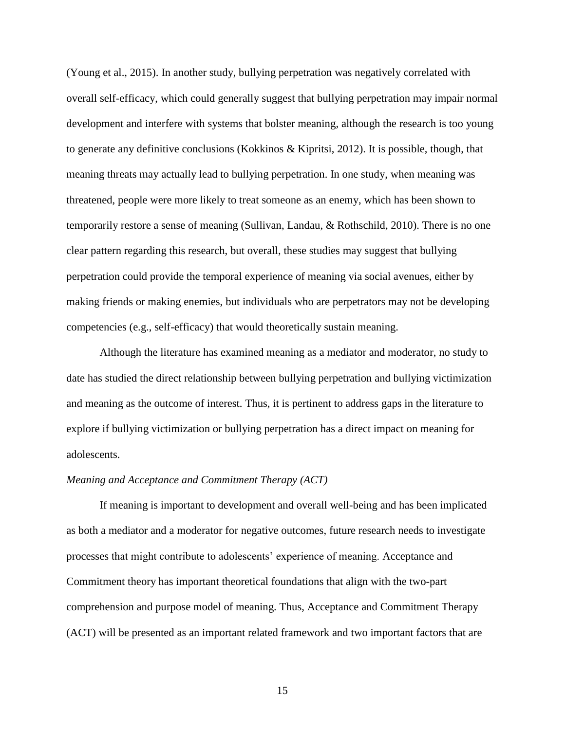(Young et al., 2015). In another study, bullying perpetration was negatively correlated with overall self-efficacy, which could generally suggest that bullying perpetration may impair normal development and interfere with systems that bolster meaning, although the research is too young to generate any definitive conclusions (Kokkinos & Kipritsi, 2012). It is possible, though, that meaning threats may actually lead to bullying perpetration. In one study, when meaning was threatened, people were more likely to treat someone as an enemy, which has been shown to temporarily restore a sense of meaning (Sullivan, Landau, & Rothschild, 2010). There is no one clear pattern regarding this research, but overall, these studies may suggest that bullying perpetration could provide the temporal experience of meaning via social avenues, either by making friends or making enemies, but individuals who are perpetrators may not be developing competencies (e.g., self-efficacy) that would theoretically sustain meaning.

Although the literature has examined meaning as a mediator and moderator, no study to date has studied the direct relationship between bullying perpetration and bullying victimization and meaning as the outcome of interest. Thus, it is pertinent to address gaps in the literature to explore if bullying victimization or bullying perpetration has a direct impact on meaning for adolescents.

*Meaning and Acceptance and Commitment Therapy (ACT)*

If meaning is important to development and overall well-being and has been implicated as both a mediator and a moderator for negative outcomes, future research needs to investigate processes that might contribute to adolescents' experience of meaning. Acceptance and Commitment theory has important theoretical foundations that align with the two-part comprehension and purpose model of meaning. Thus, Acceptance and Commitment Therapy (ACT) will be presented as an important related framework and two important factors that are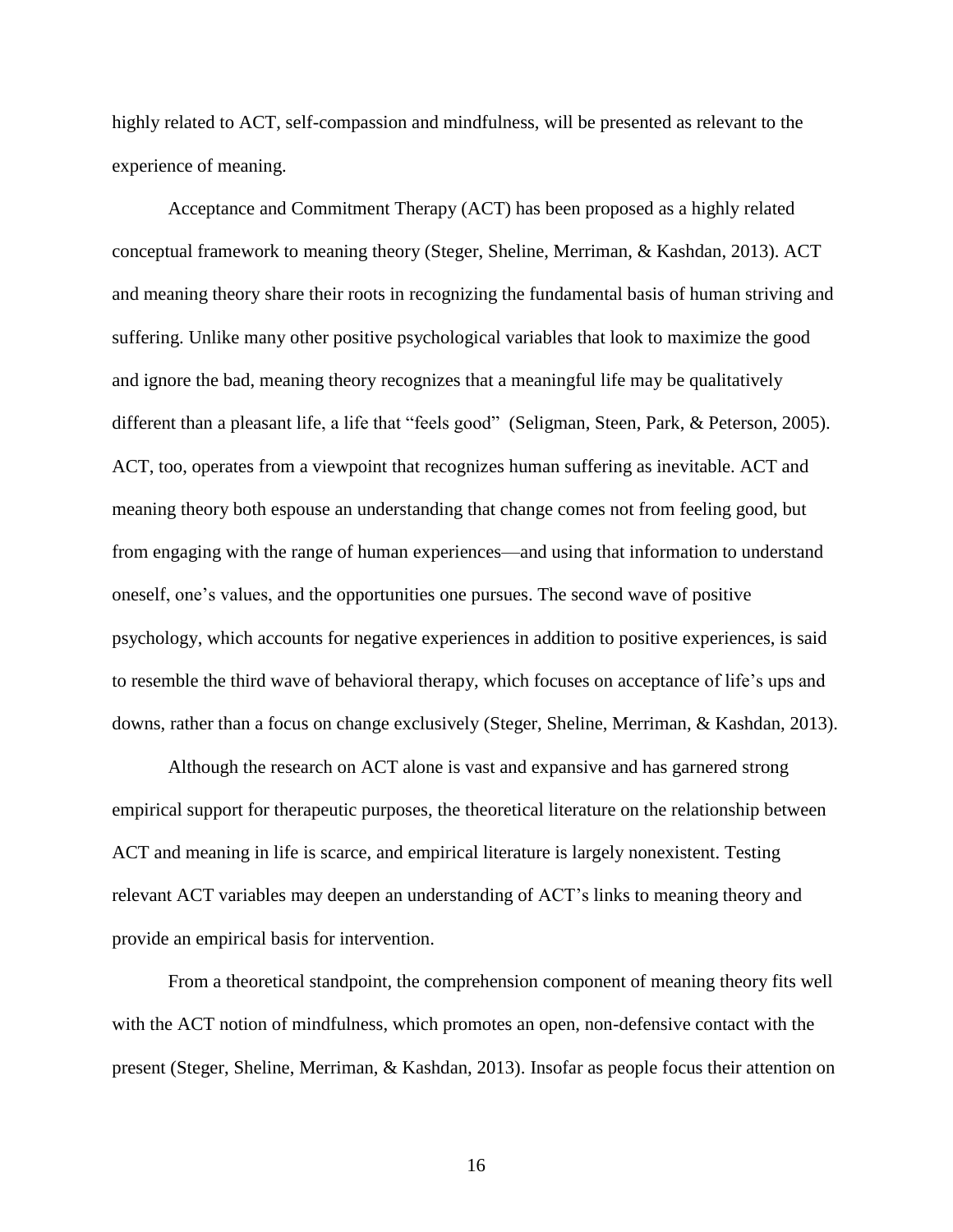highly related to ACT, self-compassion and mindfulness, will be presented as relevant to the experience of meaning.

Acceptance and Commitment Therapy (ACT) has been proposed as a highly related conceptual framework to meaning theory (Steger, Sheline, Merriman, & Kashdan, 2013). ACT and meaning theory share their roots in recognizing the fundamental basis of human striving and suffering. Unlike many other positive psychological variables that look to maximize the good and ignore the bad, meaning theory recognizes that a meaningful life may be qualitatively different than a pleasant life, a life that "feels good" (Seligman, Steen, Park, & Peterson, 2005). ACT, too, operates from a viewpoint that recognizes human suffering as inevitable. ACT and meaning theory both espouse an understanding that change comes not from feeling good, but from engaging with the range of human experiences—and using that information to understand oneself, one's values, and the opportunities one pursues. The second wave of positive psychology, which accounts for negative experiences in addition to positive experiences, is said to resemble the third wave of behavioral therapy, which focuses on acceptance of life's ups and downs, rather than a focus on change exclusively (Steger, Sheline, Merriman, & Kashdan, 2013).

Although the research on ACT alone is vast and expansive and has garnered strong empirical support for therapeutic purposes, the theoretical literature on the relationship between ACT and meaning in life is scarce, and empirical literature is largely nonexistent. Testing relevant ACT variables may deepen an understanding of ACT's links to meaning theory and provide an empirical basis for intervention.

From a theoretical standpoint, the comprehension component of meaning theory fits well with the ACT notion of mindfulness, which promotes an open, non-defensive contact with the present (Steger, Sheline, Merriman, & Kashdan, 2013). Insofar as people focus their attention on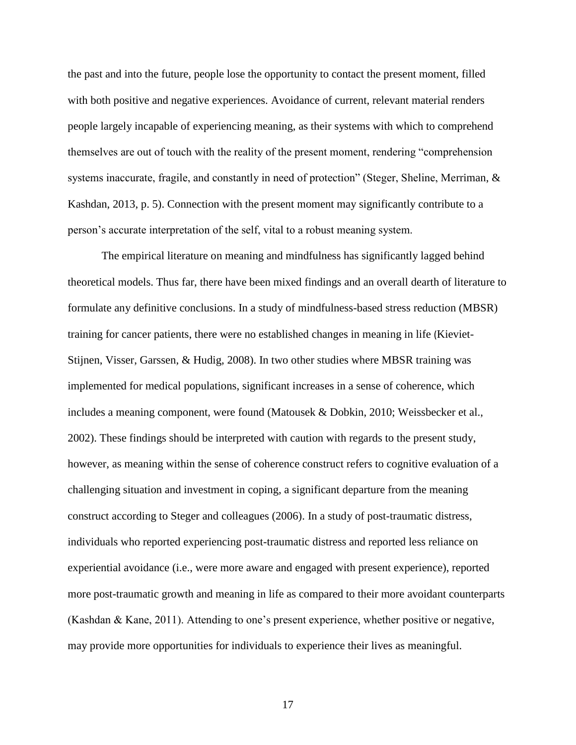the past and into the future, people lose the opportunity to contact the present moment, filled with both positive and negative experiences. Avoidance of current, relevant material renders people largely incapable of experiencing meaning, as their systems with which to comprehend themselves are out of touch with the reality of the present moment, rendering "comprehension systems inaccurate, fragile, and constantly in need of protection" (Steger, Sheline, Merriman, & Kashdan, 2013, p. 5). Connection with the present moment may significantly contribute to a person's accurate interpretation of the self, vital to a robust meaning system.

The empirical literature on meaning and mindfulness has significantly lagged behind theoretical models. Thus far, there have been mixed findings and an overall dearth of literature to formulate any definitive conclusions. In a study of mindfulness-based stress reduction (MBSR) training for cancer patients, there were no established changes in meaning in life (Kieviet-Stijnen, Visser, Garssen, & Hudig, 2008). In two other studies where MBSR training was implemented for medical populations, significant increases in a sense of coherence, which includes a meaning component, were found (Matousek & Dobkin, 2010; Weissbecker et al., 2002). These findings should be interpreted with caution with regards to the present study, however, as meaning within the sense of coherence construct refers to cognitive evaluation of a challenging situation and investment in coping, a significant departure from the meaning construct according to Steger and colleagues (2006). In a study of post-traumatic distress, individuals who reported experiencing post-traumatic distress and reported less reliance on experiential avoidance (i.e., were more aware and engaged with present experience), reported more post-traumatic growth and meaning in life as compared to their more avoidant counterparts (Kashdan & Kane, 2011). Attending to one's present experience, whether positive or negative, may provide more opportunities for individuals to experience their lives as meaningful.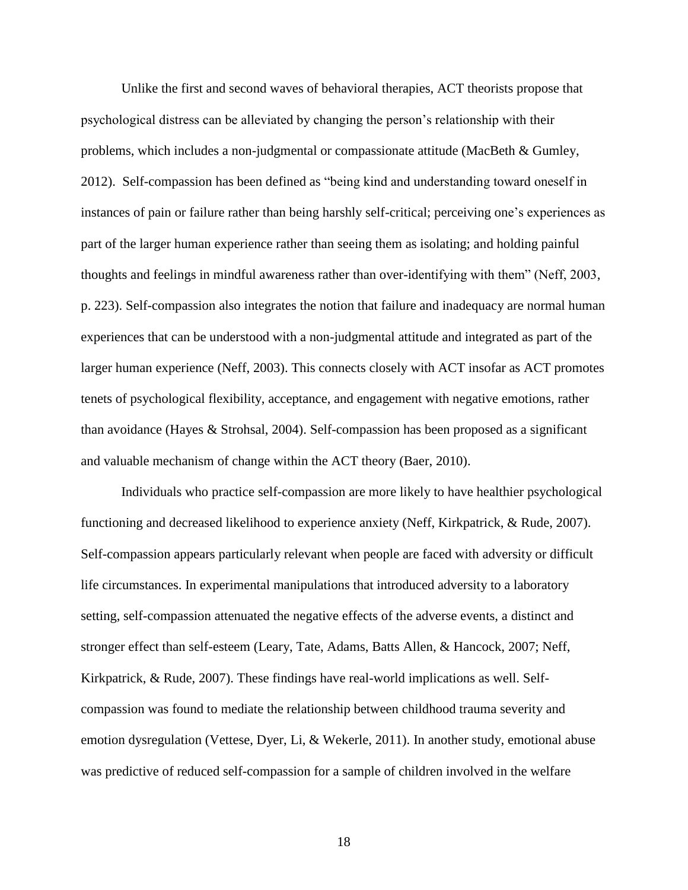Unlike the first and second waves of behavioral therapies, ACT theorists propose that psychological distress can be alleviated by changing the person's relationship with their problems, which includes a non-judgmental or compassionate attitude (MacBeth & Gumley, 2012). Self-compassion has been defined as "being kind and understanding toward oneself in instances of pain or failure rather than being harshly self-critical; perceiving one's experiences as part of the larger human experience rather than seeing them as isolating; and holding painful thoughts and feelings in mindful awareness rather than over-identifying with them" (Neff, 2003, p. 223). Self-compassion also integrates the notion that failure and inadequacy are normal human experiences that can be understood with a non-judgmental attitude and integrated as part of the larger human experience (Neff, 2003). This connects closely with ACT insofar as ACT promotes tenets of psychological flexibility, acceptance, and engagement with negative emotions, rather than avoidance (Hayes & Strohsal, 2004). Self-compassion has been proposed as a significant and valuable mechanism of change within the ACT theory (Baer, 2010).

Individuals who practice self-compassion are more likely to have healthier psychological functioning and decreased likelihood to experience anxiety (Neff, Kirkpatrick, & Rude, 2007). Self-compassion appears particularly relevant when people are faced with adversity or difficult life circumstances. In experimental manipulations that introduced adversity to a laboratory setting, self-compassion attenuated the negative effects of the adverse events, a distinct and stronger effect than self-esteem (Leary, Tate, Adams, Batts Allen, & Hancock, 2007; Neff, Kirkpatrick, & Rude, 2007). These findings have real-world implications as well. Self-compassion was found to mediate the relationship between childhood trauma severity and emotion dysregulation (Vettese, Dyer, Li, & Wekerle, 2011). In another study, emotional abuse was predictive of reduced self-compassion for a sample of children involved in the welfare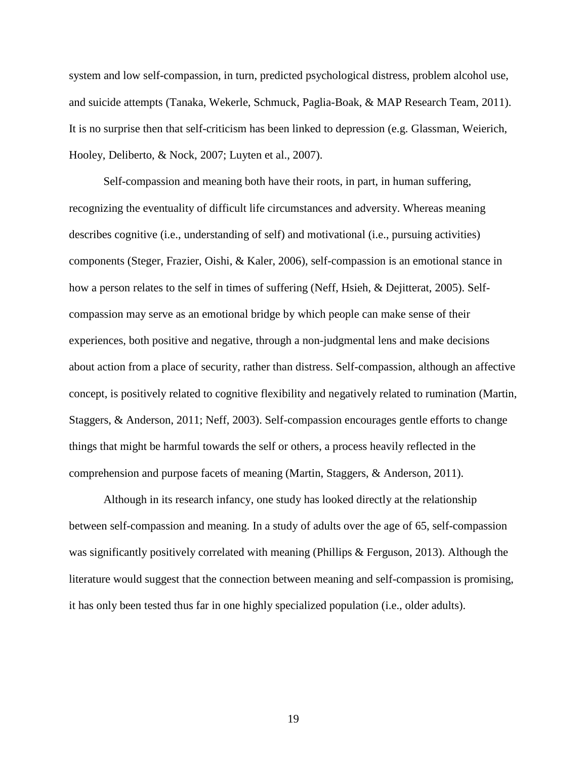system and low self-compassion, in turn, predicted psychological distress, problem alcohol use, and suicide attempts (Tanaka, Wekerle, Schmuck, Paglia-Boak, & MAP Research Team, 2011). It is no surprise then that self-criticism has been linked to depression (e.g. Glassman, Weierich, Hooley, Deliberto, & Nock, 2007; Luyten et al., 2007).

Self-compassion and meaning both have their roots, in part, in human suffering, recognizing the eventuality of difficult life circumstances and adversity. Whereas meaning describes cognitive (i.e., understanding of self) and motivational (i.e., pursuing activities) components (Steger, Frazier, Oishi, & Kaler, 2006), self-compassion is an emotional stance in how a person relates to the self in times of suffering (Neff, Hsieh, & Dejitterat, 2005). Self-compassion may serve as an emotional bridge by which people can make sense of their experiences, both positive and negative, through a non-judgmental lens and make decisions about action from a place of security, rather than distress. Self-compassion, although an affective concept, is positively related to cognitive flexibility and negatively related to rumination (Martin, Staggers, & Anderson, 2011; Neff, 2003). Self-compassion encourages gentle efforts to change things that might be harmful towards the self or others, a process heavily reflected in the comprehension and purpose facets of meaning (Martin, Staggers, & Anderson, 2011).

Although in its research infancy, one study has looked directly at the relationship between self-compassion and meaning. In a study of adults over the age of 65, self-compassion was significantly positively correlated with meaning (Phillips & Ferguson, 2013). Although the literature would suggest that the connection between meaning and self-compassion is promising, it has only been tested thus far in one highly specialized population (i.e., older adults).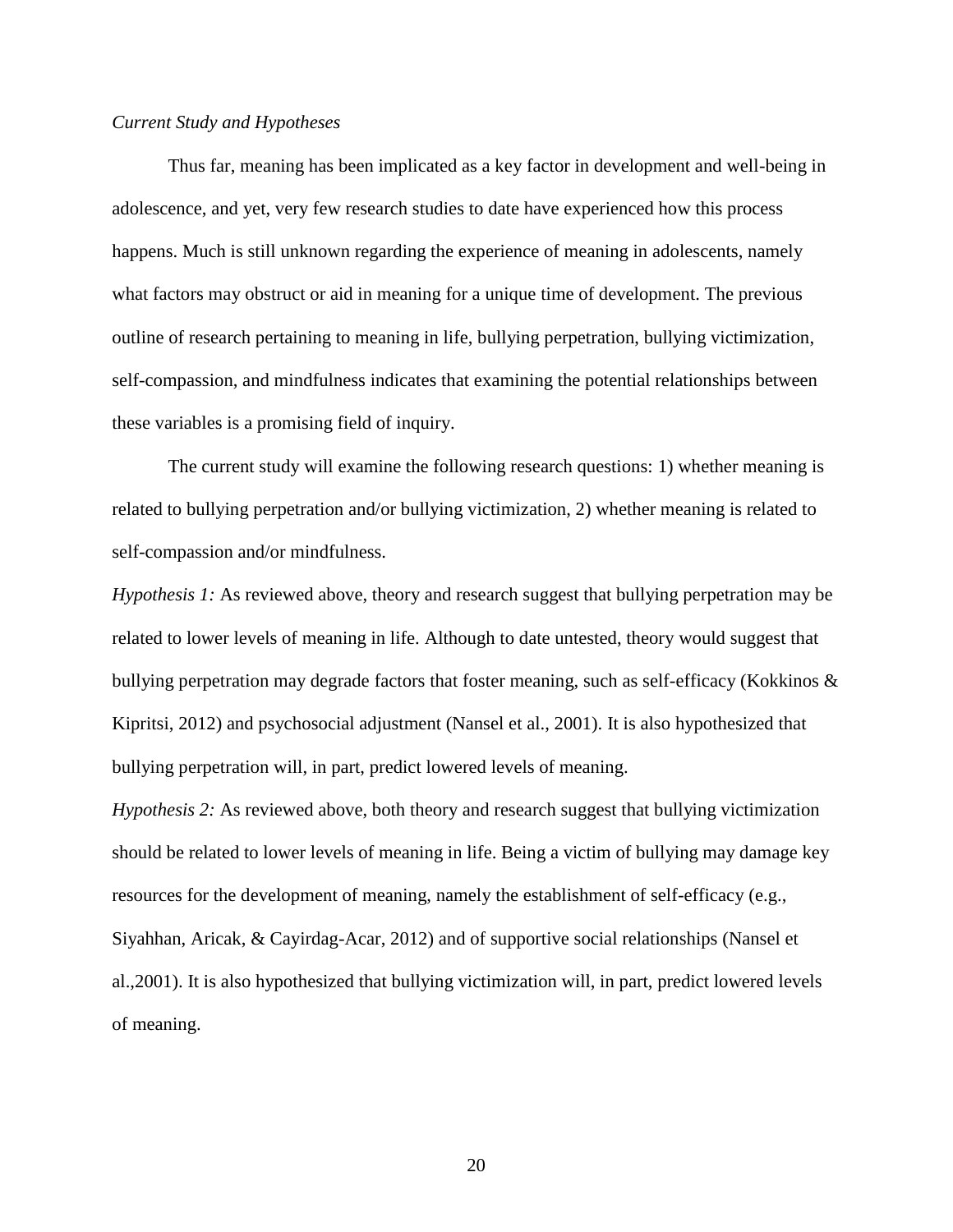*Current Study and Hypotheses*

Thus far, meaning has been implicated as a key factor in development and well-being in adolescence, and yet, very few research studies to date have experienced how this process happens. Much is still unknown regarding the experience of meaning in adolescents, namely what factors may obstruct or aid in meaning for a unique time of development. The previous outline of research pertaining to meaning in life, bullying perpetration, bullying victimization, self-compassion, and mindfulness indicates that examining the potential relationships between these variables is a promising field of inquiry.

The current study will examine the following research questions: 1) whether meaning is related to bullying perpetration and/or bullying victimization, 2) whether meaning is related to self-compassion and/or mindfulness.

*Hypothesis 1:* As reviewed above, theory and research suggest that bullying perpetration may be related to lower levels of meaning in life. Although to date untested, theory would suggest that bullying perpetration may degrade factors that foster meaning, such as self-efficacy (Kokkinos & Kipritsi, 2012) and psychosocial adjustment (Nansel et al., 2001). It is also hypothesized that bullying perpetration will, in part, predict lowered levels of meaning.

*Hypothesis 2:* As reviewed above, both theory and research suggest that bullying victimization should be related to lower levels of meaning in life. Being a victim of bullying may damage key resources for the development of meaning, namely the establishment of self-efficacy (e.g., Siyahhan, Aricak, & Cayirdag-Acar, 2012) and of supportive social relationships (Nansel et al.,2001). It is also hypothesized that bullying victimization will, in part, predict lowered levels of meaning.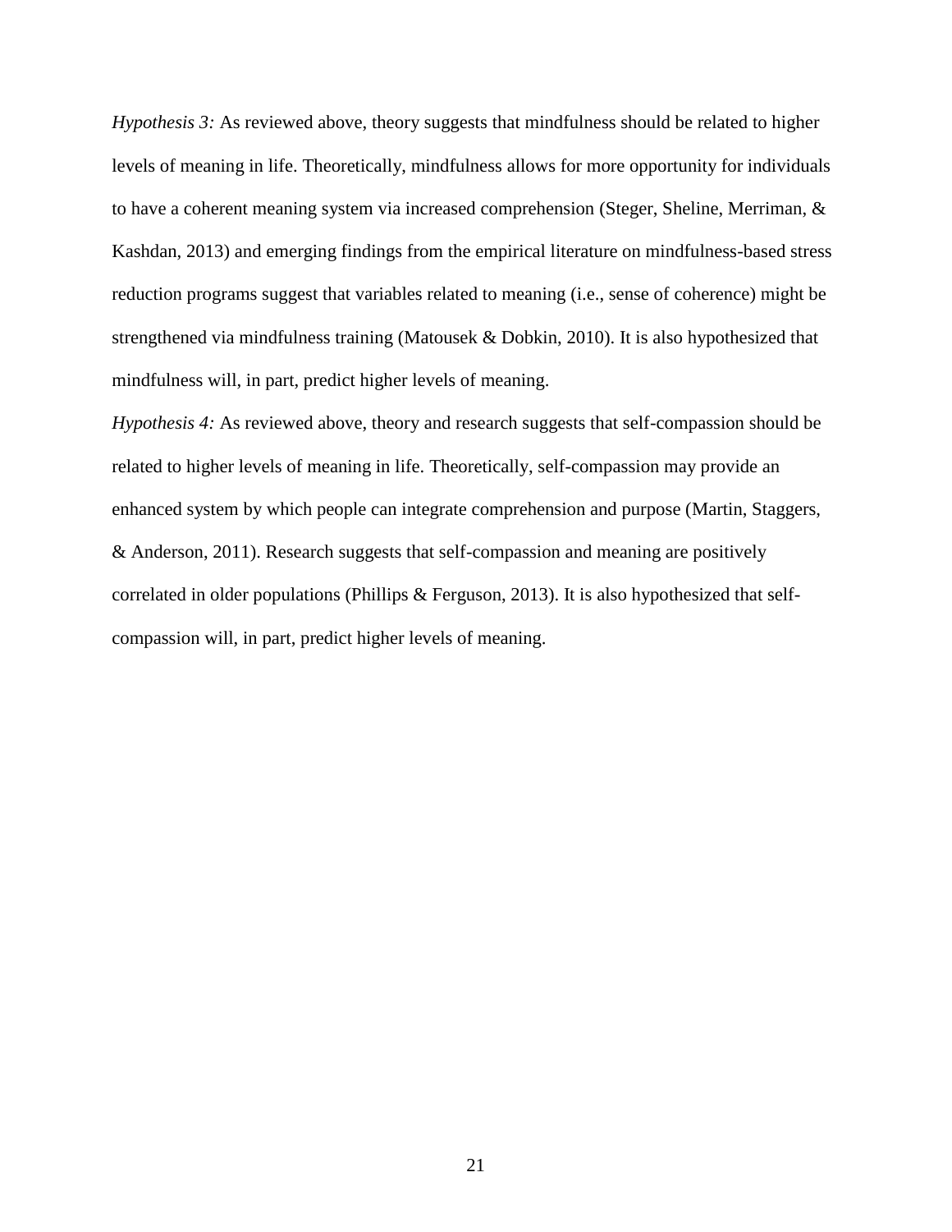*Hypothesis 3:* As reviewed above, theory suggests that mindfulness should be related to higher levels of meaning in life. Theoretically, mindfulness allows for more opportunity for individuals to have a coherent meaning system via increased comprehension (Steger, Sheline, Merriman, & Kashdan, 2013) and emerging findings from the empirical literature on mindfulness-based stress reduction programs suggest that variables related to meaning (i.e., sense of coherence) might be strengthened via mindfulness training (Matousek & Dobkin, 2010). It is also hypothesized that mindfulness will, in part, predict higher levels of meaning.

*Hypothesis 4:* As reviewed above, theory and research suggests that self-compassion should be related to higher levels of meaning in life. Theoretically, self-compassion may provide an enhanced system by which people can integrate comprehension and purpose (Martin, Staggers, & Anderson, 2011). Research suggests that self-compassion and meaning are positively correlated in older populations (Phillips & Ferguson, 2013). It is also hypothesized that self-compassion will, in part, predict higher levels of meaning.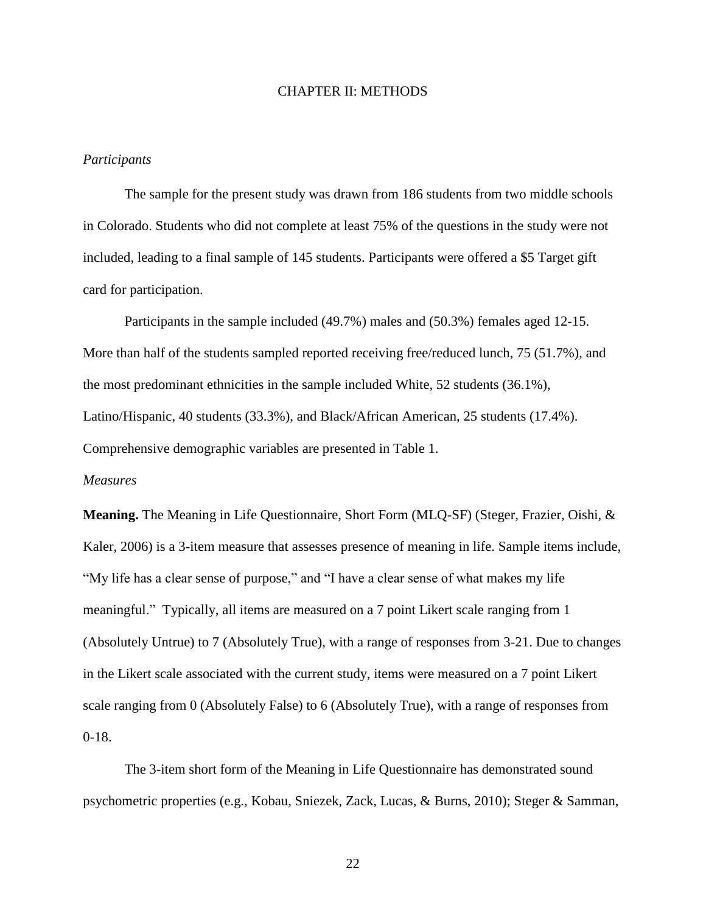# CHAPTER II: METHODS

*Participants*

The sample for the present study was drawn from 186 students from two middle schools in Colorado. Students who did not complete at least 75% of the questions in the study were not included, leading to a final sample of 145 students. Participants were offered a $5 Target gift card for participation.

Participants in the sample included (49.7%) males and (50.3%) females aged 12-15. More than half of the students sampled reported receiving free/reduced lunch, 75 (51.7%), and the most predominant ethnicities in the sample included White, 52 students (36.1%), Latino/Hispanic, 40 students (33.3%), and Black/African American, 25 students (17.4%). Comprehensive demographic variables are presented in Table 1.

*Measures*

**Meaning.** The Meaning in Life Questionnaire, Short Form (MLQ-SF) (Steger, Frazier, Oishi, & Kaler, 2006) is a 3-item measure that assesses presence of meaning in life. Sample items include, "My life has a clear sense of purpose," and "I have a clear sense of what makes my life meaningful." Typically, all items are measured on a 7 point Likert scale ranging from 1 (Absolutely Untrue) to 7 (Absolutely True), with a range of responses from 3-21. Due to changes in the Likert scale associated with the current study, items were measured on a 7 point Likert scale ranging from 0 (Absolutely False) to 6 (Absolutely True), with a range of responses from 0-18.

The 3-item short form of the Meaning in Life Questionnaire has demonstrated sound psychometric properties (e.g., Kobau, Sniezek, Zack, Lucas, & Burns, 2010); Steger & Samman,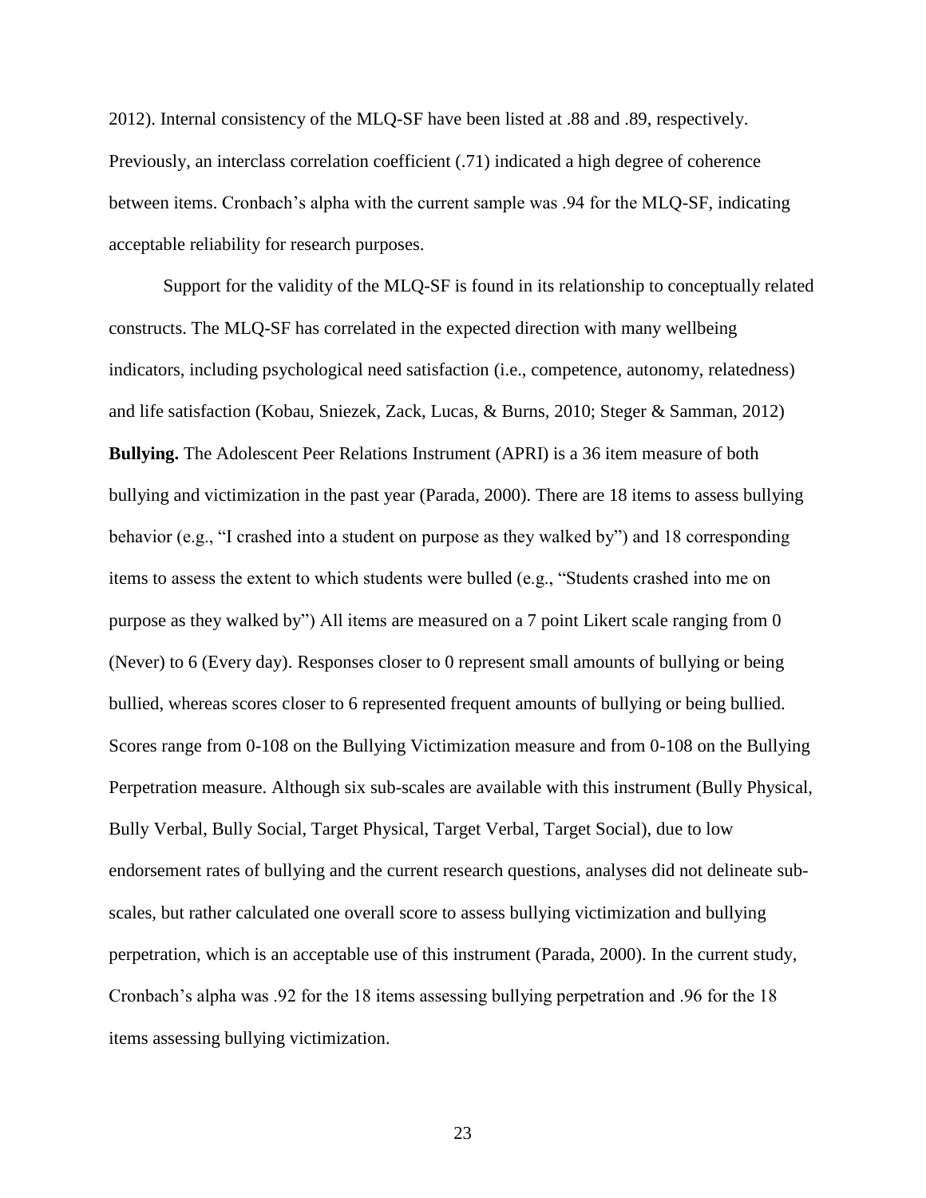2012). Internal consistency of the MLQ-SF have been listed at .88 and .89, respectively. Previously, an interclass correlation coefficient (.71) indicated a high degree of coherence between items. Cronbach's alpha with the current sample was .94 for the MLQ-SF, indicating acceptable reliability for research purposes.

Support for the validity of the MLQ-SF is found in its relationship to conceptually related constructs. The MLQ-SF has correlated in the expected direction with many wellbeing indicators, including psychological need satisfaction (i.e., competence, autonomy, relatedness) and life satisfaction (Kobau, Sniezek, Zack, Lucas, & Burns, 2010; Steger & Samman, 2012)

**Bullying.** The Adolescent Peer Relations Instrument (APRI) is a 36 item measure of both bullying and victimization in the past year (Parada, 2000). There are 18 items to assess bullying behavior (e.g., "I crashed into a student on purpose as they walked by") and 18 corresponding items to assess the extent to which students were bulled (e.g., "Students crashed into me on purpose as they walked by") All items are measured on a 7 point Likert scale ranging from 0 (Never) to 6 (Every day). Responses closer to 0 represent small amounts of bullying or being bullied, whereas scores closer to 6 represented frequent amounts of bullying or being bullied. Scores range from 0-108 on the Bullying Victimization measure and from 0-108 on the Bullying Perpetration measure. Although six sub-scales are available with this instrument (Bully Physical, Bully Verbal, Bully Social, Target Physical, Target Verbal, Target Social), due to low endorsement rates of bullying and the current research questions, analyses did not delineate sub-scales, but rather calculated one overall score to assess bullying victimization and bullying perpetration, which is an acceptable use of this instrument (Parada, 2000). In the current study, Cronbach's alpha was .92 for the 18 items assessing bullying perpetration and .96 for the 18 items assessing bullying victimization.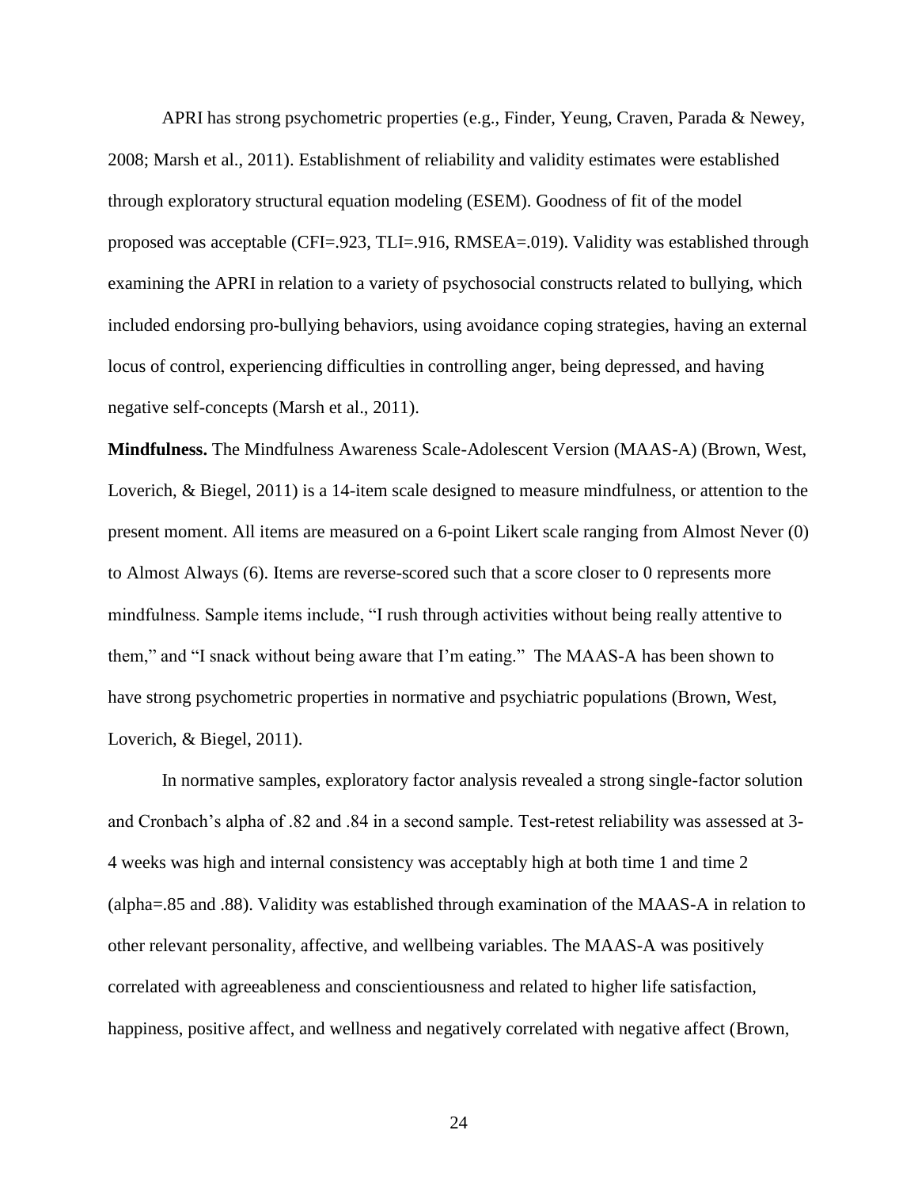APRI has strong psychometric properties (e.g., Finder, Yeung, Craven, Parada & Newey, 2008; Marsh et al., 2011). Establishment of reliability and validity estimates were established through exploratory structural equation modeling (ESEM). Goodness of fit of the model proposed was acceptable (CFI=.923, TLI=.916, RMSEA=.019). Validity was established through examining the APRI in relation to a variety of psychosocial constructs related to bullying, which included endorsing pro-bullying behaviors, using avoidance coping strategies, having an external locus of control, experiencing difficulties in controlling anger, being depressed, and having negative self-concepts (Marsh et al., 2011).

**Mindfulness.** The Mindfulness Awareness Scale-Adolescent Version (MAAS-A) (Brown, West, Loverich, & Biegel, 2011) is a 14-item scale designed to measure mindfulness, or attention to the present moment. All items are measured on a 6-point Likert scale ranging from Almost Never (0) to Almost Always (6). Items are reverse-scored such that a score closer to 0 represents more mindfulness. Sample items include, "I rush through activities without being really attentive to them," and "I snack without being aware that I'm eating." The MAAS-A has been shown to have strong psychometric properties in normative and psychiatric populations (Brown, West, Loverich, & Biegel, 2011).

In normative samples, exploratory factor analysis revealed a strong single-factor solution and Cronbach's alpha of .82 and .84 in a second sample. Test-retest reliability was assessed at 3-4 weeks was high and internal consistency was acceptably high at both time 1 and time 2 (alpha=.85 and .88). Validity was established through examination of the MAAS-A in relation to other relevant personality, affective, and wellbeing variables. The MAAS-A was positively correlated with agreeableness and conscientiousness and related to higher life satisfaction, happiness, positive affect, and wellness and negatively correlated with negative affect (Brown,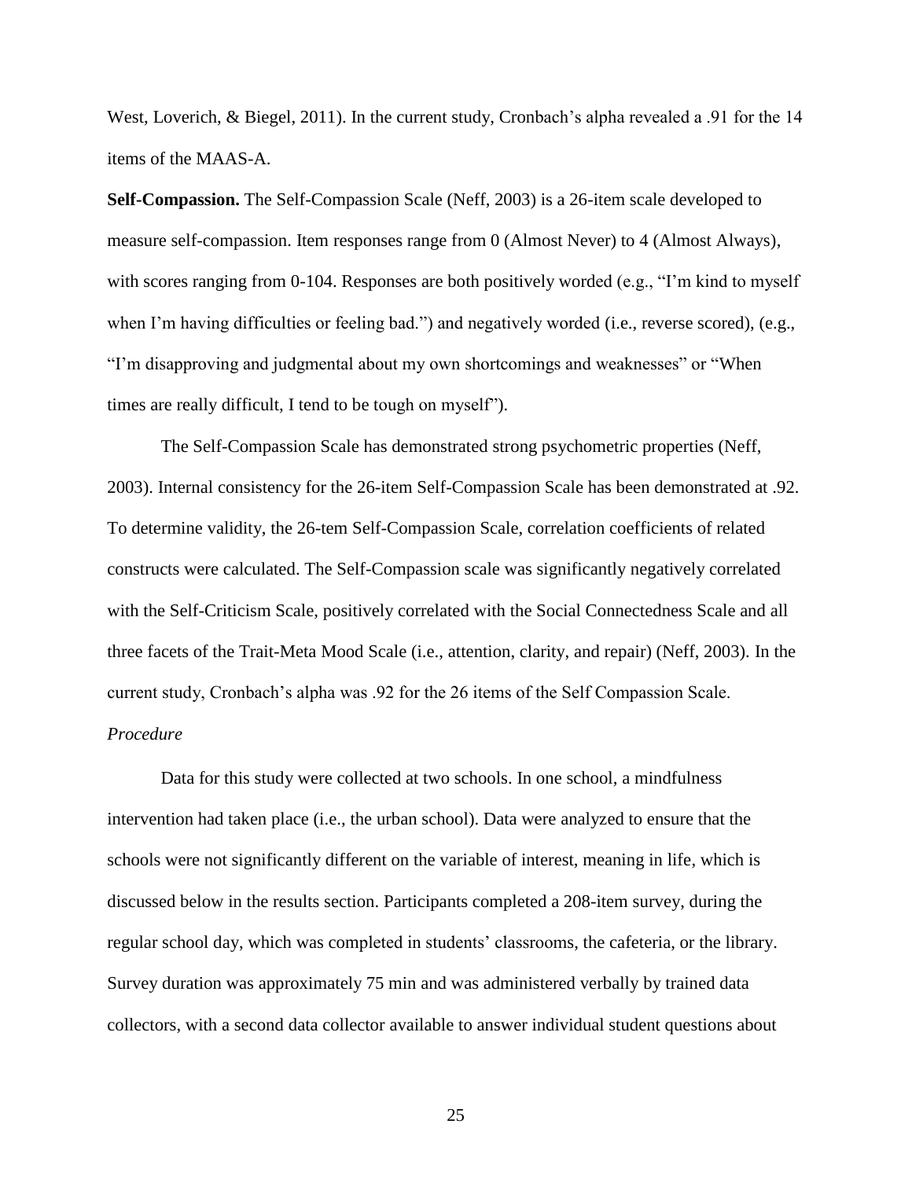West, Loverich, & Biegel, 2011). In the current study, Cronbach's alpha revealed a .91 for the 14 items of the MAAS-A.

**Self-Compassion.** The Self-Compassion Scale (Neff, 2003) is a 26-item scale developed to measure self-compassion. Item responses range from 0 (Almost Never) to 4 (Almost Always), with scores ranging from 0-104. Responses are both positively worded (e.g., "I'm kind to myself when I'm having difficulties or feeling bad.") and negatively worded (i.e., reverse scored), (e.g., "I'm disapproving and judgmental about my own shortcomings and weaknesses" or "When times are really difficult, I tend to be tough on myself").

The Self-Compassion Scale has demonstrated strong psychometric properties (Neff, 2003). Internal consistency for the 26-item Self-Compassion Scale has been demonstrated at .92. To determine validity, the 26-tem Self-Compassion Scale, correlation coefficients of related constructs were calculated. The Self-Compassion scale was significantly negatively correlated with the Self-Criticism Scale, positively correlated with the Social Connectedness Scale and all three facets of the Trait-Meta Mood Scale (i.e., attention, clarity, and repair) (Neff, 2003). In the current study, Cronbach's alpha was .92 for the 26 items of the Self Compassion Scale.

*Procedure*

Data for this study were collected at two schools. In one school, a mindfulness intervention had taken place (i.e., the urban school). Data were analyzed to ensure that the schools were not significantly different on the variable of interest, meaning in life, which is discussed below in the results section. Participants completed a 208-item survey, during the regular school day, which was completed in students' classrooms, the cafeteria, or the library. Survey duration was approximately 75 min and was administered verbally by trained data collectors, with a second data collector available to answer individual student questions about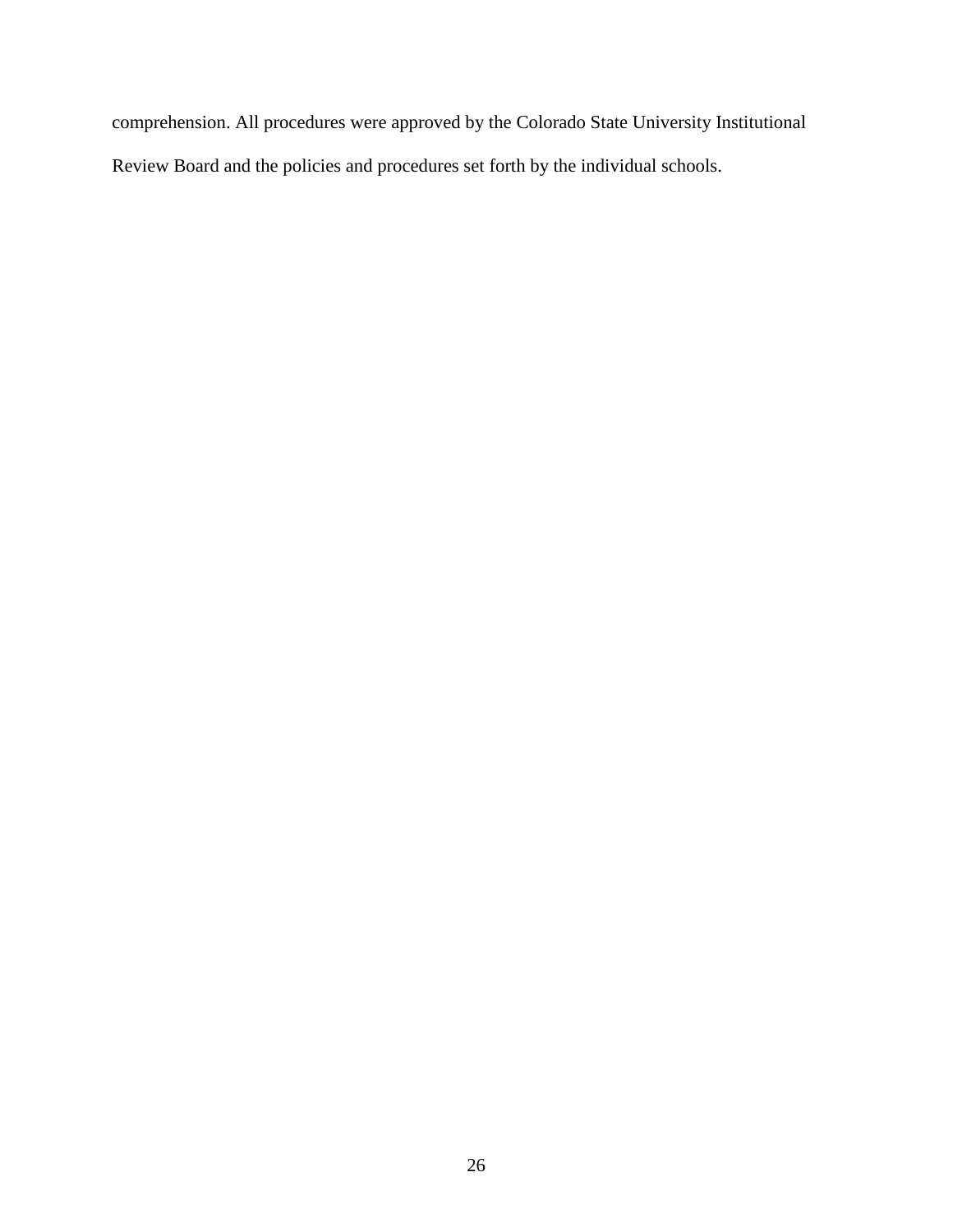comprehension. All procedures were approved by the Colorado State University Institutional Review Board and the policies and procedures set forth by the individual schools.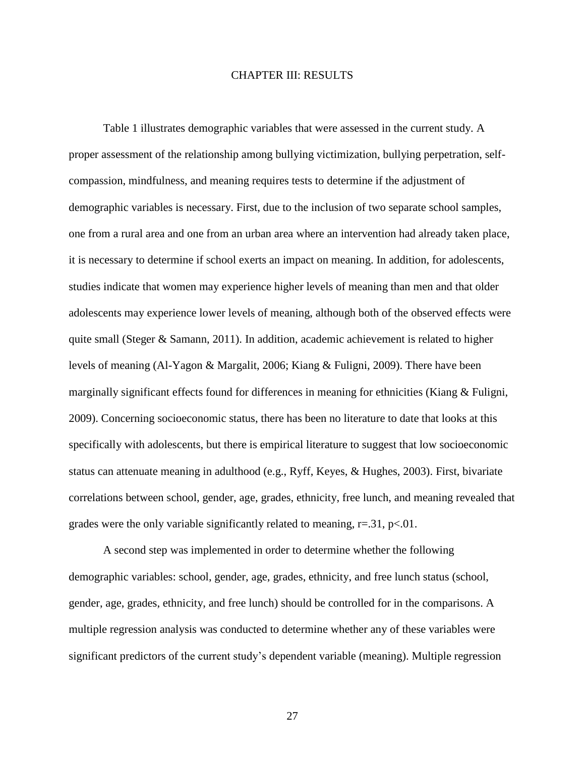# CHAPTER III: RESULTS

Table 1 illustrates demographic variables that were assessed in the current study. A proper assessment of the relationship among bullying victimization, bullying perpetration, self-compassion, mindfulness, and meaning requires tests to determine if the adjustment of demographic variables is necessary. First, due to the inclusion of two separate school samples, one from a rural area and one from an urban area where an intervention had already taken place, it is necessary to determine if school exerts an impact on meaning. In addition, for adolescents, studies indicate that women may experience higher levels of meaning than men and that older adolescents may experience lower levels of meaning, although both of the observed effects were quite small (Steger & Samann, 2011). In addition, academic achievement is related to higher levels of meaning (Al-Yagon & Margalit, 2006; Kiang & Fuligni, 2009). There have been marginally significant effects found for differences in meaning for ethnicities (Kiang & Fuligni, 2009). Concerning socioeconomic status, there has been no literature to date that looks at this specifically with adolescents, but there is empirical literature to suggest that low socioeconomic status can attenuate meaning in adulthood (e.g., Ryff, Keyes, & Hughes, 2003). First, bivariate correlations between school, gender, age, grades, ethnicity, free lunch, and meaning revealed that grades were the only variable significantly related to meaning, $r=.31$, $p<.01$.

A second step was implemented in order to determine whether the following demographic variables: school, gender, age, grades, ethnicity, and free lunch status (school, gender, age, grades, ethnicity, and free lunch) should be controlled for in the comparisons. A multiple regression analysis was conducted to determine whether any of these variables were significant predictors of the current study's dependent variable (meaning). Multiple regression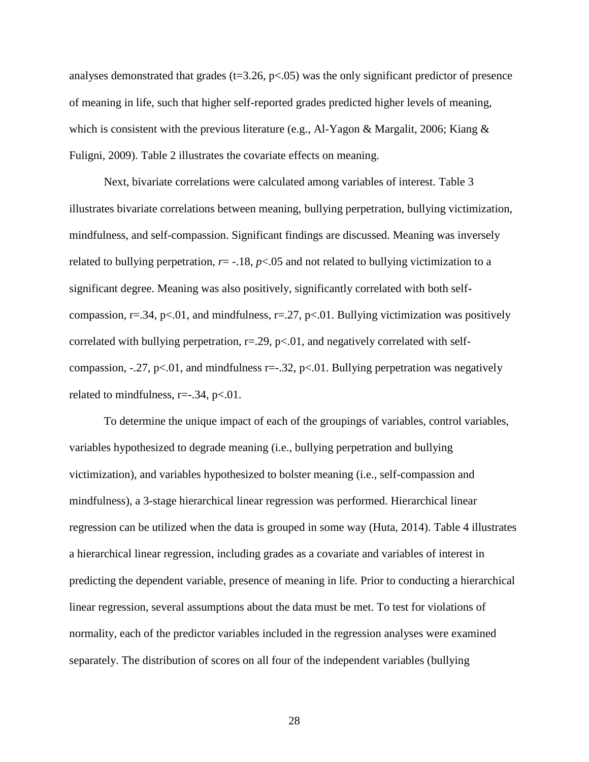analyses demonstrated that grades ($t=3.26$, $p<.05$) was the only significant predictor of presence of meaning in life, such that higher self-reported grades predicted higher levels of meaning, which is consistent with the previous literature (e.g., Al-Yagon & Margalit, 2006; Kiang & Fuligni, 2009). Table 2 illustrates the covariate effects on meaning.

Next, bivariate correlations were calculated among variables of interest. Table 3 illustrates bivariate correlations between meaning, bullying perpetration, bullying victimization, mindfulness, and self-compassion. Significant findings are discussed. Meaning was inversely related to bullying perpetration, $r= -.18$, $p<.05$ and not related to bullying victimization to a significant degree. Meaning was also positively, significantly correlated with both self-compassion, $r=.34$, $p<.01$, and mindfulness, $r=.27$, $p<.01$. Bullying victimization was positively correlated with bullying perpetration, $r=.29$, $p<.01$, and negatively correlated with self-compassion, $-.27$, $p<.01$, and mindfulness $r=-.32$, $p<.01$. Bullying perpetration was negatively related to mindfulness, $r=-.34$, $p<.01$.

To determine the unique impact of each of the groupings of variables, control variables, variables hypothesized to degrade meaning (i.e., bullying perpetration and bullying victimization), and variables hypothesized to bolster meaning (i.e., self-compassion and mindfulness), a 3-stage hierarchical linear regression was performed. Hierarchical linear regression can be utilized when the data is grouped in some way (Huta, 2014). Table 4 illustrates a hierarchical linear regression, including grades as a covariate and variables of interest in predicting the dependent variable, presence of meaning in life. Prior to conducting a hierarchical linear regression, several assumptions about the data must be met. To test for violations of normality, each of the predictor variables included in the regression analyses were examined separately. The distribution of scores on all four of the independent variables (bullying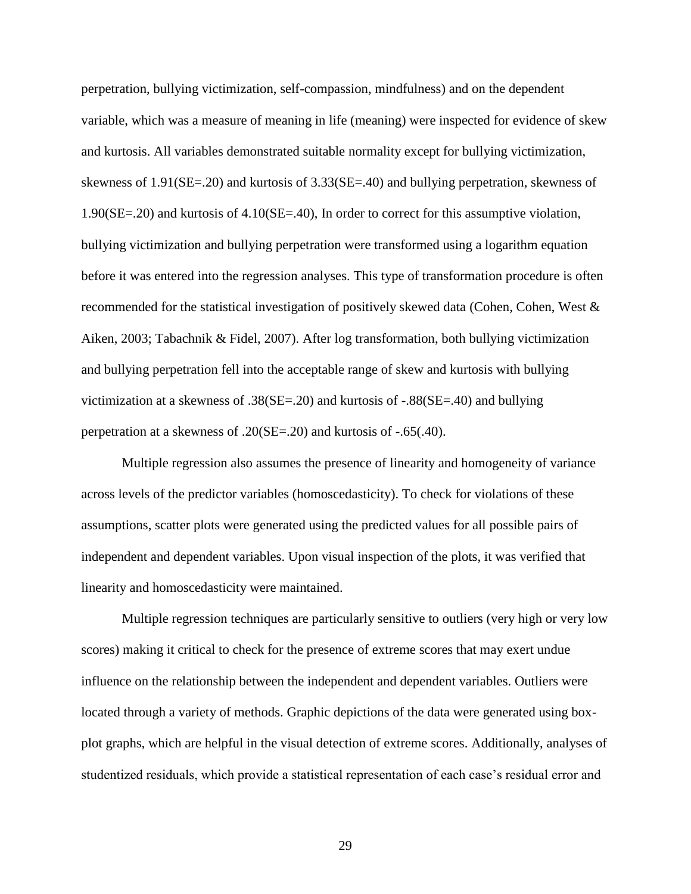perpetration, bullying victimization, self-compassion, mindfulness) and on the dependent variable, which was a measure of meaning in life (meaning) were inspected for evidence of skew and kurtosis. All variables demonstrated suitable normality except for bullying victimization, skewness of 1.91(SE=.20) and kurtosis of 3.33(SE=.40) and bullying perpetration, skewness of 1.90(SE=.20) and kurtosis of 4.10(SE=.40), In order to correct for this assumptive violation, bullying victimization and bullying perpetration were transformed using a logarithm equation before it was entered into the regression analyses. This type of transformation procedure is often recommended for the statistical investigation of positively skewed data (Cohen, Cohen, West & Aiken, 2003; Tabachnik & Fidel, 2007). After log transformation, both bullying victimization and bullying perpetration fell into the acceptable range of skew and kurtosis with bullying victimization at a skewness of .38(SE=.20) and kurtosis of -.88(SE=.40) and bullying perpetration at a skewness of .20(SE=.20) and kurtosis of -.65(.40).

Multiple regression also assumes the presence of linearity and homogeneity of variance across levels of the predictor variables (homoscedasticity). To check for violations of these assumptions, scatter plots were generated using the predicted values for all possible pairs of independent and dependent variables. Upon visual inspection of the plots, it was verified that linearity and homoscedasticity were maintained.

Multiple regression techniques are particularly sensitive to outliers (very high or very low scores) making it critical to check for the presence of extreme scores that may exert undue influence on the relationship between the independent and dependent variables. Outliers were located through a variety of methods. Graphic depictions of the data were generated using box-plot graphs, which are helpful in the visual detection of extreme scores. Additionally, analyses of studentized residuals, which provide a statistical representation of each case's residual error and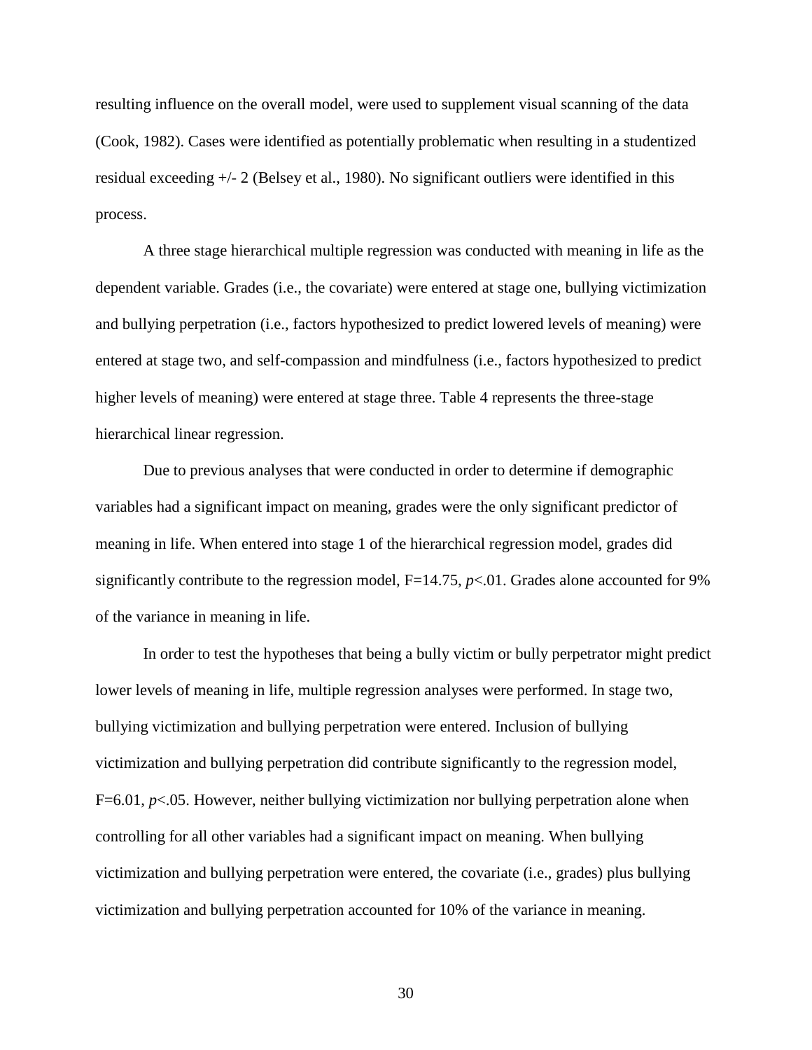resulting influence on the overall model, were used to supplement visual scanning of the data (Cook, 1982). Cases were identified as potentially problematic when resulting in a studentized residual exceeding +/- 2 (Belsey et al., 1980). No significant outliers were identified in this process.

A three stage hierarchical multiple regression was conducted with meaning in life as the dependent variable. Grades (i.e., the covariate) were entered at stage one, bullying victimization and bullying perpetration (i.e., factors hypothesized to predict lowered levels of meaning) were entered at stage two, and self-compassion and mindfulness (i.e., factors hypothesized to predict higher levels of meaning) were entered at stage three. Table 4 represents the three-stage hierarchical linear regression.

Due to previous analyses that were conducted in order to determine if demographic variables had a significant impact on meaning, grades were the only significant predictor of meaning in life. When entered into stage 1 of the hierarchical regression model, grades did significantly contribute to the regression model, $F=14.75$, $p<.01$. Grades alone accounted for 9% of the variance in meaning in life.

In order to test the hypotheses that being a bully victim or bully perpetrator might predict lower levels of meaning in life, multiple regression analyses were performed. In stage two, bullying victimization and bullying perpetration were entered. Inclusion of bullying victimization and bullying perpetration did contribute significantly to the regression model, $F=6.01$, $p<.05$. However, neither bullying victimization nor bullying perpetration alone when controlling for all other variables had a significant impact on meaning. When bullying victimization and bullying perpetration were entered, the covariate (i.e., grades) plus bullying victimization and bullying perpetration accounted for 10% of the variance in meaning.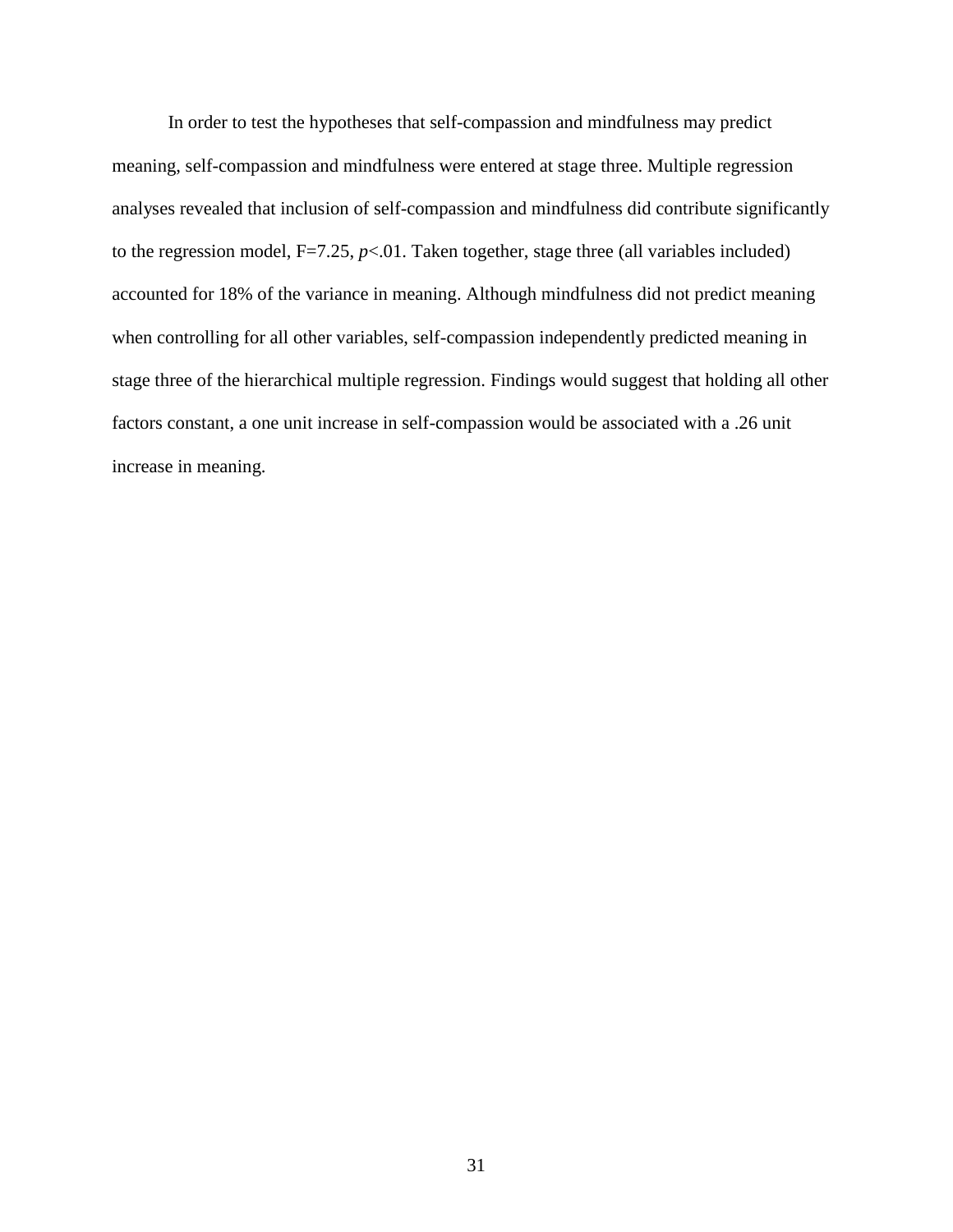In order to test the hypotheses that self-compassion and mindfulness may predict meaning, self-compassion and mindfulness were entered at stage three. Multiple regression analyses revealed that inclusion of self-compassion and mindfulness did contribute significantly to the regression model, $F=7.25$, $p<.01$. Taken together, stage three (all variables included) accounted for 18% of the variance in meaning. Although mindfulness did not predict meaning when controlling for all other variables, self-compassion independently predicted meaning in stage three of the hierarchical multiple regression. Findings would suggest that holding all other factors constant, a one unit increase in self-compassion would be associated with a .26 unit increase in meaning.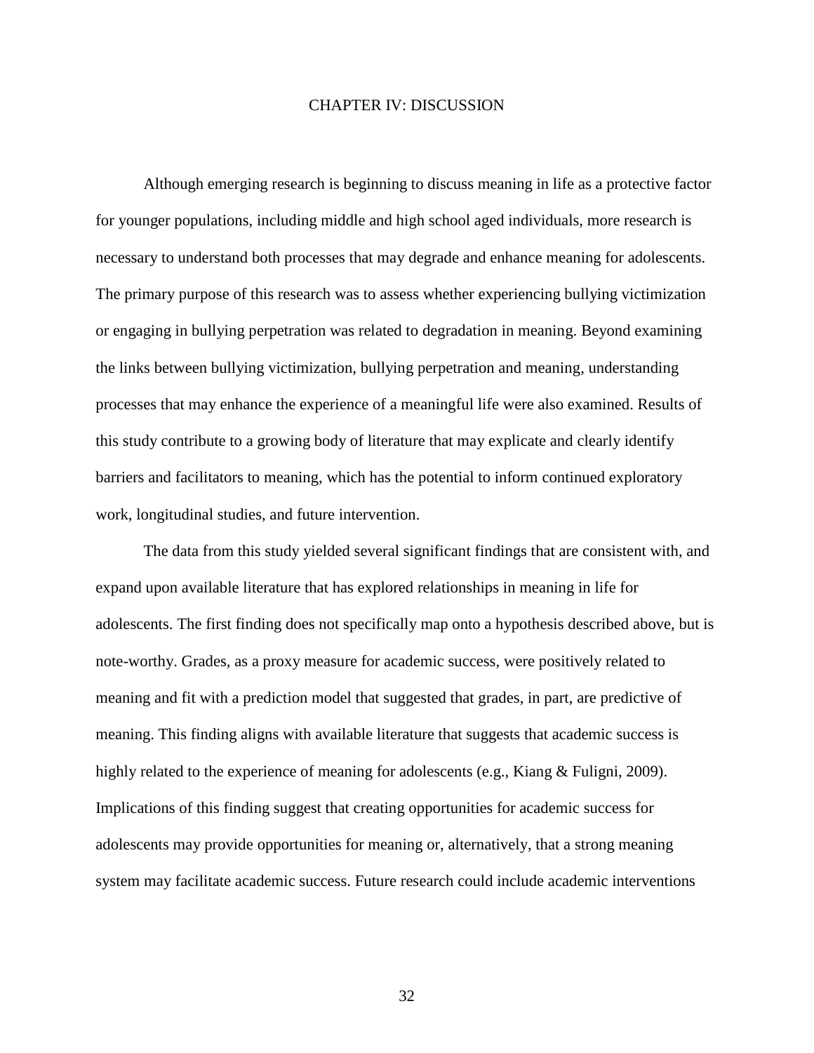# CHAPTER IV: DISCUSSION

Although emerging research is beginning to discuss meaning in life as a protective factor for younger populations, including middle and high school aged individuals, more research is necessary to understand both processes that may degrade and enhance meaning for adolescents. The primary purpose of this research was to assess whether experiencing bullying victimization or engaging in bullying perpetration was related to degradation in meaning. Beyond examining the links between bullying victimization, bullying perpetration and meaning, understanding processes that may enhance the experience of a meaningful life were also examined. Results of this study contribute to a growing body of literature that may explicate and clearly identify barriers and facilitators to meaning, which has the potential to inform continued exploratory work, longitudinal studies, and future intervention.

The data from this study yielded several significant findings that are consistent with, and expand upon available literature that has explored relationships in meaning in life for adolescents. The first finding does not specifically map onto a hypothesis described above, but is note-worthy. Grades, as a proxy measure for academic success, were positively related to meaning and fit with a prediction model that suggested that grades, in part, are predictive of meaning. This finding aligns with available literature that suggests that academic success is highly related to the experience of meaning for adolescents (e.g., Kiang & Fuligni, 2009). Implications of this finding suggest that creating opportunities for academic success for adolescents may provide opportunities for meaning or, alternatively, that a strong meaning system may facilitate academic success. Future research could include academic interventions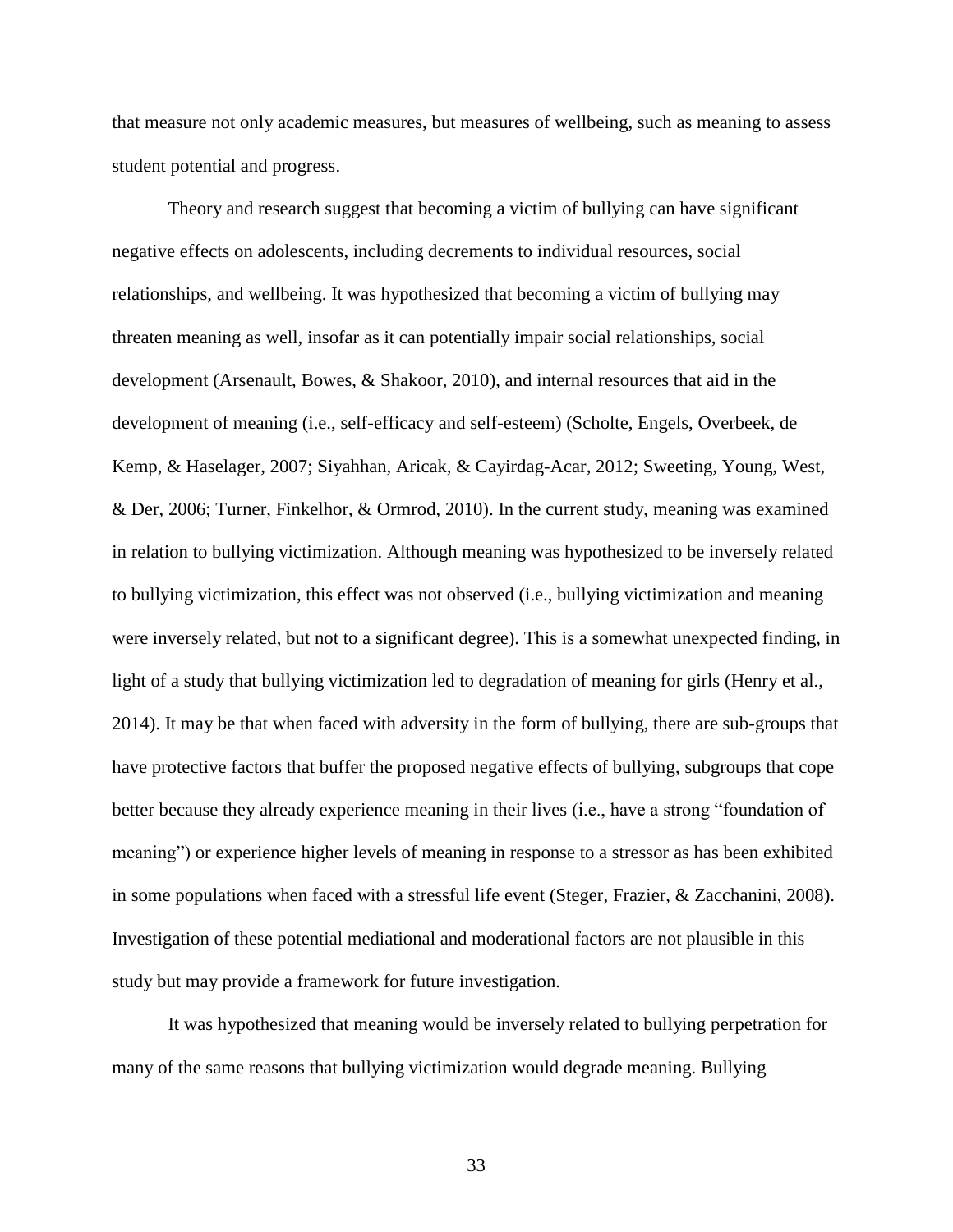that measure not only academic measures, but measures of wellbeing, such as meaning to assess student potential and progress.

Theory and research suggest that becoming a victim of bullying can have significant negative effects on adolescents, including decrements to individual resources, social relationships, and wellbeing. It was hypothesized that becoming a victim of bullying may threaten meaning as well, insofar as it can potentially impair social relationships, social development (Arsenault, Bowes, & Shakoor, 2010), and internal resources that aid in the development of meaning (i.e., self-efficacy and self-esteem) (Scholte, Engels, Overbeek, de Kemp, & Haselager, 2007; Siyahhan, Aricak, & Cayirdag-Acar, 2012; Sweeting, Young, West, & Der, 2006; Turner, Finkelhor, & Ormrod, 2010). In the current study, meaning was examined in relation to bullying victimization. Although meaning was hypothesized to be inversely related to bullying victimization, this effect was not observed (i.e., bullying victimization and meaning were inversely related, but not to a significant degree). This is a somewhat unexpected finding, in light of a study that bullying victimization led to degradation of meaning for girls (Henry et al., 2014). It may be that when faced with adversity in the form of bullying, there are sub-groups that have protective factors that buffer the proposed negative effects of bullying, subgroups that cope better because they already experience meaning in their lives (i.e., have a strong "foundation of meaning") or experience higher levels of meaning in response to a stressor as has been exhibited in some populations when faced with a stressful life event (Steger, Frazier, & Zacchanini, 2008). Investigation of these potential mediational and moderational factors are not plausible in this study but may provide a framework for future investigation.

It was hypothesized that meaning would be inversely related to bullying perpetration for many of the same reasons that bullying victimization would degrade meaning. Bullying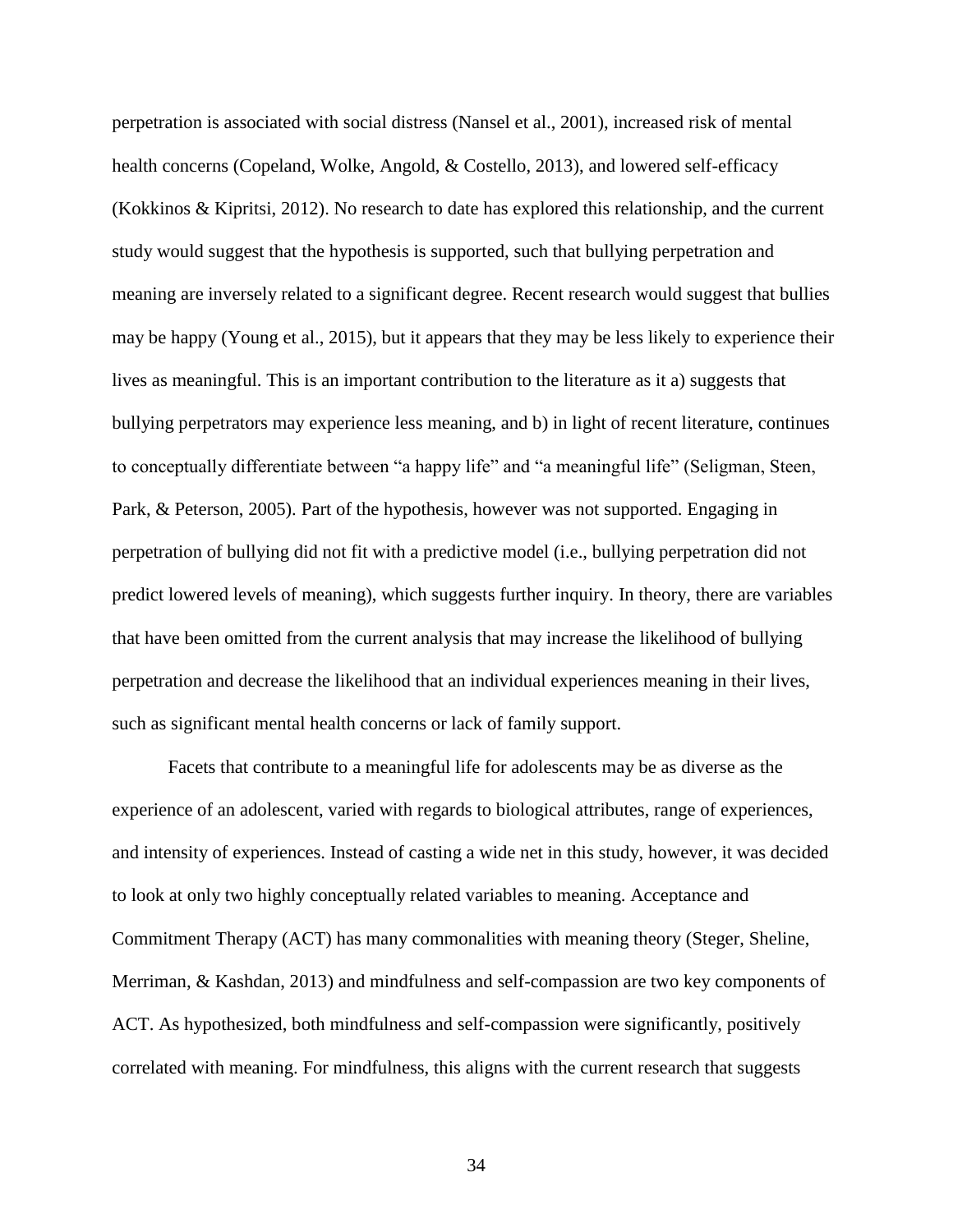perpetration is associated with social distress (Nansel et al., 2001), increased risk of mental health concerns (Copeland, Wolke, Angold, & Costello, 2013), and lowered self-efficacy (Kokkinos & Kipritsi, 2012). No research to date has explored this relationship, and the current study would suggest that the hypothesis is supported, such that bullying perpetration and meaning are inversely related to a significant degree. Recent research would suggest that bullies may be happy (Young et al., 2015), but it appears that they may be less likely to experience their lives as meaningful. This is an important contribution to the literature as it a) suggests that bullying perpetrators may experience less meaning, and b) in light of recent literature, continues to conceptually differentiate between "a happy life" and "a meaningful life" (Seligman, Steen, Park, & Peterson, 2005). Part of the hypothesis, however was not supported. Engaging in perpetration of bullying did not fit with a predictive model (i.e., bullying perpetration did not predict lowered levels of meaning), which suggests further inquiry. In theory, there are variables that have been omitted from the current analysis that may increase the likelihood of bullying perpetration and decrease the likelihood that an individual experiences meaning in their lives, such as significant mental health concerns or lack of family support.

Facets that contribute to a meaningful life for adolescents may be as diverse as the experience of an adolescent, varied with regards to biological attributes, range of experiences, and intensity of experiences. Instead of casting a wide net in this study, however, it was decided to look at only two highly conceptually related variables to meaning. Acceptance and Commitment Therapy (ACT) has many commonalities with meaning theory (Steger, Sheline, Merriman, & Kashdan, 2013) and mindfulness and self-compassion are two key components of ACT. As hypothesized, both mindfulness and self-compassion were significantly, positively correlated with meaning. For mindfulness, this aligns with the current research that suggests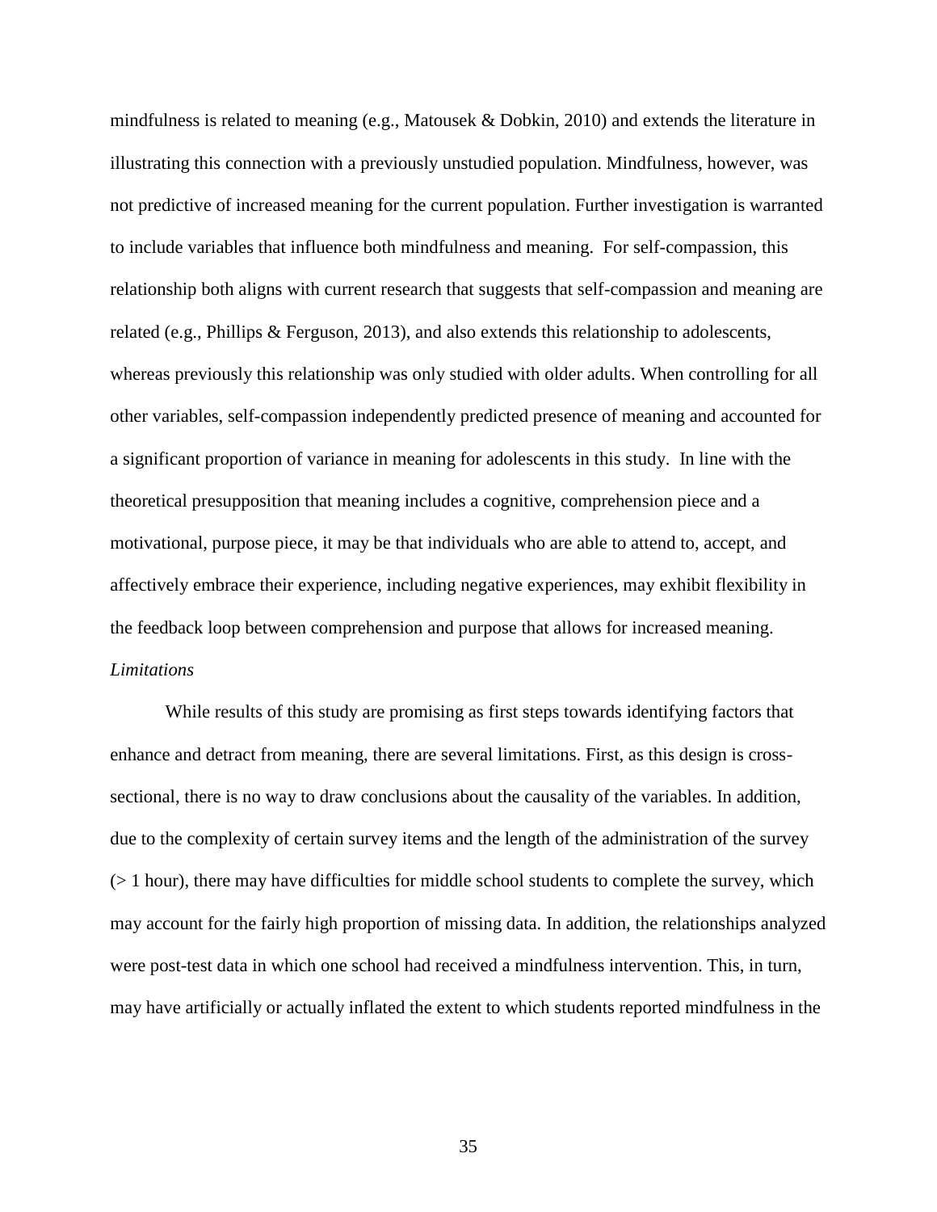mindfulness is related to meaning (e.g., Matousek & Dobkin, 2010) and extends the literature in illustrating this connection with a previously unstudied population. Mindfulness, however, was not predictive of increased meaning for the current population. Further investigation is warranted to include variables that influence both mindfulness and meaning. For self-compassion, this relationship both aligns with current research that suggests that self-compassion and meaning are related (e.g., Phillips & Ferguson, 2013), and also extends this relationship to adolescents, whereas previously this relationship was only studied with older adults. When controlling for all other variables, self-compassion independently predicted presence of meaning and accounted for a significant proportion of variance in meaning for adolescents in this study. In line with the theoretical presupposition that meaning includes a cognitive, comprehension piece and a motivational, purpose piece, it may be that individuals who are able to attend to, accept, and affectively embrace their experience, including negative experiences, may exhibit flexibility in the feedback loop between comprehension and purpose that allows for increased meaning.

*Limitations*

While results of this study are promising as first steps towards identifying factors that enhance and detract from meaning, there are several limitations. First, as this design is cross-sectional, there is no way to draw conclusions about the causality of the variables. In addition, due to the complexity of certain survey items and the length of the administration of the survey (> 1 hour), there may have difficulties for middle school students to complete the survey, which may account for the fairly high proportion of missing data. In addition, the relationships analyzed were post-test data in which one school had received a mindfulness intervention. This, in turn, may have artificially or actually inflated the extent to which students reported mindfulness in the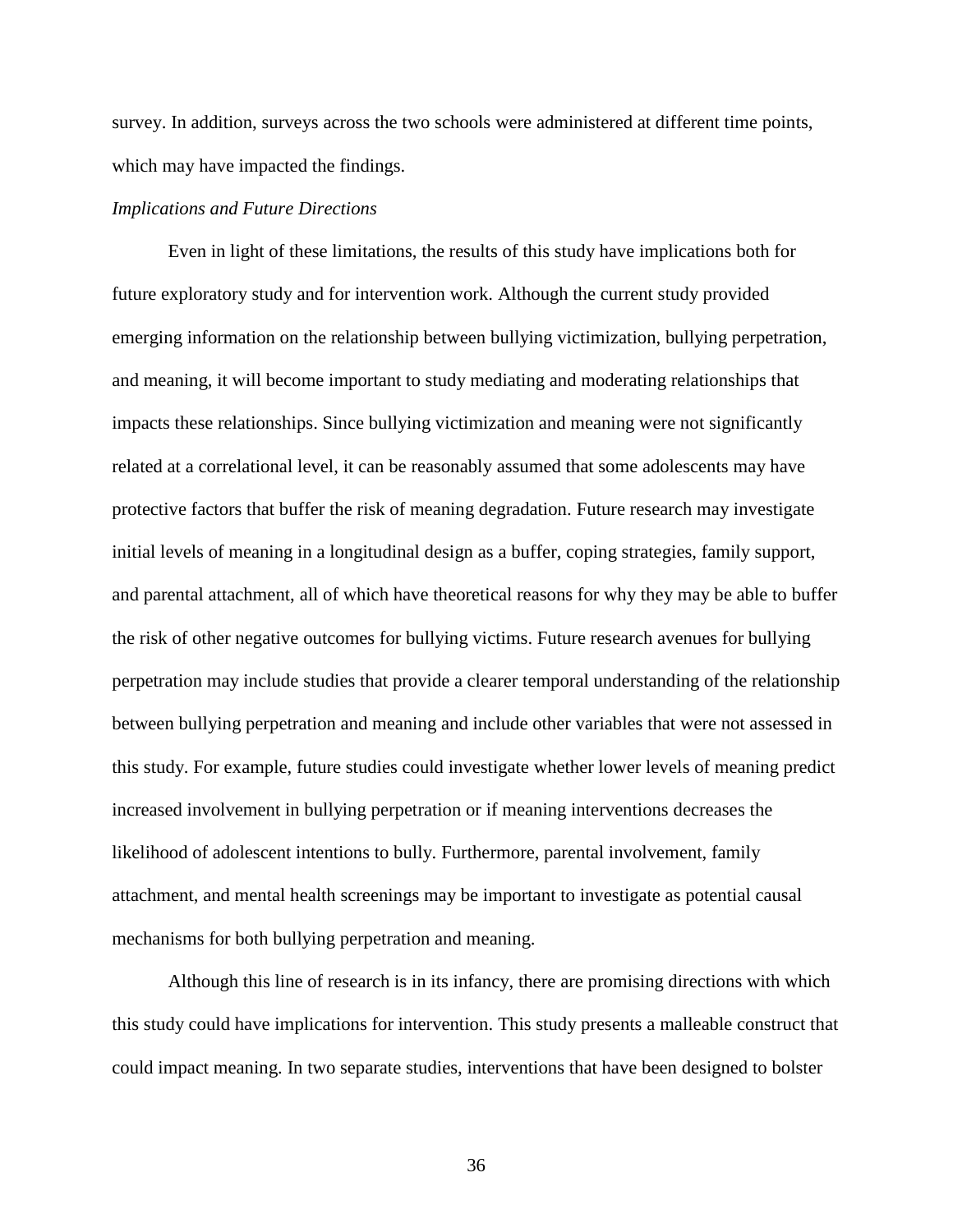survey. In addition, surveys across the two schools were administered at different time points, which may have impacted the findings.

*Implications and Future Directions*

Even in light of these limitations, the results of this study have implications both for future exploratory study and for intervention work. Although the current study provided emerging information on the relationship between bullying victimization, bullying perpetration, and meaning, it will become important to study mediating and moderating relationships that impacts these relationships. Since bullying victimization and meaning were not significantly related at a correlational level, it can be reasonably assumed that some adolescents may have protective factors that buffer the risk of meaning degradation. Future research may investigate initial levels of meaning in a longitudinal design as a buffer, coping strategies, family support, and parental attachment, all of which have theoretical reasons for why they may be able to buffer the risk of other negative outcomes for bullying victims. Future research avenues for bullying perpetration may include studies that provide a clearer temporal understanding of the relationship between bullying perpetration and meaning and include other variables that were not assessed in this study. For example, future studies could investigate whether lower levels of meaning predict increased involvement in bullying perpetration or if meaning interventions decreases the likelihood of adolescent intentions to bully. Furthermore, parental involvement, family attachment, and mental health screenings may be important to investigate as potential causal mechanisms for both bullying perpetration and meaning.

Although this line of research is in its infancy, there are promising directions with which this study could have implications for intervention. This study presents a malleable construct that could impact meaning. In two separate studies, interventions that have been designed to bolster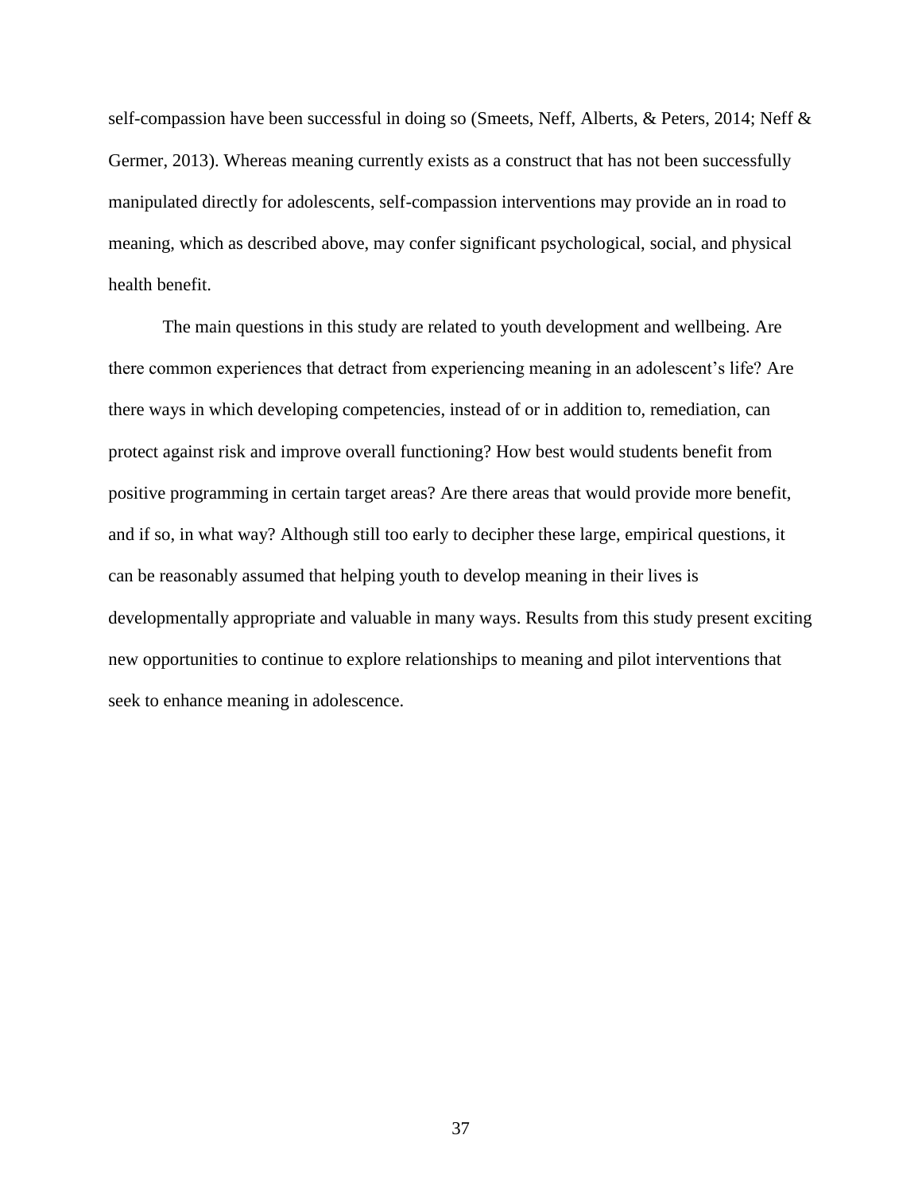self-compassion have been successful in doing so (Smeets, Neff, Alberts, & Peters, 2014; Neff & Germer, 2013). Whereas meaning currently exists as a construct that has not been successfully manipulated directly for adolescents, self-compassion interventions may provide an in road to meaning, which as described above, may confer significant psychological, social, and physical health benefit.

The main questions in this study are related to youth development and wellbeing. Are there common experiences that detract from experiencing meaning in an adolescent's life? Are there ways in which developing competencies, instead of or in addition to, remediation, can protect against risk and improve overall functioning? How best would students benefit from positive programming in certain target areas? Are there areas that would provide more benefit, and if so, in what way? Although still too early to decipher these large, empirical questions, it can be reasonably assumed that helping youth to develop meaning in their lives is developmentally appropriate and valuable in many ways. Results from this study present exciting new opportunities to continue to explore relationships to meaning and pilot interventions that seek to enhance meaning in adolescence.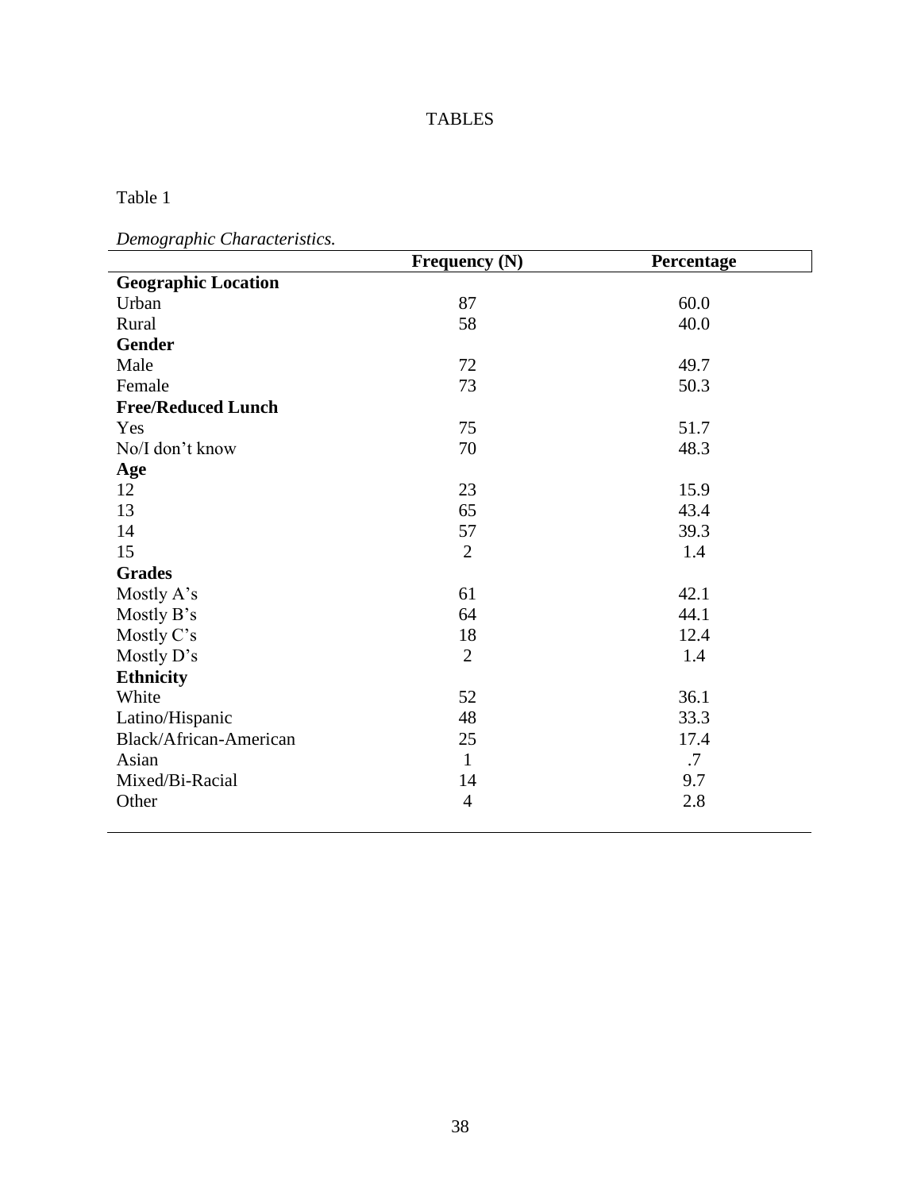# TABLES

Table 1

*Demographic Characteristics.*

| | Frequency (N) | Percentage |
|---|---|---|
| **Geographic Location** | | |
| Urban | 87 | 60.0 |
| Rural | 58 | 40.0 |
| **Gender** | | |
| Male | 72 | 49.7 |
| Female | 73 | 50.3 |
| **Free/Reduced Lunch** | | |
| Yes | 75 | 51.7 |
| No/I don't know | 70 | 48.3 |
| **Age** | | |
| 12 | 23 | 15.9 |
| 13 | 65 | 43.4 |
| 14 | 57 | 39.3 |
| 15 | 2 | 1.4 |
| **Grades** | | |
| Mostly A's | 61 | 42.1 |
| Mostly B's | 64 | 44.1 |
| Mostly C's | 18 | 12.4 |
| Mostly D's | 2 | 1.4 |
| **Ethnicity** | | |
| White | 52 | 36.1 |
| Latino/Hispanic | 48 | 33.3 |
| Black/African-American | 25 | 17.4 |
| Asian | 1 | .7 |
| Mixed/Bi-Racial | 14 | 9.7 |
| Other | 4 | 2.8 |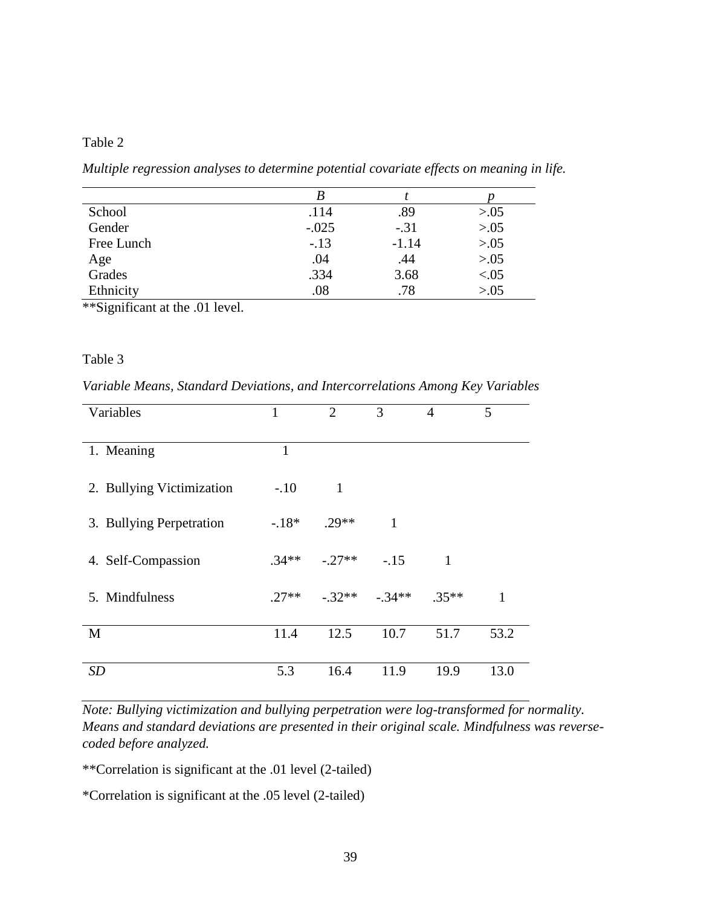Table 2

*Multiple regression analyses to determine potential covariate effects on meaning in life.*

| | *B* | *t* | *p* |
|---|---|---|---|
| School | .114 | .89 | >.05 |
| Gender | -.025 | -.31 | >.05 |
| Free Lunch | -.13 | -1.14 | >.05 |
| Age | .04 | .44 | >.05 |
| Grades | .334 | 3.68 | <.05 |
| Ethnicity | .08 | .78 | >.05 |

**Significant at the .01 level.

Table 3

*Variable Means, Standard Deviations, and Intercorrelations Among Key Variables*

| Variables | 1 | 2 | 3 | 4 | 5 |
|---|---|---|---|---|---|
| 1. Meaning | 1 | | | | |
| 2. Bullying Victimization | -.10 | 1 | | | |
| 3. Bullying Perpetration | -.18* | .29** | 1 | | |
| 4. Self-Compassion | .34** | -.27** | -.15 | 1 | |
| 5. Mindfulness | .27** | -.32** | -.34** | .35** | 1 |
| M | 11.4 | 12.5 | 10.7 | 51.7 | 53.2 |
| *SD* | 5.3 | 16.4 | 11.9 | 19.9 | 13.0 |

*Note: Bullying victimization and bullying perpetration were log-transformed for normality. Means and standard deviations are presented in their original scale. Mindfulness was reverse-coded before analyzed.*

**Correlation is significant at the .01 level (2-tailed)

*Correlation is significant at the .05 level (2-tailed)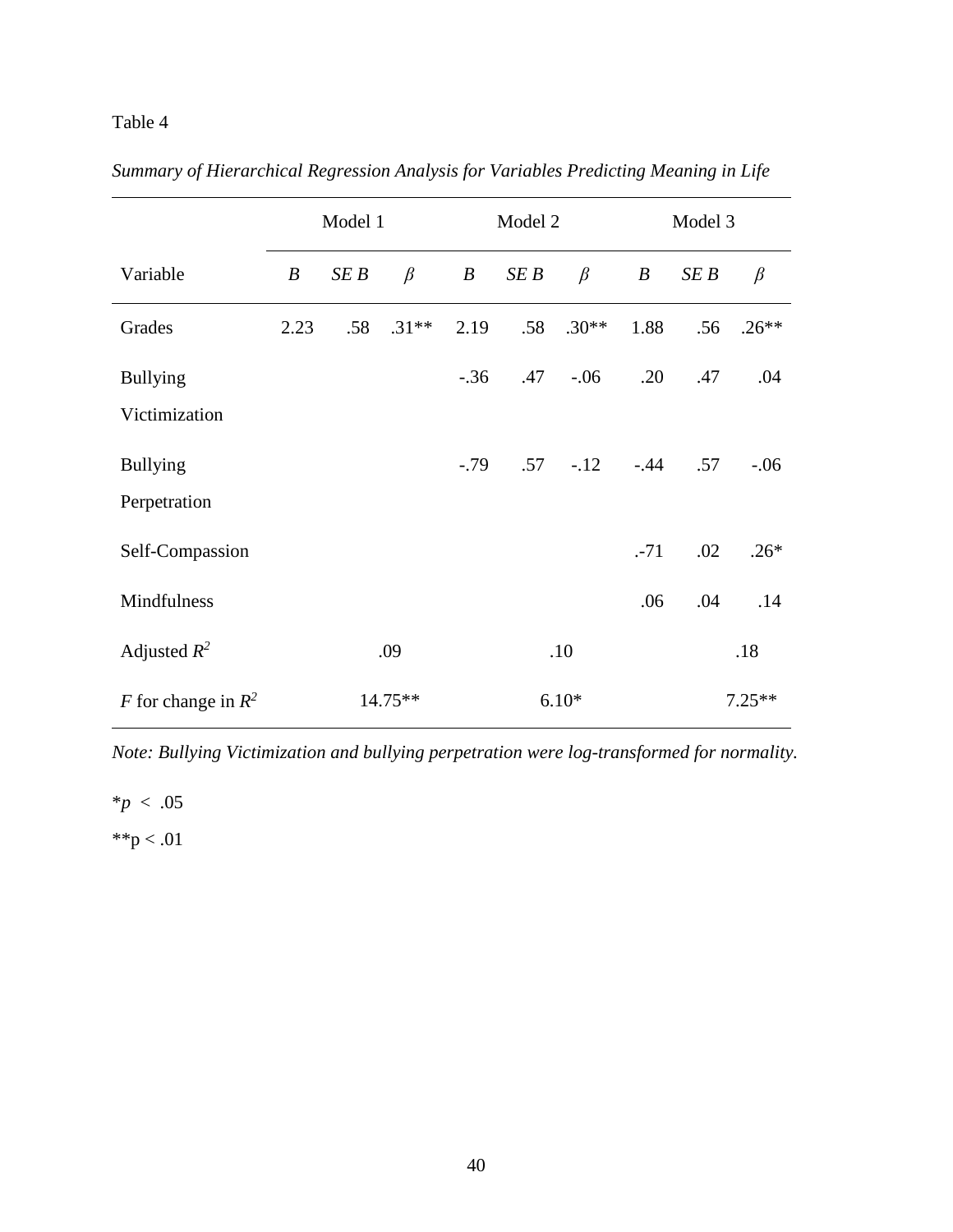Table 4

*Summary of Hierarchical Regression Analysis for Variables Predicting Meaning in Life*

| | Model 1 | | | Model 2 | | | Model 3 | | |
|---|---|---|---|---|---|---|---|---|---|
| Variable | *B* | *SE B* | *β* | *B* | *SE B* | *β* | *B* | *SE B* | *β* |
| Grades | 2.23 | .58 | .31** | 2.19 | .58 | .30** | 1.88 | .56 | .26** |
| Bullying Victimization | | | | -.36 | .47 | -.06 | .20 | .47 | .04 |
| Bullying Perpetration | | | | -.79 | .57 | -.12 | -.44 | .57 | -.06 |
| Self-Compassion | | | | | | | .-71 | .02 | .26* |
| Mindfulness | | | | | | | .06 | .04 | .14 |
| Adjusted $R^2$ | | .09 | | | .10 | | | .18 | |
| $F$ for change in $R^2$ | | 14.75** | | | 6.10* | | | 7.25** | |

*Note: Bullying Victimization and bullying perpetration were log-transformed for normality.*

*$p < .05$

**$p < .01$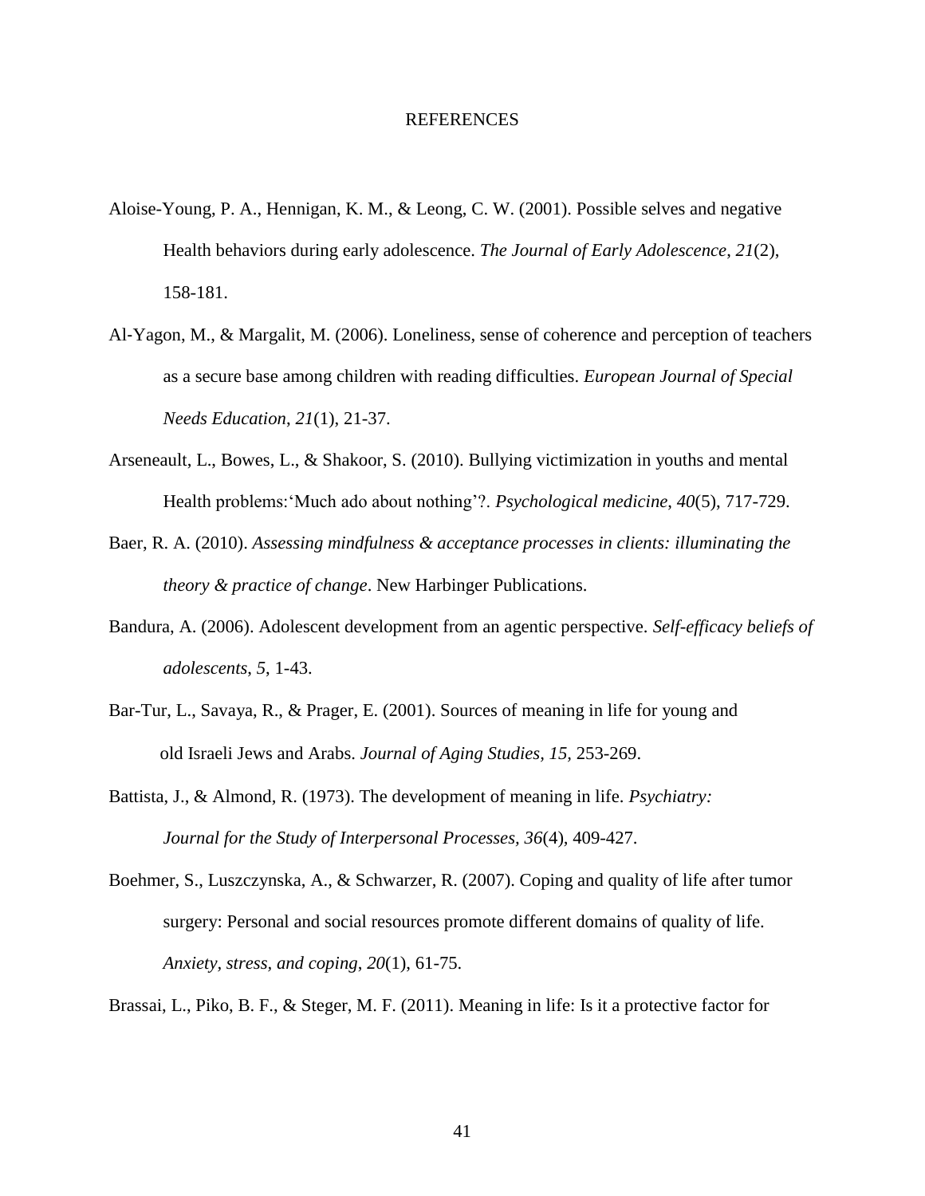# REFERENCES

Aloise-Young, P. A., Hennigan, K. M., & Leong, C. W. (2001). Possible selves and negative Health behaviors during early adolescence. *The Journal of Early Adolescence*, *21*(2), 158-181.

Al‐Yagon, M., & Margalit, M. (2006). Loneliness, sense of coherence and perception of teachers as a secure base among children with reading difficulties. *European Journal of Special Needs Education*, *21*(1), 21-37.

Arseneault, L., Bowes, L., & Shakoor, S. (2010). Bullying victimization in youths and mental Health problems:'Much ado about nothing'?. *Psychological medicine*, *40*(5), 717-729.

Baer, R. A. (2010). *Assessing mindfulness & acceptance processes in clients: illuminating the theory & practice of change*. New Harbinger Publications.

Bandura, A. (2006). Adolescent development from an agentic perspective. *Self-efficacy beliefs of adolescents*, *5*, 1-43.

Bar-Tur, L., Savaya, R., & Prager, E. (2001). Sources of meaning in life for young and old Israeli Jews and Arabs. *Journal of Aging Studies, 15*, 253-269.

Battista, J., & Almond, R. (1973). The development of meaning in life. *Psychiatry: Journal for the Study of Interpersonal Processes, 36*(4), 409-427.

Boehmer, S., Luszczynska, A., & Schwarzer, R. (2007). Coping and quality of life after tumor surgery: Personal and social resources promote different domains of quality of life. *Anxiety, stress, and coping*, *20*(1), 61-75.

Brassai, L., Piko, B. F., & Steger, M. F. (2011). Meaning in life: Is it a protective factor for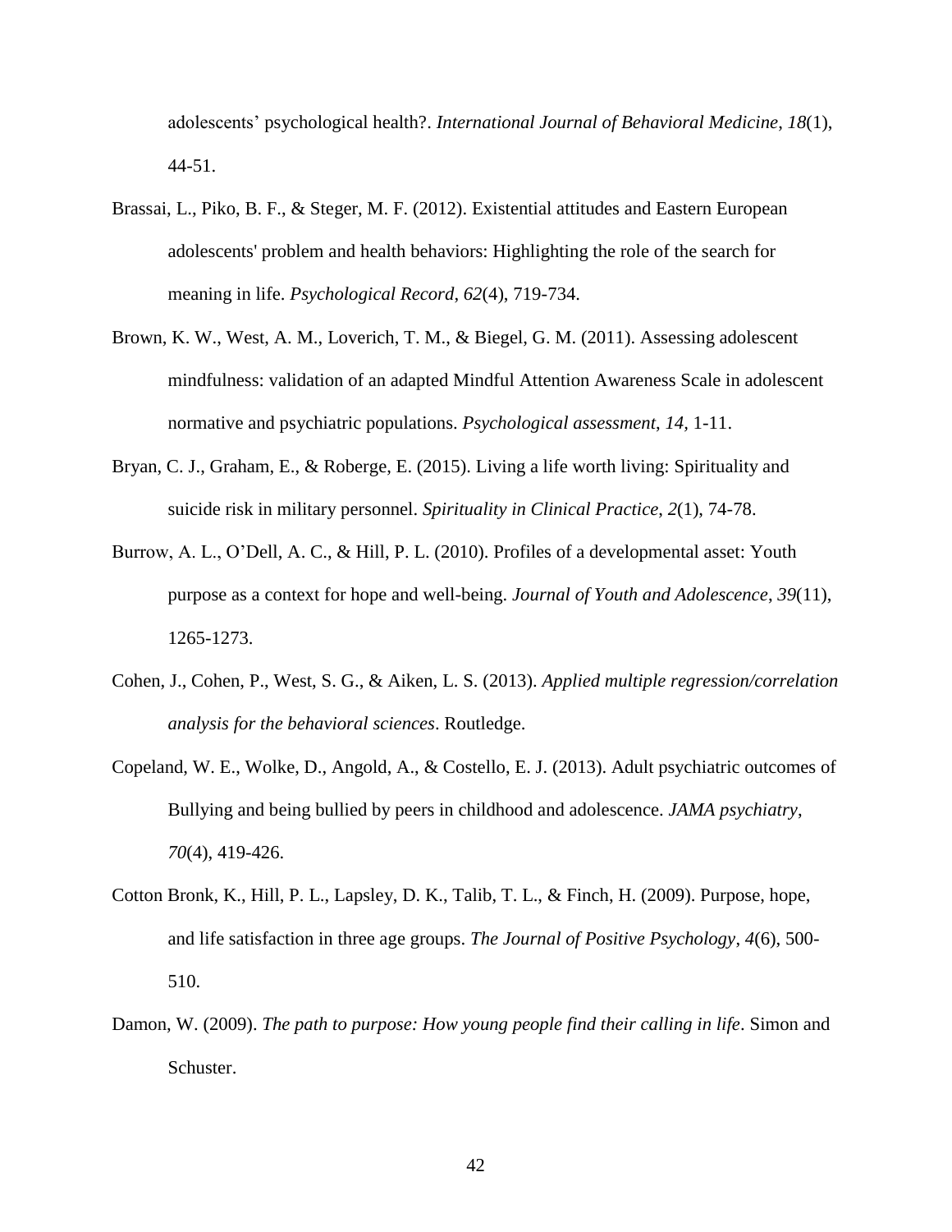adolescents' psychological health?. *International Journal of Behavioral Medicine*, *18*(1), 44-51.

Brassai, L., Piko, B. F., & Steger, M. F. (2012). Existential attitudes and Eastern European adolescents' problem and health behaviors: Highlighting the role of the search for meaning in life. *Psychological Record*, *62*(4), 719-734.

Brown, K. W., West, A. M., Loverich, T. M., & Biegel, G. M. (2011). Assessing adolescent mindfulness: validation of an adapted Mindful Attention Awareness Scale in adolescent normative and psychiatric populations. *Psychological assessment*, *14,* 1-11.

Bryan, C. J., Graham, E., & Roberge, E. (2015). Living a life worth living: Spirituality and suicide risk in military personnel. *Spirituality in Clinical Practice*, *2*(1), 74-78.

Burrow, A. L., O'Dell, A. C., & Hill, P. L. (2010). Profiles of a developmental asset: Youth purpose as a context for hope and well-being. *Journal of Youth and Adolescence*, *39*(11), 1265-1273.

Cohen, J., Cohen, P., West, S. G., & Aiken, L. S. (2013). *Applied multiple regression/correlation analysis for the behavioral sciences*. Routledge.

Copeland, W. E., Wolke, D., Angold, A., & Costello, E. J. (2013). Adult psychiatric outcomes of Bullying and being bullied by peers in childhood and adolescence. *JAMA psychiatry*, *70*(4), 419-426.

Cotton Bronk, K., Hill, P. L., Lapsley, D. K., Talib, T. L., & Finch, H. (2009). Purpose, hope, and life satisfaction in three age groups. *The Journal of Positive Psychology*, *4*(6), 500-510.

Damon, W. (2009). *The path to purpose: How young people find their calling in life*. Simon and Schuster.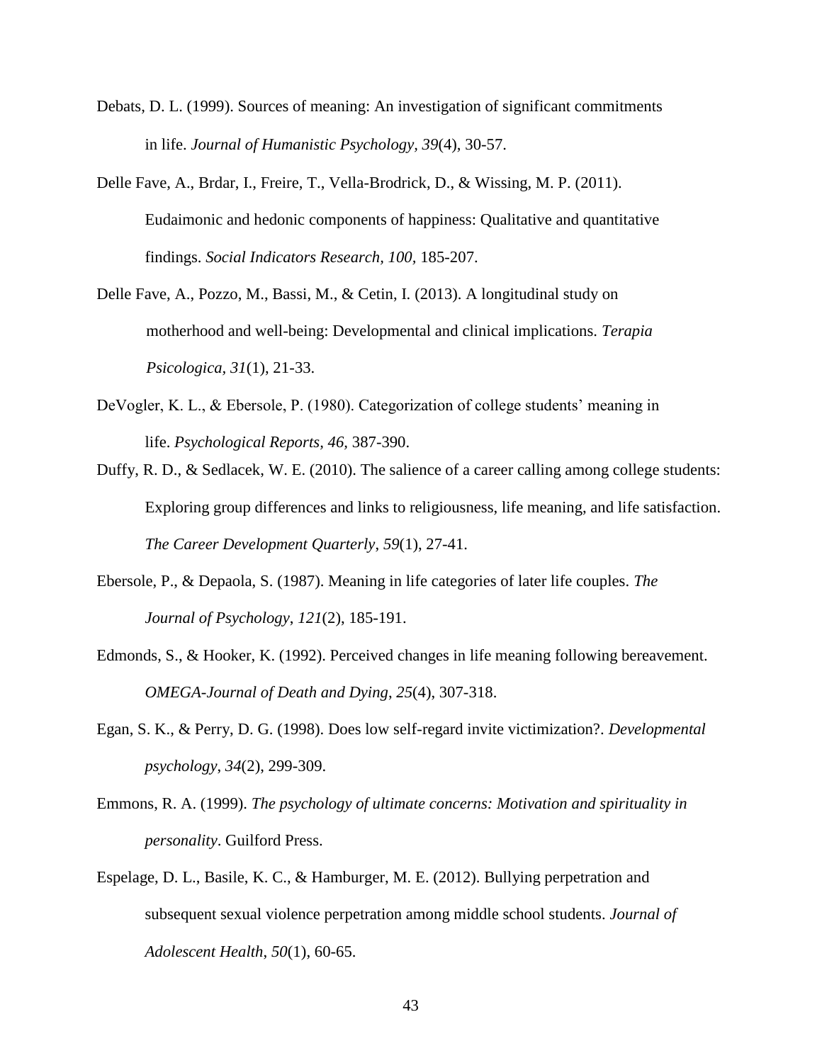Debats, D. L. (1999). Sources of meaning: An investigation of significant commitments in life. *Journal of Humanistic Psychology, 39*(4), 30-57.

Delle Fave, A., Brdar, I., Freire, T., Vella-Brodrick, D., & Wissing, M. P. (2011). Eudaimonic and hedonic components of happiness: Qualitative and quantitative findings. *Social Indicators Research, 100*, 185-207.

Delle Fave, A., Pozzo, M., Bassi, M., & Cetin, I. (2013). A longitudinal study on motherhood and well-being: Developmental and clinical implications. *Terapia Psicologica, 31*(1), 21-33.

DeVogler, K. L., & Ebersole, P. (1980). Categorization of college students' meaning in life. *Psychological Reports, 46*, 387-390.

Duffy, R. D., & Sedlacek, W. E. (2010). The salience of a career calling among college students: Exploring group differences and links to religiousness, life meaning, and life satisfaction. *The Career Development Quarterly*, *59*(1), 27-41.

Ebersole, P., & Depaola, S. (1987). Meaning in life categories of later life couples. *The Journal of Psychology*, *121*(2), 185-191.

Edmonds, S., & Hooker, K. (1992). Perceived changes in life meaning following bereavement. *OMEGA-Journal of Death and Dying*, *25*(4), 307-318.

Egan, S. K., & Perry, D. G. (1998). Does low self-regard invite victimization?. *Developmental psychology*, *34*(2), 299-309.

Emmons, R. A. (1999). *The psychology of ultimate concerns: Motivation and spirituality in personality*. Guilford Press.

Espelage, D. L., Basile, K. C., & Hamburger, M. E. (2012). Bullying perpetration and subsequent sexual violence perpetration among middle school students. *Journal of Adolescent Health*, *50*(1), 60-65.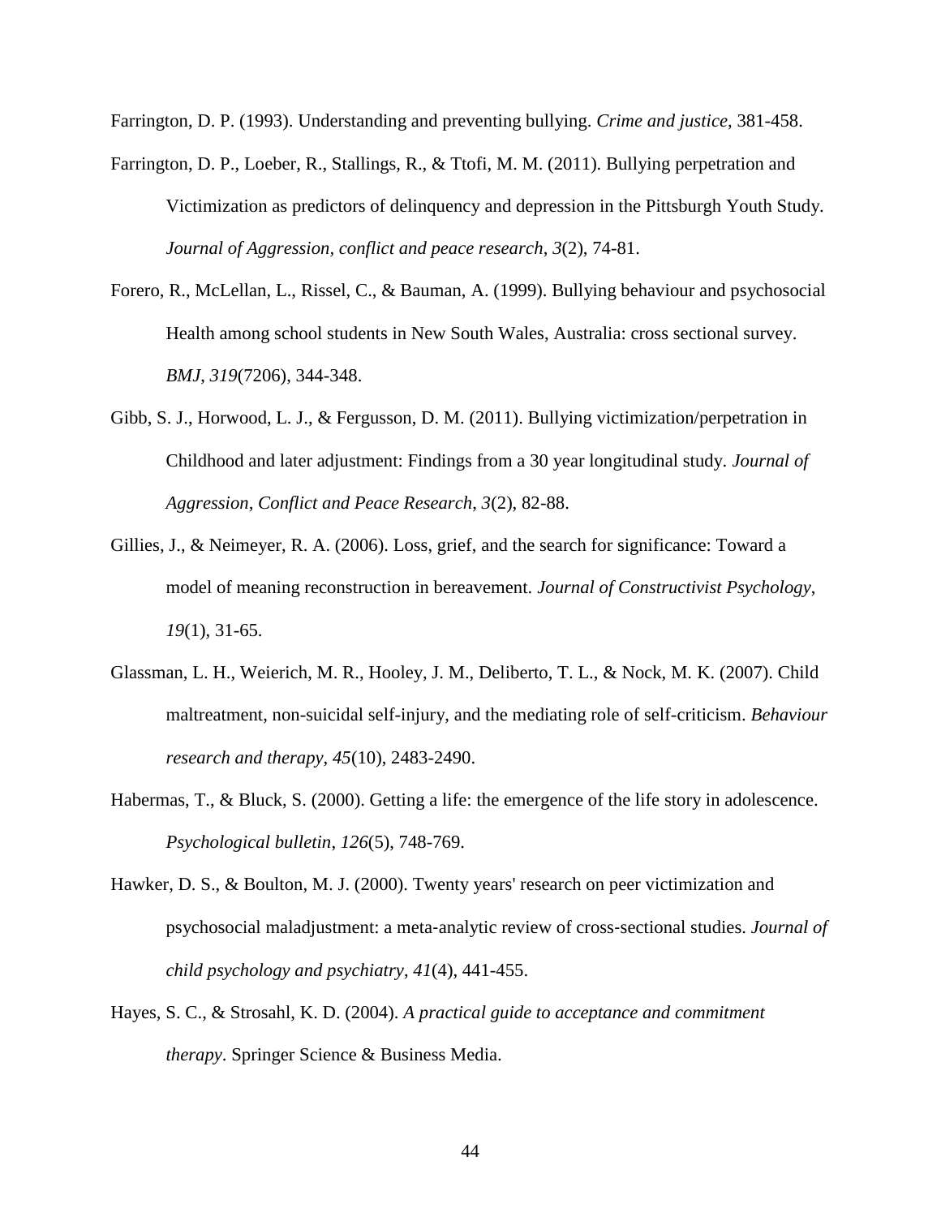Farrington, D. P. (1993). Understanding and preventing bullying. *Crime and justice*, 381-458.

Farrington, D. P., Loeber, R., Stallings, R., & Ttofi, M. M. (2011). Bullying perpetration and Victimization as predictors of delinquency and depression in the Pittsburgh Youth Study. *Journal of Aggression, conflict and peace research*, *3*(2), 74-81.

Forero, R., McLellan, L., Rissel, C., & Bauman, A. (1999). Bullying behaviour and psychosocial Health among school students in New South Wales, Australia: cross sectional survey. *BMJ*, *319*(7206), 344-348.

Gibb, S. J., Horwood, L. J., & Fergusson, D. M. (2011). Bullying victimization/perpetration in Childhood and later adjustment: Findings from a 30 year longitudinal study. *Journal of Aggression, Conflict and Peace Research*, *3*(2), 82-88.

Gillies, J., & Neimeyer, R. A. (2006). Loss, grief, and the search for significance: Toward a model of meaning reconstruction in bereavement. *Journal of Constructivist Psychology*, *19*(1), 31-65.

Glassman, L. H., Weierich, M. R., Hooley, J. M., Deliberto, T. L., & Nock, M. K. (2007). Child maltreatment, non-suicidal self-injury, and the mediating role of self-criticism. *Behaviour research and therapy*, *45*(10), 2483-2490.

Habermas, T., & Bluck, S. (2000). Getting a life: the emergence of the life story in adolescence. *Psychological bulletin*, *126*(5), 748-769.

Hawker, D. S., & Boulton, M. J. (2000). Twenty years' research on peer victimization and psychosocial maladjustment: a meta‐analytic review of cross‐sectional studies. *Journal of child psychology and psychiatry*, *41*(4), 441-455.

Hayes, S. C., & Strosahl, K. D. (2004). *A practical guide to acceptance and commitment therapy*. Springer Science & Business Media.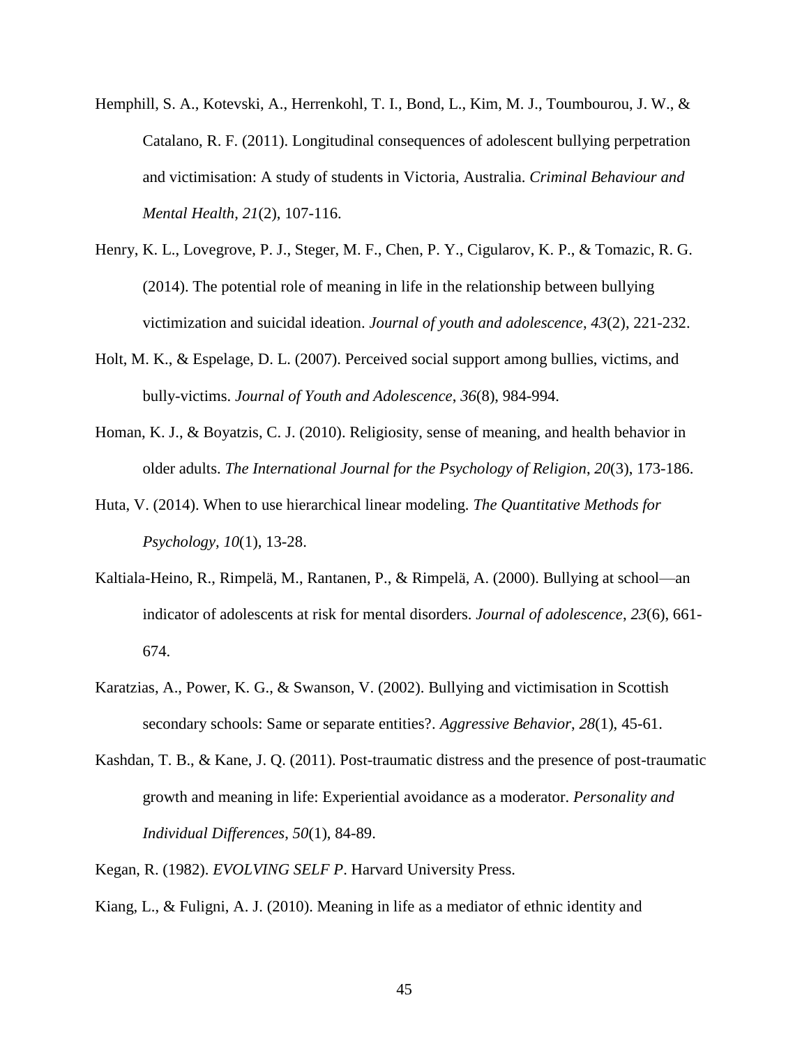Hemphill, S. A., Kotevski, A., Herrenkohl, T. I., Bond, L., Kim, M. J., Toumbourou, J. W., & Catalano, R. F. (2011). Longitudinal consequences of adolescent bullying perpetration and victimisation: A study of students in Victoria, Australia. *Criminal Behaviour and Mental Health*, *21*(2), 107-116.

Henry, K. L., Lovegrove, P. J., Steger, M. F., Chen, P. Y., Cigularov, K. P., & Tomazic, R. G. (2014). The potential role of meaning in life in the relationship between bullying victimization and suicidal ideation. *Journal of youth and adolescence*, *43*(2), 221-232.

Holt, M. K., & Espelage, D. L. (2007). Perceived social support among bullies, victims, and bully-victims. *Journal of Youth and Adolescence*, *36*(8), 984-994.

Homan, K. J., & Boyatzis, C. J. (2010). Religiosity, sense of meaning, and health behavior in older adults. *The International Journal for the Psychology of Religion*, *20*(3), 173-186.

Huta, V. (2014). When to use hierarchical linear modeling. *The Quantitative Methods for Psychology*, *10*(1), 13-28.

Kaltiala-Heino, R., Rimpelä, M., Rantanen, P., & Rimpelä, A. (2000). Bullying at school—an indicator of adolescents at risk for mental disorders. *Journal of adolescence*, *23*(6), 661-674.

Karatzias, A., Power, K. G., & Swanson, V. (2002). Bullying and victimisation in Scottish secondary schools: Same or separate entities?. *Aggressive Behavior*, *28*(1), 45-61.

Kashdan, T. B., & Kane, J. Q. (2011). Post-traumatic distress and the presence of post-traumatic growth and meaning in life: Experiential avoidance as a moderator. *Personality and Individual Differences*, *50*(1), 84-89.

Kegan, R. (1982). *EVOLVING SELF P*. Harvard University Press.

Kiang, L., & Fuligni, A. J. (2010). Meaning in life as a mediator of ethnic identity and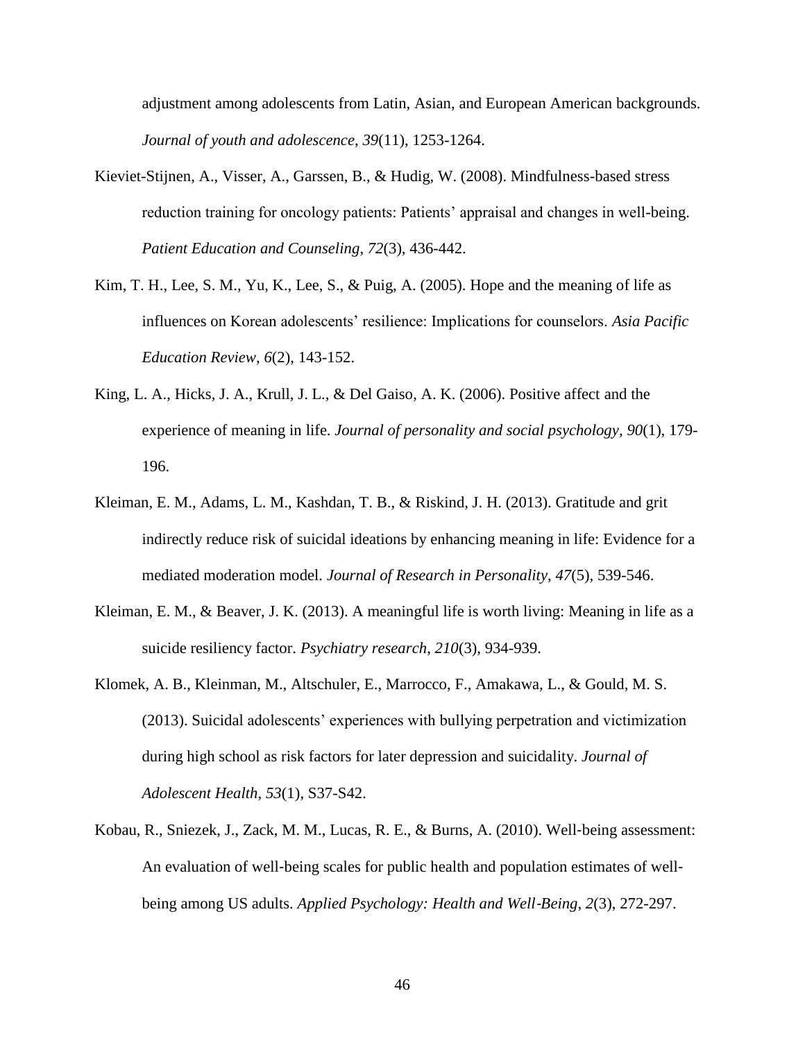adjustment among adolescents from Latin, Asian, and European American backgrounds. *Journal of youth and adolescence*, *39*(11), 1253-1264.

Kieviet-Stijnen, A., Visser, A., Garssen, B., & Hudig, W. (2008). Mindfulness-based stress reduction training for oncology patients: Patients' appraisal and changes in well-being. *Patient Education and Counseling*, *72*(3), 436-442.

Kim, T. H., Lee, S. M., Yu, K., Lee, S., & Puig, A. (2005). Hope and the meaning of life as influences on Korean adolescents' resilience: Implications for counselors. *Asia Pacific Education Review*, *6*(2), 143-152.

King, L. A., Hicks, J. A., Krull, J. L., & Del Gaiso, A. K. (2006). Positive affect and the experience of meaning in life. *Journal of personality and social psychology*, *90*(1), 179-196.

Kleiman, E. M., Adams, L. M., Kashdan, T. B., & Riskind, J. H. (2013). Gratitude and grit indirectly reduce risk of suicidal ideations by enhancing meaning in life: Evidence for a mediated moderation model. *Journal of Research in Personality*, *47*(5), 539-546.

Kleiman, E. M., & Beaver, J. K. (2013). A meaningful life is worth living: Meaning in life as a suicide resiliency factor. *Psychiatry research*, *210*(3), 934-939.

Klomek, A. B., Kleinman, M., Altschuler, E., Marrocco, F., Amakawa, L., & Gould, M. S. (2013). Suicidal adolescents' experiences with bullying perpetration and victimization during high school as risk factors for later depression and suicidality. *Journal of Adolescent Health*, *53*(1), S37-S42.

Kobau, R., Sniezek, J., Zack, M. M., Lucas, R. E., & Burns, A. (2010). Well-being assessment: An evaluation of well-being scales for public health and population estimates of well-being among US adults. *Applied Psychology: Health and Well-Being*, *2*(3), 272-297.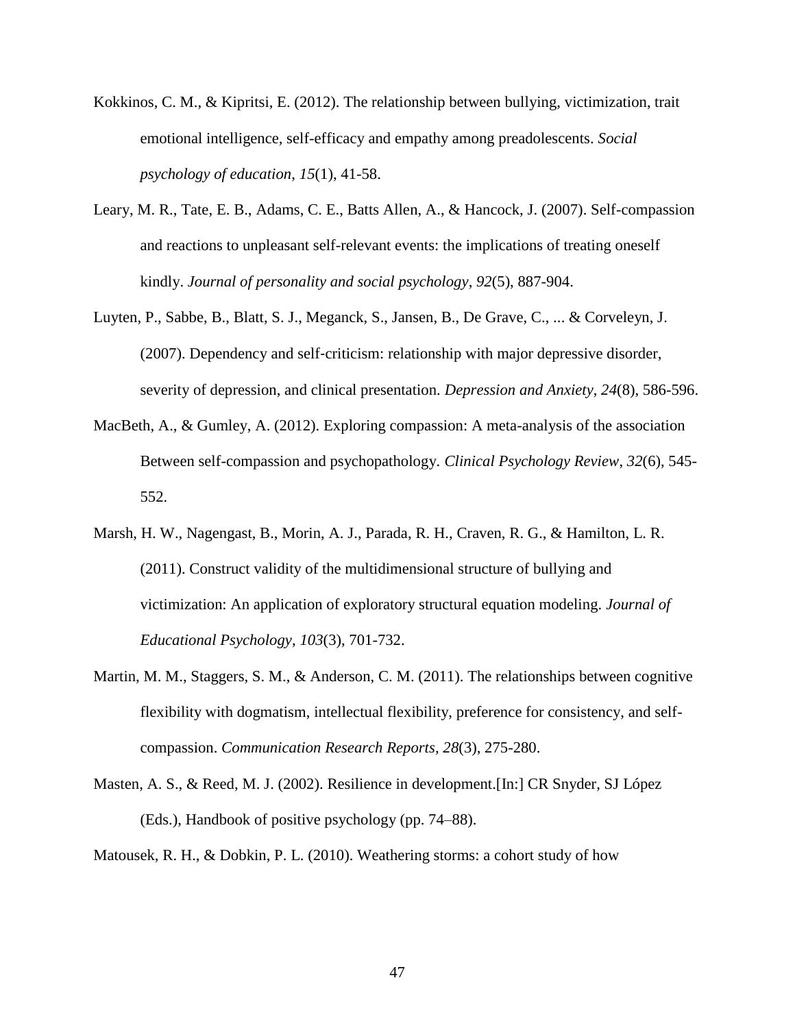Kokkinos, C. M., & Kipritsi, E. (2012). The relationship between bullying, victimization, trait emotional intelligence, self-efficacy and empathy among preadolescents. *Social psychology of education*, *15*(1), 41-58.

Leary, M. R., Tate, E. B., Adams, C. E., Batts Allen, A., & Hancock, J. (2007). Self-compassion and reactions to unpleasant self-relevant events: the implications of treating oneself kindly. *Journal of personality and social psychology*, *92*(5), 887-904.

Luyten, P., Sabbe, B., Blatt, S. J., Meganck, S., Jansen, B., De Grave, C., ... & Corveleyn, J. (2007). Dependency and self-criticism: relationship with major depressive disorder, severity of depression, and clinical presentation. *Depression and Anxiety*, *24*(8), 586-596.

MacBeth, A., & Gumley, A. (2012). Exploring compassion: A meta-analysis of the association Between self-compassion and psychopathology. *Clinical Psychology Review*, *32*(6), 545-552.

Marsh, H. W., Nagengast, B., Morin, A. J., Parada, R. H., Craven, R. G., & Hamilton, L. R. (2011). Construct validity of the multidimensional structure of bullying and victimization: An application of exploratory structural equation modeling. *Journal of Educational Psychology*, *103*(3), 701-732.

Martin, M. M., Staggers, S. M., & Anderson, C. M. (2011). The relationships between cognitive flexibility with dogmatism, intellectual flexibility, preference for consistency, and self-compassion. *Communication Research Reports*, *28*(3), 275-280.

Masten, A. S., & Reed, M. J. (2002). Resilience in development.[In:] CR Snyder, SJ López (Eds.), Handbook of positive psychology (pp. 74–88).

Matousek, R. H., & Dobkin, P. L. (2010). Weathering storms: a cohort study of how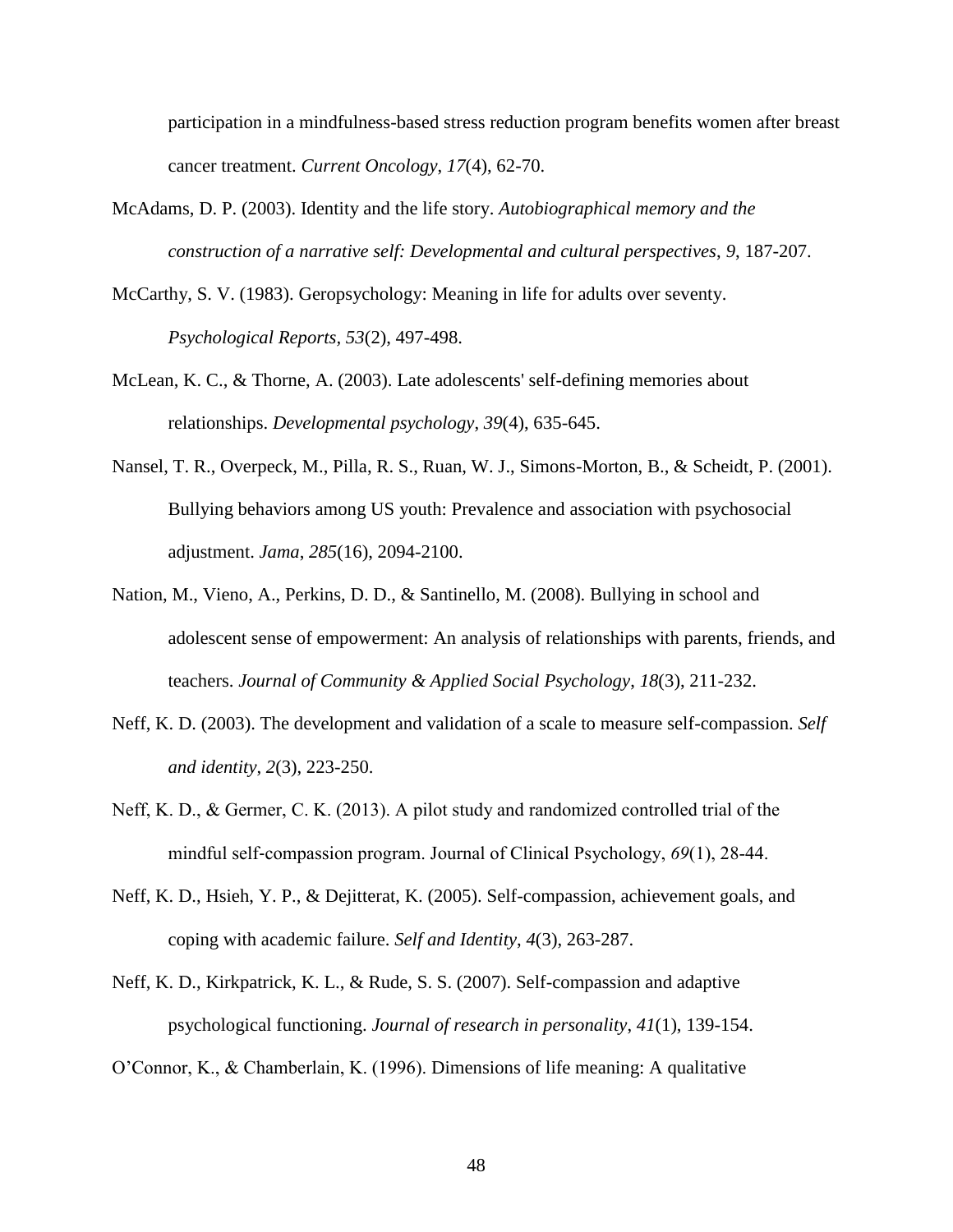participation in a mindfulness-based stress reduction program benefits women after breast cancer treatment. *Current Oncology*, *17*(4), 62-70.

McAdams, D. P. (2003). Identity and the life story. *Autobiographical memory and the construction of a narrative self: Developmental and cultural perspectives*, *9*, 187-207.

McCarthy, S. V. (1983). Geropsychology: Meaning in life for adults over seventy. *Psychological Reports*, *53*(2), 497-498.

McLean, K. C., & Thorne, A. (2003). Late adolescents' self-defining memories about relationships. *Developmental psychology*, *39*(4), 635-645.

Nansel, T. R., Overpeck, M., Pilla, R. S., Ruan, W. J., Simons-Morton, B., & Scheidt, P. (2001). Bullying behaviors among US youth: Prevalence and association with psychosocial adjustment. *Jama*, *285*(16), 2094-2100.

Nation, M., Vieno, A., Perkins, D. D., & Santinello, M. (2008). Bullying in school and adolescent sense of empowerment: An analysis of relationships with parents, friends, and teachers. *Journal of Community & Applied Social Psychology*, *18*(3), 211-232.

Neff, K. D. (2003). The development and validation of a scale to measure self-compassion. *Self and identity*, *2*(3), 223-250.

Neff, K. D., & Germer, C. K. (2013). A pilot study and randomized controlled trial of the mindful self‐compassion program. Journal of Clinical Psychology, *69*(1), 28-44.

Neff, K. D., Hsieh, Y. P., & Dejitterat, K. (2005). Self-compassion, achievement goals, and coping with academic failure. *Self and Identity*, *4*(3), 263-287.

Neff, K. D., Kirkpatrick, K. L., & Rude, S. S. (2007). Self-compassion and adaptive psychological functioning. *Journal of research in personality*, *41*(1), 139-154.

O'Connor, K., & Chamberlain, K. (1996). Dimensions of life meaning: A qualitative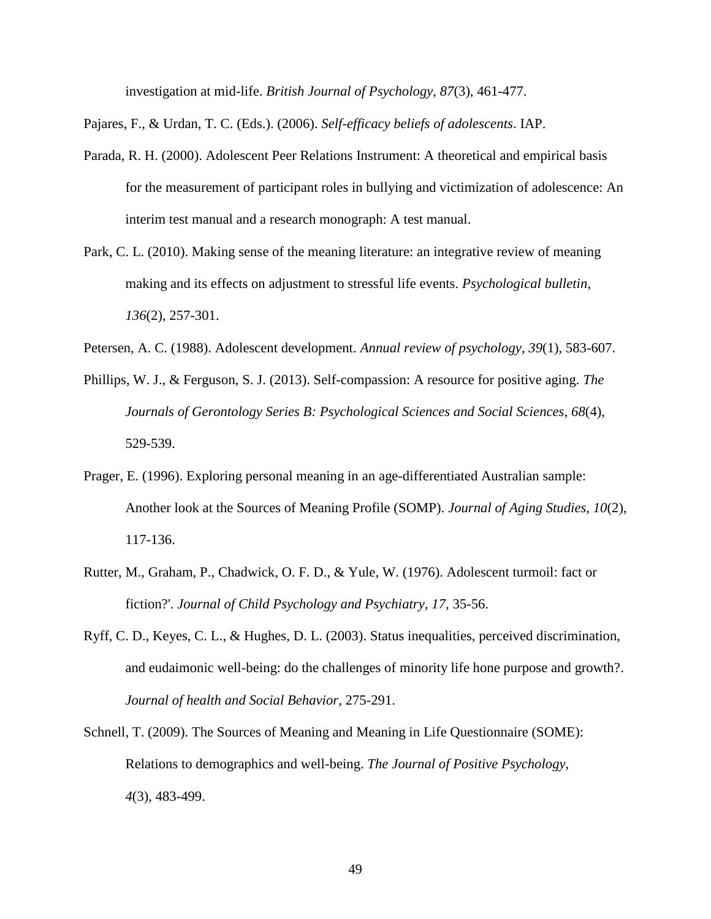investigation at mid-life. *British Journal of Psychology, 87*(3), 461-477.

Pajares, F., & Urdan, T. C. (Eds.). (2006). *Self-efficacy beliefs of adolescents*. IAP.

Parada, R. H. (2000). Adolescent Peer Relations Instrument: A theoretical and empirical basis for the measurement of participant roles in bullying and victimization of adolescence: An interim test manual and a research monograph: A test manual.

Park, C. L. (2010). Making sense of the meaning literature: an integrative review of meaning making and its effects on adjustment to stressful life events. *Psychological bulletin*, *136*(2), 257-301.

Petersen, A. C. (1988). Adolescent development. *Annual review of psychology*, *39*(1), 583-607.

Phillips, W. J., & Ferguson, S. J. (2013). Self-compassion: A resource for positive aging. *The Journals of Gerontology Series B: Psychological Sciences and Social Sciences*, *68*(4), 529-539.

Prager, E. (1996). Exploring personal meaning in an age-differentiated Australian sample: Another look at the Sources of Meaning Profile (SOMP). *Journal of Aging Studies, 10*(2), 117-136.

Rutter, M., Graham, P., Chadwick, O. F. D., & Yule, W. (1976). Adolescent turmoil: fact or fiction?'. *Journal of Child Psychology and Psychiatry, 17*, 35-56.

Ryff, C. D., Keyes, C. L., & Hughes, D. L. (2003). Status inequalities, perceived discrimination, and eudaimonic well-being: do the challenges of minority life hone purpose and growth?. *Journal of health and Social Behavior*, 275-291.

Schnell, T. (2009). The Sources of Meaning and Meaning in Life Questionnaire (SOME): Relations to demographics and well-being. *The Journal of Positive Psychology*, *4*(3), 483-499.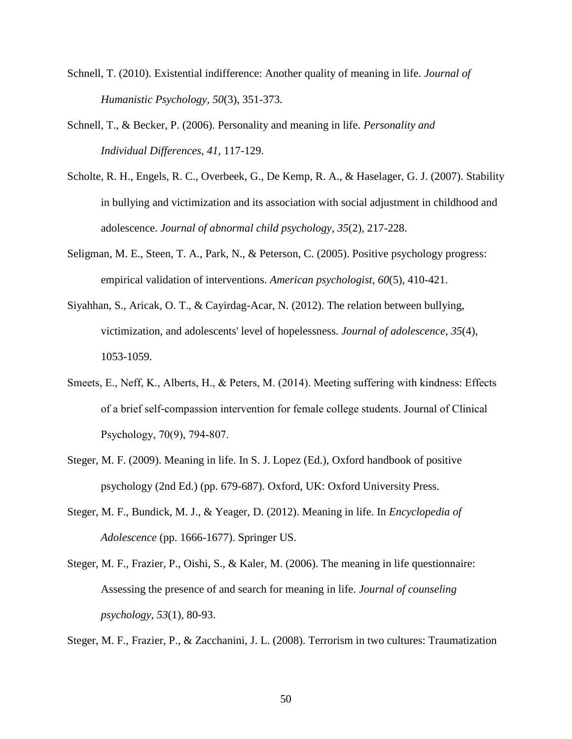Schnell, T. (2010). Existential indifference: Another quality of meaning in life. *Journal of Humanistic Psychology*, *50*(3), 351-373.

Schnell, T., & Becker, P. (2006). Personality and meaning in life. *Personality and Individual Differences, 41,* 117-129.

Scholte, R. H., Engels, R. C., Overbeek, G., De Kemp, R. A., & Haselager, G. J. (2007). Stability in bullying and victimization and its association with social adjustment in childhood and adolescence. *Journal of abnormal child psychology*, *35*(2), 217-228.

Seligman, M. E., Steen, T. A., Park, N., & Peterson, C. (2005). Positive psychology progress: empirical validation of interventions. *American psychologist*, *60*(5), 410-421.

Siyahhan, S., Aricak, O. T., & Cayirdag-Acar, N. (2012). The relation between bullying, victimization, and adolescents' level of hopelessness. *Journal of adolescence*, *35*(4), 1053-1059.

Smeets, E., Neff, K., Alberts, H., & Peters, M. (2014). Meeting suffering with kindness: Effects of a brief self-compassion intervention for female college students. Journal of Clinical Psychology, 70(9), 794-807.

Steger, M. F. (2009). Meaning in life. In S. J. Lopez (Ed.), Oxford handbook of positive psychology (2nd Ed.) (pp. 679-687). Oxford, UK: Oxford University Press.

Steger, M. F., Bundick, M. J., & Yeager, D. (2012). Meaning in life. In *Encyclopedia of Adolescence* (pp. 1666-1677). Springer US.

Steger, M. F., Frazier, P., Oishi, S., & Kaler, M. (2006). The meaning in life questionnaire: Assessing the presence of and search for meaning in life. *Journal of counseling psychology*, *53*(1), 80-93.

Steger, M. F., Frazier, P., & Zacchanini, J. L. (2008). Terrorism in two cultures: Traumatization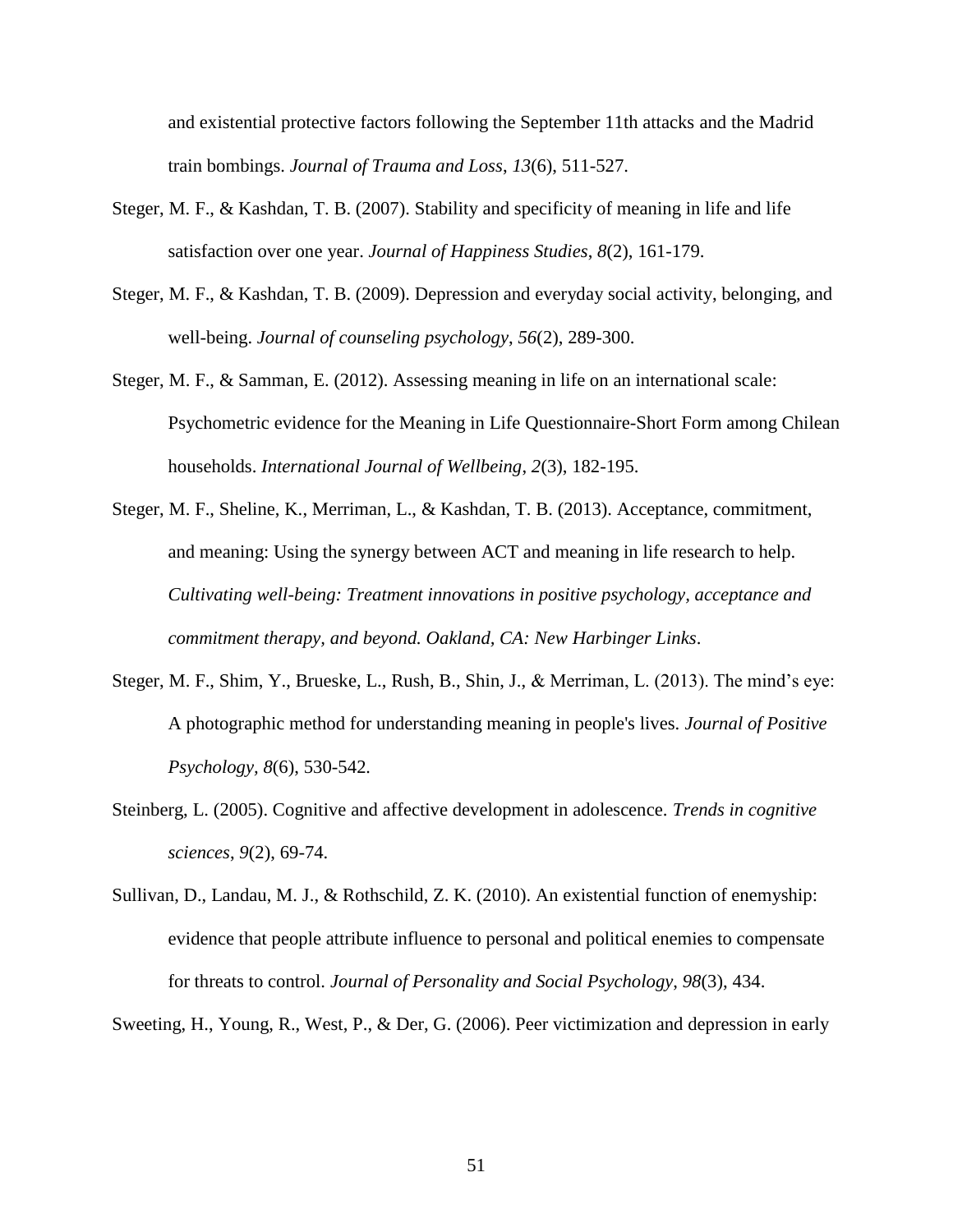and existential protective factors following the September 11th attacks and the Madrid train bombings. *Journal of Trauma and Loss*, *13*(6), 511-527.

Steger, M. F., & Kashdan, T. B. (2007). Stability and specificity of meaning in life and life satisfaction over one year. *Journal of Happiness Studies*, *8*(2), 161-179.

Steger, M. F., & Kashdan, T. B. (2009). Depression and everyday social activity, belonging, and well-being. *Journal of counseling psychology*, *56*(2), 289-300.

Steger, M. F., & Samman, E. (2012). Assessing meaning in life on an international scale: Psychometric evidence for the Meaning in Life Questionnaire-Short Form among Chilean households. *International Journal of Wellbeing*, *2*(3), 182-195.

Steger, M. F., Sheline, K., Merriman, L., & Kashdan, T. B. (2013). Acceptance, commitment, and meaning: Using the synergy between ACT and meaning in life research to help. *Cultivating well-being: Treatment innovations in positive psychology, acceptance and commitment therapy, and beyond. Oakland, CA: New Harbinger Links*.

Steger, M. F., Shim, Y., Brueske, L., Rush, B., Shin, J., & Merriman, L. (2013). The mind's eye: A photographic method for understanding meaning in people's lives. *Journal of Positive Psychology, 8*(6), 530-542.

Steinberg, L. (2005). Cognitive and affective development in adolescence. *Trends in cognitive sciences*, *9*(2), 69-74.

Sullivan, D., Landau, M. J., & Rothschild, Z. K. (2010). An existential function of enemyship: evidence that people attribute influence to personal and political enemies to compensate for threats to control. *Journal of Personality and Social Psychology*, *98*(3), 434.

Sweeting, H., Young, R., West, P., & Der, G. (2006). Peer victimization and depression in early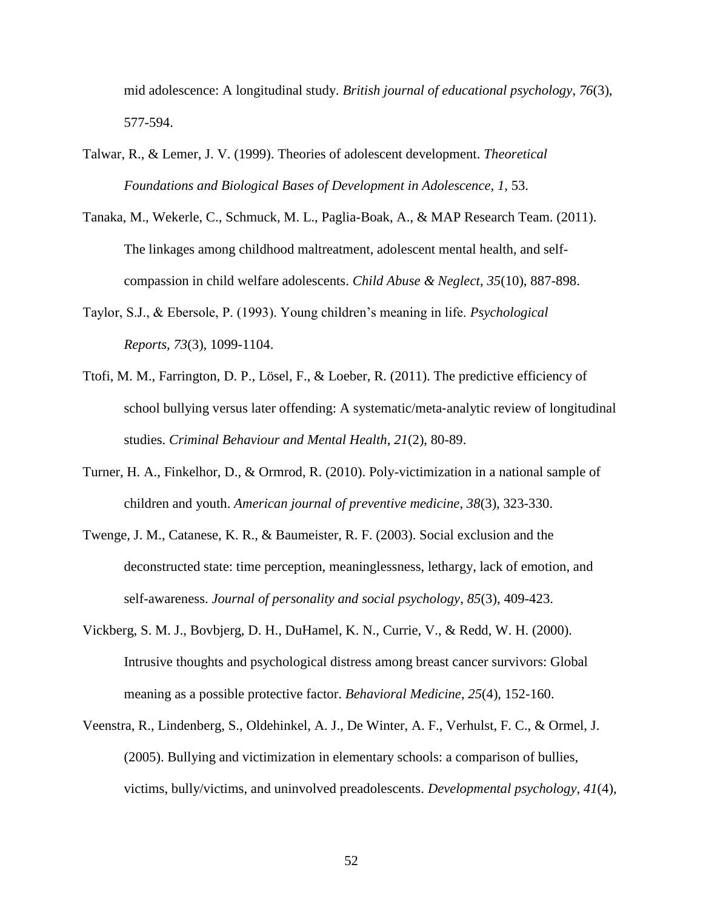mid adolescence: A longitudinal study. *British journal of educational psychology*, *76*(3), 577-594.

Talwar, R., & Lemer, J. V. (1999). Theories of adolescent development. *Theoretical Foundations and Biological Bases of Development in Adolescence, 1*, 53.

Tanaka, M., Wekerle, C., Schmuck, M. L., Paglia-Boak, A., & MAP Research Team. (2011). The linkages among childhood maltreatment, adolescent mental health, and self-compassion in child welfare adolescents. *Child Abuse & Neglect*, *35*(10), 887-898.

Taylor, S.J., & Ebersole, P. (1993). Young children's meaning in life. *Psychological Reports, 73*(3), 1099-1104.

Ttofi, M. M., Farrington, D. P., Lösel, F., & Loeber, R. (2011). The predictive efficiency of school bullying versus later offending: A systematic/meta-analytic review of longitudinal studies. *Criminal Behaviour and Mental Health*, *21*(2), 80-89.

Turner, H. A., Finkelhor, D., & Ormrod, R. (2010). Poly-victimization in a national sample of children and youth. *American journal of preventive medicine*, *38*(3), 323-330.

Twenge, J. M., Catanese, K. R., & Baumeister, R. F. (2003). Social exclusion and the deconstructed state: time perception, meaninglessness, lethargy, lack of emotion, and self-awareness. *Journal of personality and social psychology*, *85*(3), 409-423.

Vickberg, S. M. J., Bovbjerg, D. H., DuHamel, K. N., Currie, V., & Redd, W. H. (2000). Intrusive thoughts and psychological distress among breast cancer survivors: Global meaning as a possible protective factor. *Behavioral Medicine*, *25*(4), 152-160.

Veenstra, R., Lindenberg, S., Oldehinkel, A. J., De Winter, A. F., Verhulst, F. C., & Ormel, J. (2005). Bullying and victimization in elementary schools: a comparison of bullies, victims, bully/victims, and uninvolved preadolescents. *Developmental psychology*, *41*(4),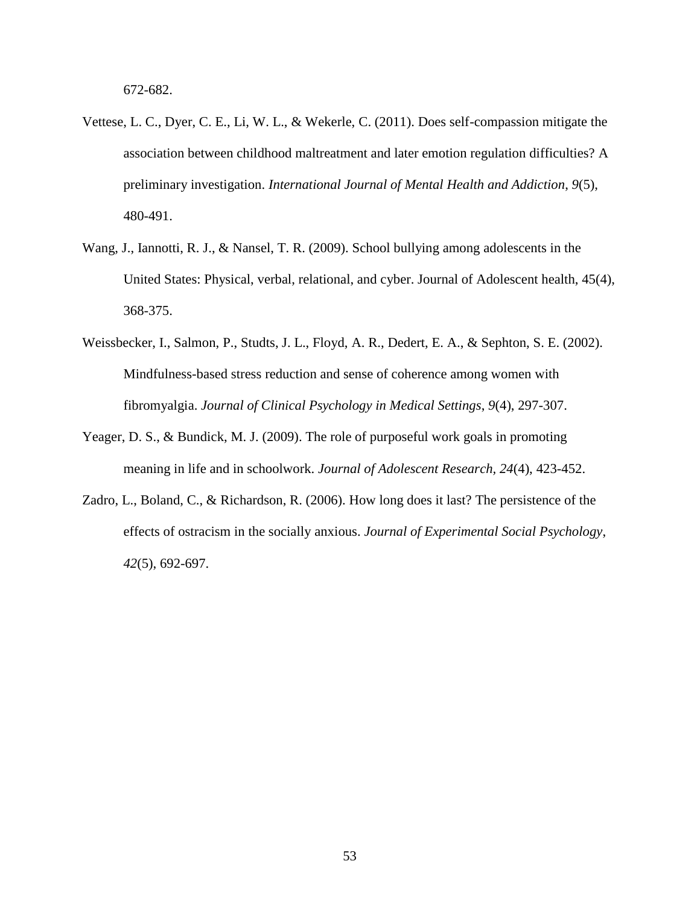672-682.

Vettese, L. C., Dyer, C. E., Li, W. L., & Wekerle, C. (2011). Does self-compassion mitigate the association between childhood maltreatment and later emotion regulation difficulties? A preliminary investigation. *International Journal of Mental Health and Addiction*, *9*(5), 480-491.

Wang, J., Iannotti, R. J., & Nansel, T. R. (2009). School bullying among adolescents in the United States: Physical, verbal, relational, and cyber. Journal of Adolescent health, 45(4), 368-375.

Weissbecker, I., Salmon, P., Studts, J. L., Floyd, A. R., Dedert, E. A., & Sephton, S. E. (2002). Mindfulness-based stress reduction and sense of coherence among women with fibromyalgia. *Journal of Clinical Psychology in Medical Settings*, *9*(4), 297-307.

Yeager, D. S., & Bundick, M. J. (2009). The role of purposeful work goals in promoting meaning in life and in schoolwork. *Journal of Adolescent Research*, *24*(4), 423-452.

Zadro, L., Boland, C., & Richardson, R. (2006). How long does it last? The persistence of the effects of ostracism in the socially anxious. *Journal of Experimental Social Psychology*, *42*(5), 692-697.